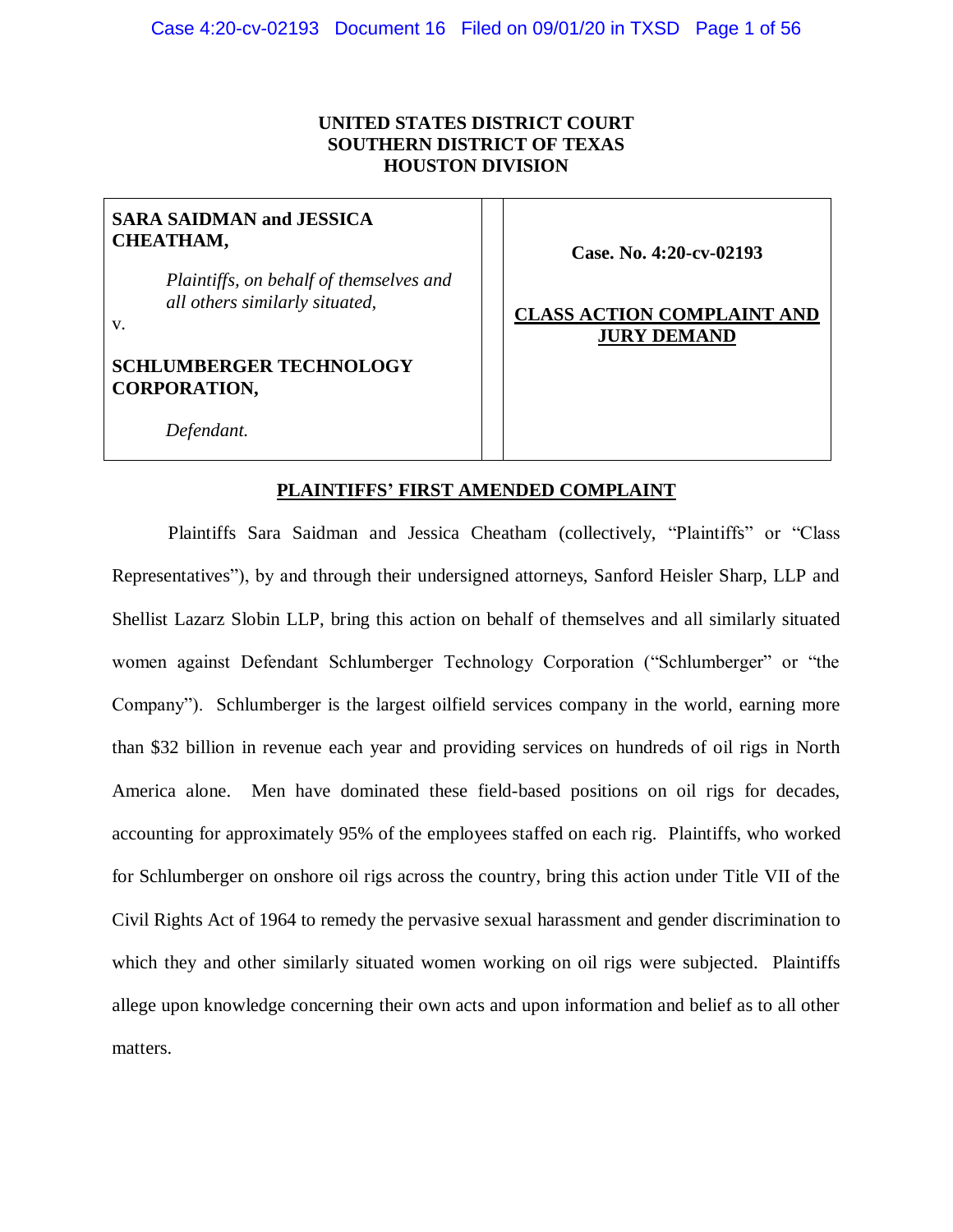**UNITED STATES DISTRICT COURT**
**SOUTHERN DISTRICT OF TEXAS**
**HOUSTON DIVISION**

| | |
|---|---|
| **SARA SAIDMAN and JESSICA CHEATHAM,**<br><br>*Plaintiffs, on behalf of themselves and all others similarly situated,*<br><br>v.<br><br>**SCHLUMBERGER TECHNOLOGY CORPORATION,**<br><br>*Defendant.* | **Case. No. 4:20-cv-02193**<br><br>**CLASS ACTION COMPLAINT AND JURY DEMAND** |

**PLAINTIFFS' FIRST AMENDED COMPLAINT**

Plaintiffs Sara Saidman and Jessica Cheatham (collectively, "Plaintiffs" or "Class Representatives"), by and through their undersigned attorneys, Sanford Heisler Sharp, LLP and Shellist Lazarz Slobin LLP, bring this action on behalf of themselves and all similarly situated women against Defendant Schlumberger Technology Corporation ("Schlumberger" or "the Company"). Schlumberger is the largest oilfield services company in the world, earning more than $32 billion in revenue each year and providing services on hundreds of oil rigs in North America alone. Men have dominated these field-based positions on oil rigs for decades, accounting for approximately 95% of the employees staffed on each rig. Plaintiffs, who worked for Schlumberger on onshore oil rigs across the country, bring this action under Title VII of the Civil Rights Act of 1964 to remedy the pervasive sexual harassment and gender discrimination to which they and other similarly situated women working on oil rigs were subjected. Plaintiffs allege upon knowledge concerning their own acts and upon information and belief as to all other matters.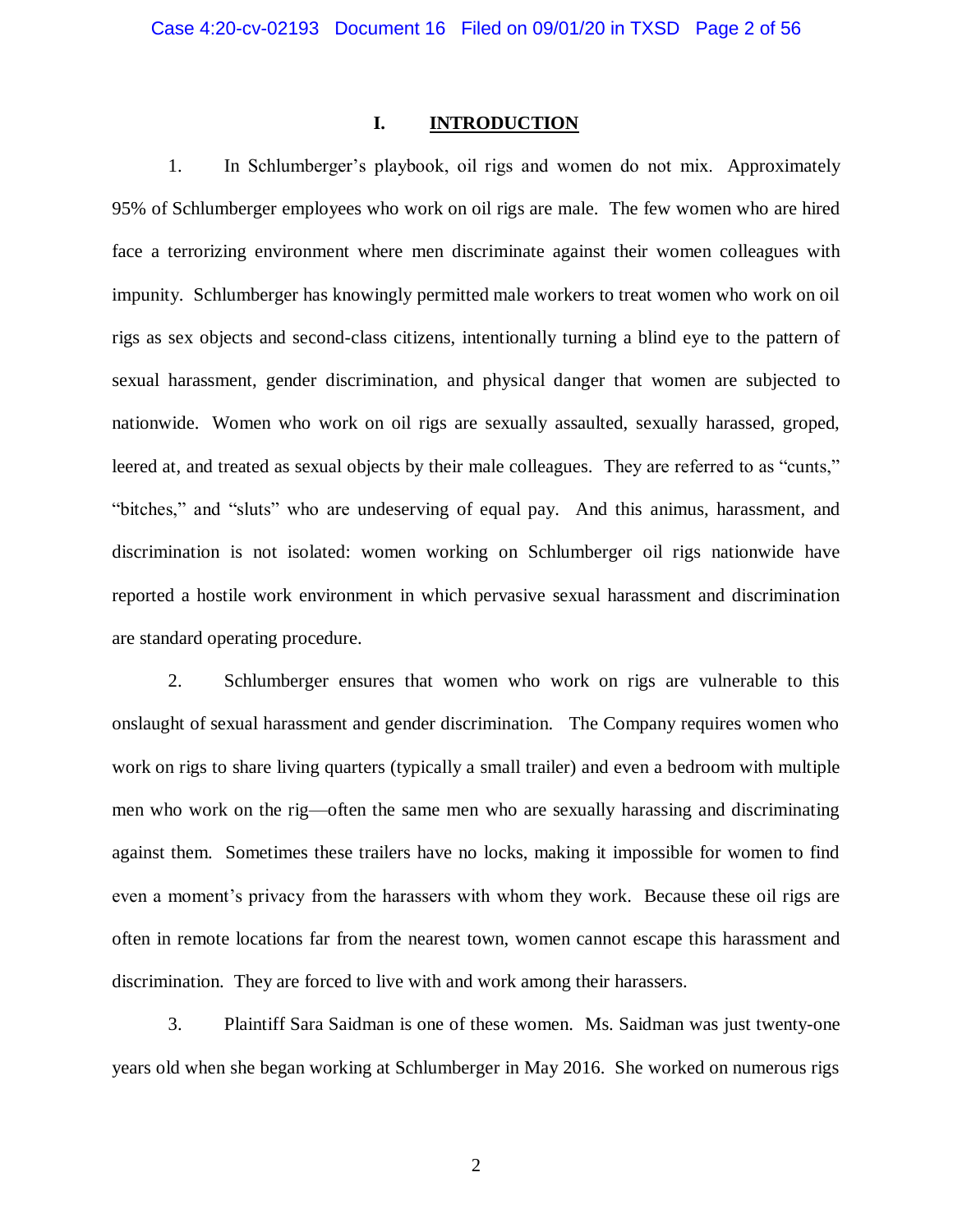## I. INTRODUCTION

1. In Schlumberger's playbook, oil rigs and women do not mix. Approximately 95% of Schlumberger employees who work on oil rigs are male. The few women who are hired face a terrorizing environment where men discriminate against their women colleagues with impunity. Schlumberger has knowingly permitted male workers to treat women who work on oil rigs as sex objects and second-class citizens, intentionally turning a blind eye to the pattern of sexual harassment, gender discrimination, and physical danger that women are subjected to nationwide. Women who work on oil rigs are sexually assaulted, sexually harassed, groped, leered at, and treated as sexual objects by their male colleagues. They are referred to as "cunts," "bitches," and "sluts" who are undeserving of equal pay. And this animus, harassment, and discrimination is not isolated: women working on Schlumberger oil rigs nationwide have reported a hostile work environment in which pervasive sexual harassment and discrimination are standard operating procedure.

2. Schlumberger ensures that women who work on rigs are vulnerable to this onslaught of sexual harassment and gender discrimination. The Company requires women who work on rigs to share living quarters (typically a small trailer) and even a bedroom with multiple men who work on the rig—often the same men who are sexually harassing and discriminating against them. Sometimes these trailers have no locks, making it impossible for women to find even a moment's privacy from the harassers with whom they work. Because these oil rigs are often in remote locations far from the nearest town, women cannot escape this harassment and discrimination. They are forced to live with and work among their harassers.

3. Plaintiff Sara Saidman is one of these women. Ms. Saidman was just twenty-one years old when she began working at Schlumberger in May 2016. She worked on numerous rigs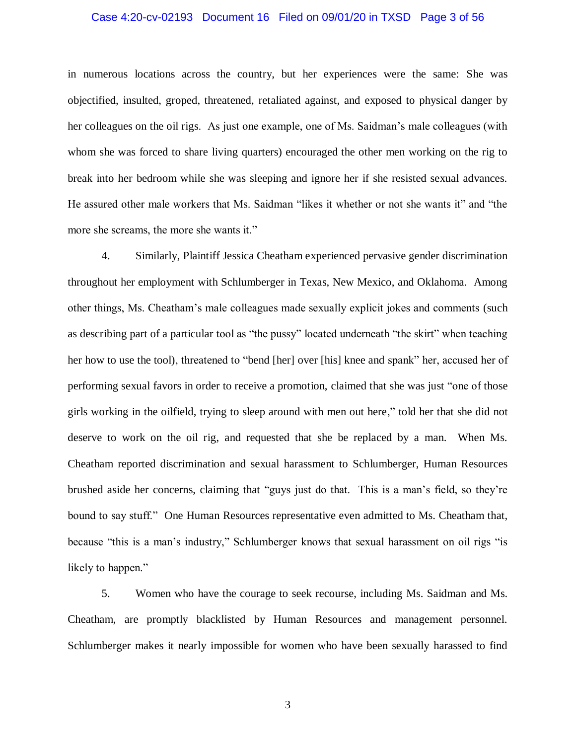in numerous locations across the country, but her experiences were the same: She was objectified, insulted, groped, threatened, retaliated against, and exposed to physical danger by her colleagues on the oil rigs. As just one example, one of Ms. Saidman's male colleagues (with whom she was forced to share living quarters) encouraged the other men working on the rig to break into her bedroom while she was sleeping and ignore her if she resisted sexual advances. He assured other male workers that Ms. Saidman "likes it whether or not she wants it" and "the more she screams, the more she wants it."

4. Similarly, Plaintiff Jessica Cheatham experienced pervasive gender discrimination throughout her employment with Schlumberger in Texas, New Mexico, and Oklahoma. Among other things, Ms. Cheatham's male colleagues made sexually explicit jokes and comments (such as describing part of a particular tool as "the pussy" located underneath "the skirt" when teaching her how to use the tool), threatened to "bend [her] over [his] knee and spank" her, accused her of performing sexual favors in order to receive a promotion, claimed that she was just "one of those girls working in the oilfield, trying to sleep around with men out here," told her that she did not deserve to work on the oil rig, and requested that she be replaced by a man. When Ms. Cheatham reported discrimination and sexual harassment to Schlumberger, Human Resources brushed aside her concerns, claiming that "guys just do that. This is a man's field, so they're bound to say stuff." One Human Resources representative even admitted to Ms. Cheatham that, because "this is a man's industry," Schlumberger knows that sexual harassment on oil rigs "is likely to happen."

5. Women who have the courage to seek recourse, including Ms. Saidman and Ms. Cheatham, are promptly blacklisted by Human Resources and management personnel. Schlumberger makes it nearly impossible for women who have been sexually harassed to find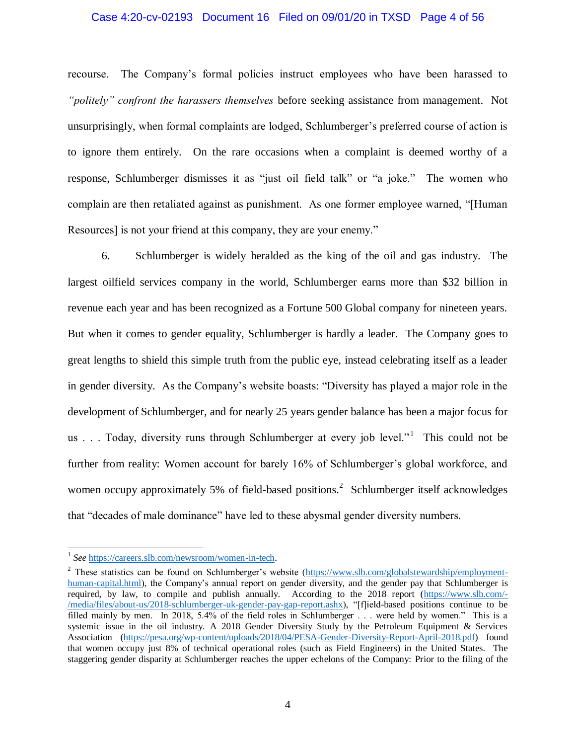recourse. The Company's formal policies instruct employees who have been harassed to *"politely" confront the harassers themselves* before seeking assistance from management. Not unsurprisingly, when formal complaints are lodged, Schlumberger's preferred course of action is to ignore them entirely. On the rare occasions when a complaint is deemed worthy of a response, Schlumberger dismisses it as "just oil field talk" or "a joke." The women who complain are then retaliated against as punishment. As one former employee warned, "[Human Resources] is not your friend at this company, they are your enemy."

6. Schlumberger is widely heralded as the king of the oil and gas industry. The largest oilfield services company in the world, Schlumberger earns more than $32 billion in revenue each year and has been recognized as a Fortune 500 Global company for nineteen years. But when it comes to gender equality, Schlumberger is hardly a leader. The Company goes to great lengths to shield this simple truth from the public eye, instead celebrating itself as a leader in gender diversity. As the Company's website boasts: "Diversity has played a major role in the development of Schlumberger, and for nearly 25 years gender balance has been a major focus for us . . . Today, diversity runs through Schlumberger at every job level."[1] This could not be further from reality: Women account for barely 16% of Schlumberger's global workforce, and women occupy approximately 5% of field-based positions.[2] Schlumberger itself acknowledges that "decades of male dominance" have led to these abysmal gender diversity numbers.

---

[1] *See* https://careers.slb.com/newsroom/women-in-tech.

[2] These statistics can be found on Schlumberger's website (https://www.slb.com/globalstewardship/employment-human-capital.html), the Company's annual report on gender diversity, and the gender pay that Schlumberger is required, by law, to compile and publish annually. According to the 2018 report (https://www.slb.com/-/media/files/about-us/2018-schlumberger-uk-gender-pay-gap-report.ashx), "[f]ield-based positions continue to be filled mainly by men. In 2018, 5.4% of the field roles in Schlumberger . . . were held by women." This is a systemic issue in the oil industry. A 2018 Gender Diversity Study by the Petroleum Equipment & Services Association (https://pesa.org/wp-content/uploads/2018/04/PESA-Gender-Diversity-Report-April-2018.pdf) found that women occupy just 8% of technical operational roles (such as Field Engineers) in the United States. The staggering gender disparity at Schlumberger reaches the upper echelons of the Company: Prior to the filing of the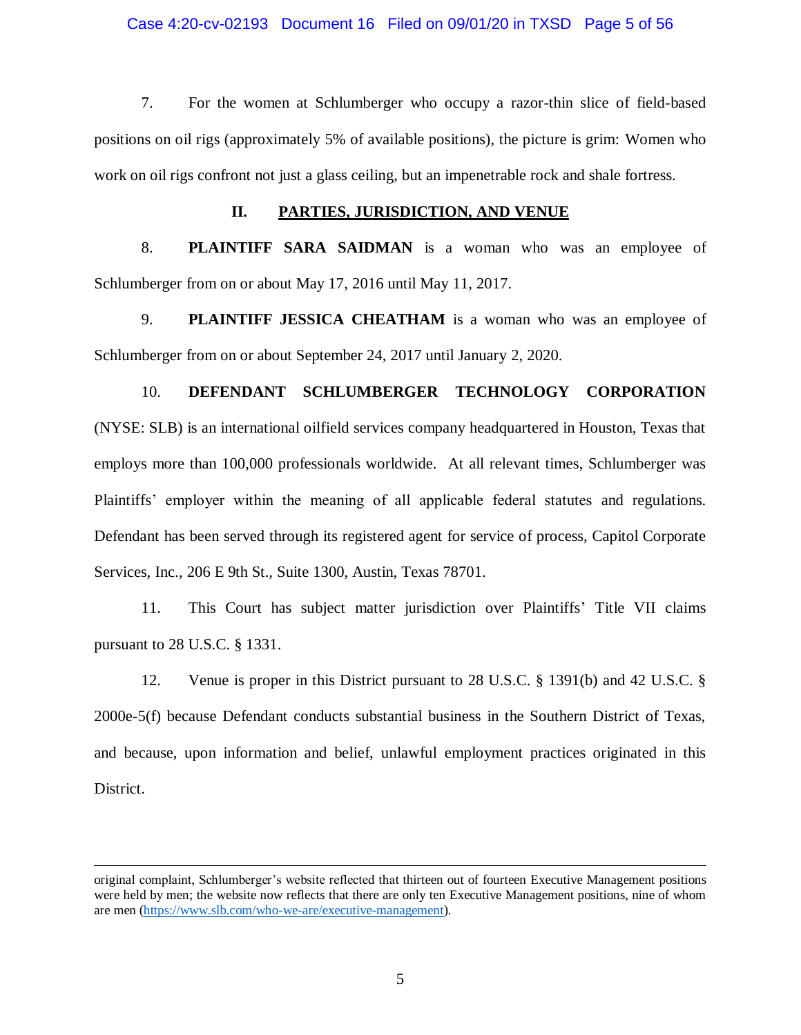7. For the women at Schlumberger who occupy a razor-thin slice of field-based positions on oil rigs (approximately 5% of available positions), the picture is grim: Women who work on oil rigs confront not just a glass ceiling, but an impenetrable rock and shale fortress.

## II. PARTIES, JURISDICTION, AND VENUE

8. **PLAINTIFF SARA SAIDMAN** is a woman who was an employee of Schlumberger from on or about May 17, 2016 until May 11, 2017.

9. **PLAINTIFF JESSICA CHEATHAM** is a woman who was an employee of Schlumberger from on or about September 24, 2017 until January 2, 2020.

10. **DEFENDANT SCHLUMBERGER TECHNOLOGY CORPORATION** (NYSE: SLB) is an international oilfield services company headquartered in Houston, Texas that employs more than 100,000 professionals worldwide. At all relevant times, Schlumberger was Plaintiffs' employer within the meaning of all applicable federal statutes and regulations. Defendant has been served through its registered agent for service of process, Capitol Corporate Services, Inc., 206 E 9th St., Suite 1300, Austin, Texas 78701.

11. This Court has subject matter jurisdiction over Plaintiffs' Title VII claims pursuant to 28 U.S.C. § 1331.

12. Venue is proper in this District pursuant to 28 U.S.C. § 1391(b) and 42 U.S.C. § 2000e-5(f) because Defendant conducts substantial business in the Southern District of Texas, and because, upon information and belief, unlawful employment practices originated in this District.

---

original complaint, Schlumberger's website reflected that thirteen out of fourteen Executive Management positions were held by men; the website now reflects that there are only ten Executive Management positions, nine of whom are men (https://www.slb.com/who-we-are/executive-management).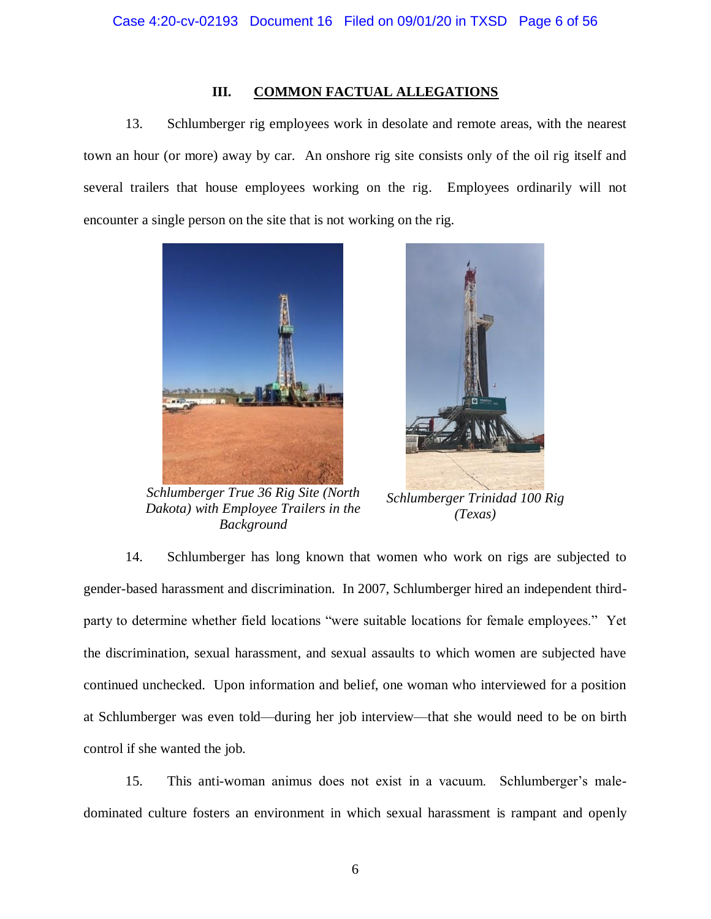## III. COMMON FACTUAL ALLEGATIONS

13. Schlumberger rig employees work in desolate and remote areas, with the nearest town an hour (or more) away by car. An onshore rig site consists only of the oil rig itself and several trailers that house employees working on the rig. Employees ordinarily will not encounter a single person on the site that is not working on the rig.

*Schlumberger True 36 Rig Site (North Dakota) with Employee Trailers in the Background*

*Schlumberger Trinidad 100 Rig (Texas)*

14. Schlumberger has long known that women who work on rigs are subjected to gender-based harassment and discrimination. In 2007, Schlumberger hired an independent third-party to determine whether field locations "were suitable locations for female employees." Yet the discrimination, sexual harassment, and sexual assaults to which women are subjected have continued unchecked. Upon information and belief, one woman who interviewed for a position at Schlumberger was even told—during her job interview—that she would need to be on birth control if she wanted the job.

15. This anti-woman animus does not exist in a vacuum. Schlumberger's male-dominated culture fosters an environment in which sexual harassment is rampant and openly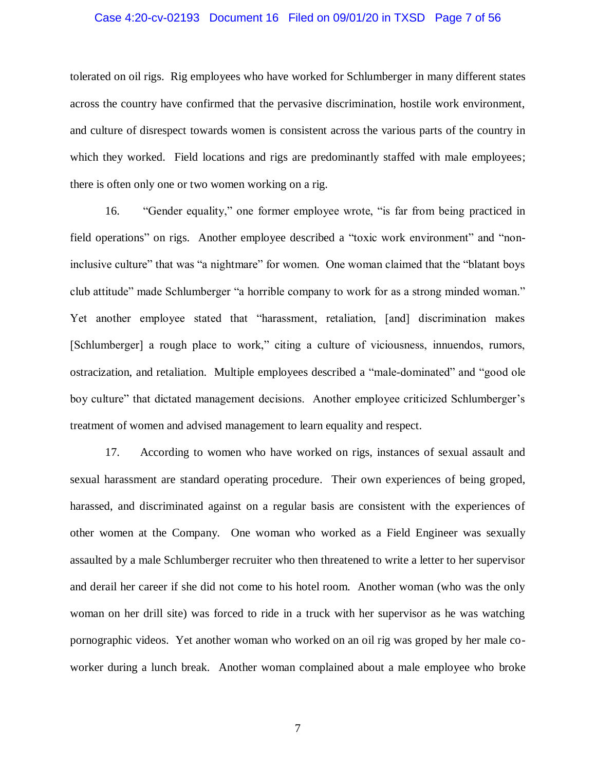tolerated on oil rigs. Rig employees who have worked for Schlumberger in many different states across the country have confirmed that the pervasive discrimination, hostile work environment, and culture of disrespect towards women is consistent across the various parts of the country in which they worked. Field locations and rigs are predominantly staffed with male employees; there is often only one or two women working on a rig.

16. "Gender equality," one former employee wrote, "is far from being practiced in field operations" on rigs. Another employee described a "toxic work environment" and "non-inclusive culture" that was "a nightmare" for women. One woman claimed that the "blatant boys club attitude" made Schlumberger "a horrible company to work for as a strong minded woman." Yet another employee stated that "harassment, retaliation, [and] discrimination makes [Schlumberger] a rough place to work," citing a culture of viciousness, innuendos, rumors, ostracization, and retaliation. Multiple employees described a "male-dominated" and "good ole boy culture" that dictated management decisions. Another employee criticized Schlumberger's treatment of women and advised management to learn equality and respect.

17. According to women who have worked on rigs, instances of sexual assault and sexual harassment are standard operating procedure. Their own experiences of being groped, harassed, and discriminated against on a regular basis are consistent with the experiences of other women at the Company. One woman who worked as a Field Engineer was sexually assaulted by a male Schlumberger recruiter who then threatened to write a letter to her supervisor and derail her career if she did not come to his hotel room. Another woman (who was the only woman on her drill site) was forced to ride in a truck with her supervisor as he was watching pornographic videos. Yet another woman who worked on an oil rig was groped by her male co-worker during a lunch break. Another woman complained about a male employee who broke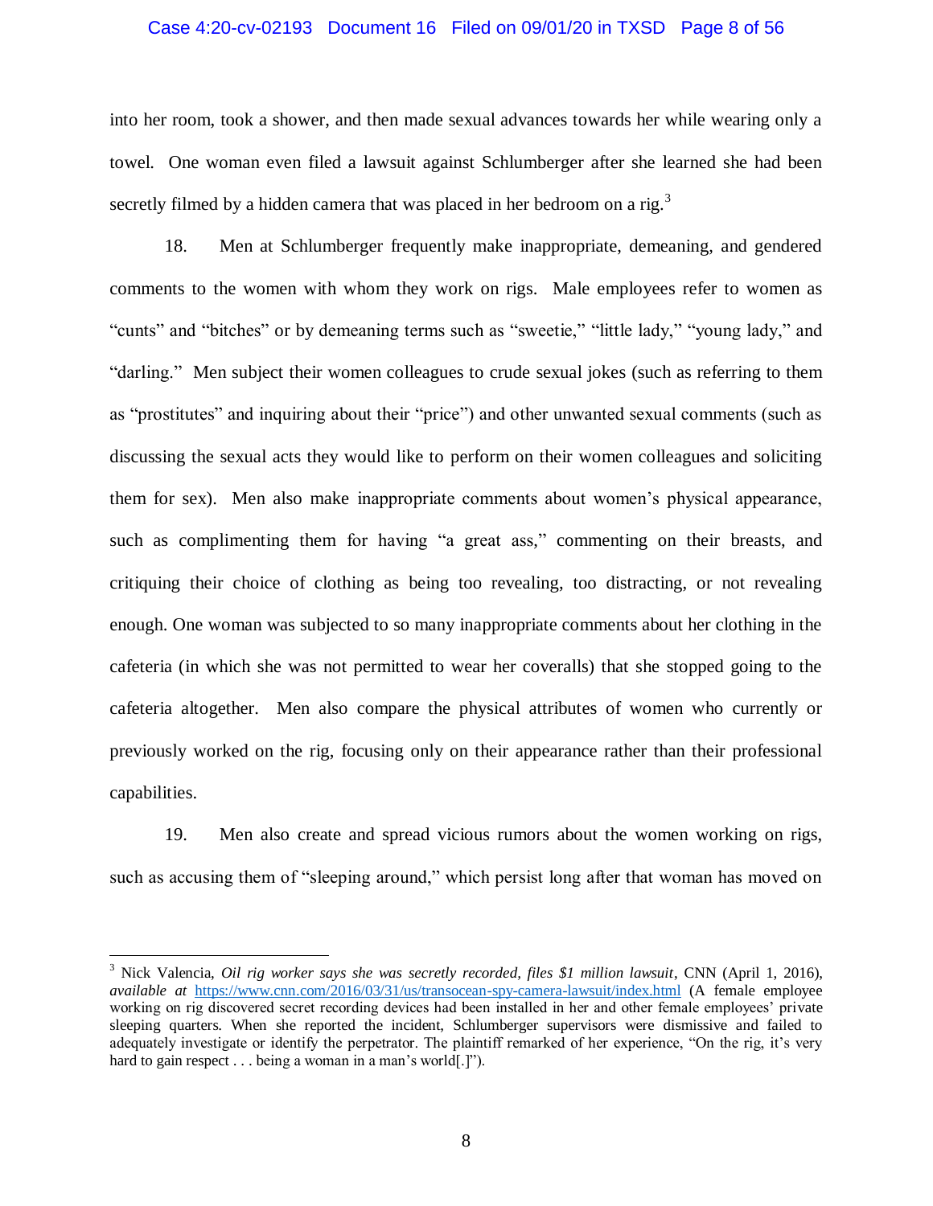into her room, took a shower, and then made sexual advances towards her while wearing only a towel. One woman even filed a lawsuit against Schlumberger after she learned she had been secretly filmed by a hidden camera that was placed in her bedroom on a rig.[3]

18. Men at Schlumberger frequently make inappropriate, demeaning, and gendered comments to the women with whom they work on rigs. Male employees refer to women as "cunts" and "bitches" or by demeaning terms such as "sweetie," "little lady," "young lady," and "darling." Men subject their women colleagues to crude sexual jokes (such as referring to them as "prostitutes" and inquiring about their "price") and other unwanted sexual comments (such as discussing the sexual acts they would like to perform on their women colleagues and soliciting them for sex). Men also make inappropriate comments about women's physical appearance, such as complimenting them for having "a great ass," commenting on their breasts, and critiquing their choice of clothing as being too revealing, too distracting, or not revealing enough. One woman was subjected to so many inappropriate comments about her clothing in the cafeteria (in which she was not permitted to wear her coveralls) that she stopped going to the cafeteria altogether. Men also compare the physical attributes of women who currently or previously worked on the rig, focusing only on their appearance rather than their professional capabilities.

19. Men also create and spread vicious rumors about the women working on rigs, such as accusing them of "sleeping around," which persist long after that woman has moved on

---

[3] Nick Valencia, *Oil rig worker says she was secretly recorded, files $1 million lawsuit*, CNN (April 1, 2016), *available at* https://www.cnn.com/2016/03/31/us/transocean-spy-camera-lawsuit/index.html (A female employee working on rig discovered secret recording devices had been installed in her and other female employees' private sleeping quarters. When she reported the incident, Schlumberger supervisors were dismissive and failed to adequately investigate or identify the perpetrator. The plaintiff remarked of her experience, "On the rig, it's very hard to gain respect . . . being a woman in a man's world[.]").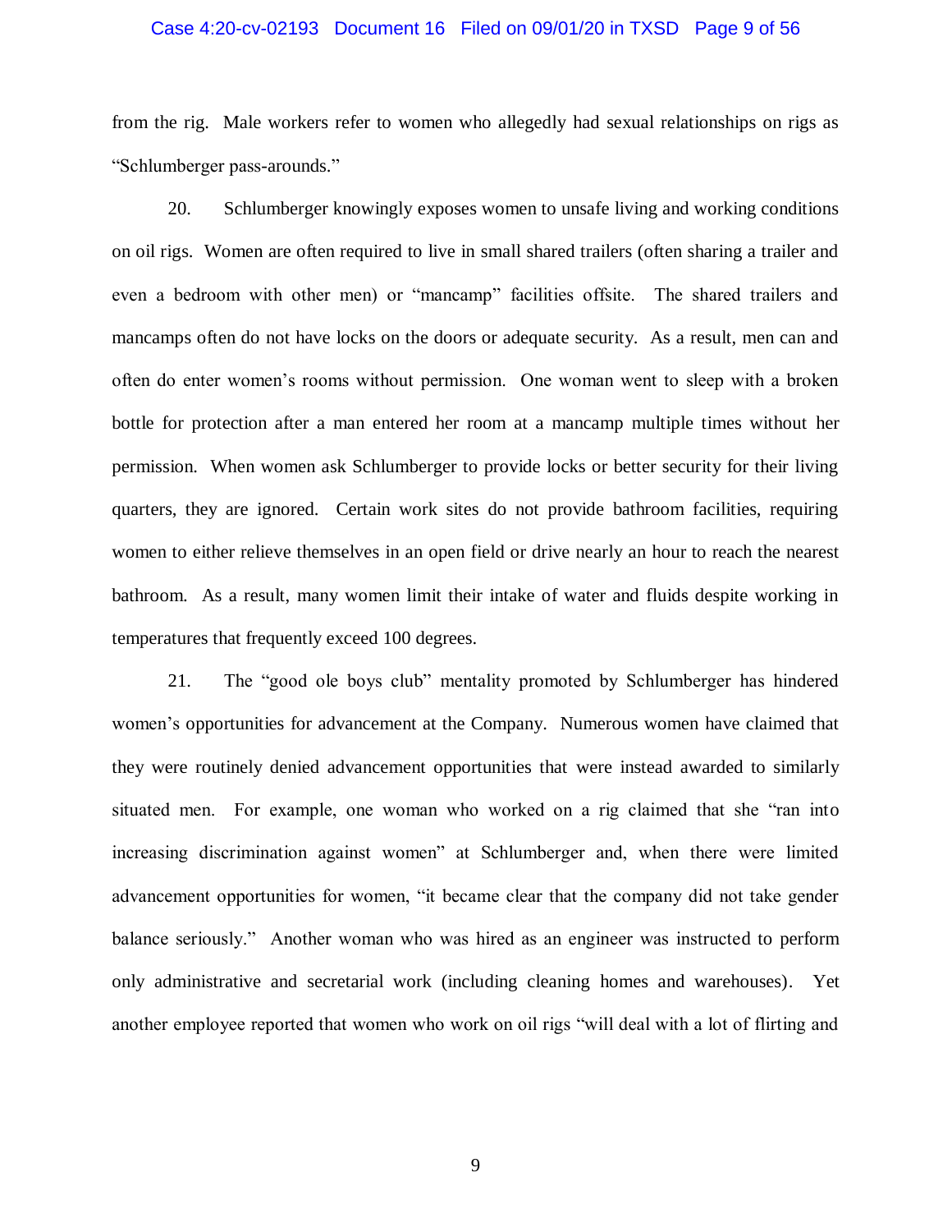from the rig. Male workers refer to women who allegedly had sexual relationships on rigs as "Schlumberger pass-arounds."

20. Schlumberger knowingly exposes women to unsafe living and working conditions on oil rigs. Women are often required to live in small shared trailers (often sharing a trailer and even a bedroom with other men) or "mancamp" facilities offsite. The shared trailers and mancamps often do not have locks on the doors or adequate security. As a result, men can and often do enter women's rooms without permission. One woman went to sleep with a broken bottle for protection after a man entered her room at a mancamp multiple times without her permission. When women ask Schlumberger to provide locks or better security for their living quarters, they are ignored. Certain work sites do not provide bathroom facilities, requiring women to either relieve themselves in an open field or drive nearly an hour to reach the nearest bathroom. As a result, many women limit their intake of water and fluids despite working in temperatures that frequently exceed 100 degrees.

21. The "good ole boys club" mentality promoted by Schlumberger has hindered women's opportunities for advancement at the Company. Numerous women have claimed that they were routinely denied advancement opportunities that were instead awarded to similarly situated men. For example, one woman who worked on a rig claimed that she "ran into increasing discrimination against women" at Schlumberger and, when there were limited advancement opportunities for women, "it became clear that the company did not take gender balance seriously." Another woman who was hired as an engineer was instructed to perform only administrative and secretarial work (including cleaning homes and warehouses). Yet another employee reported that women who work on oil rigs "will deal with a lot of flirting and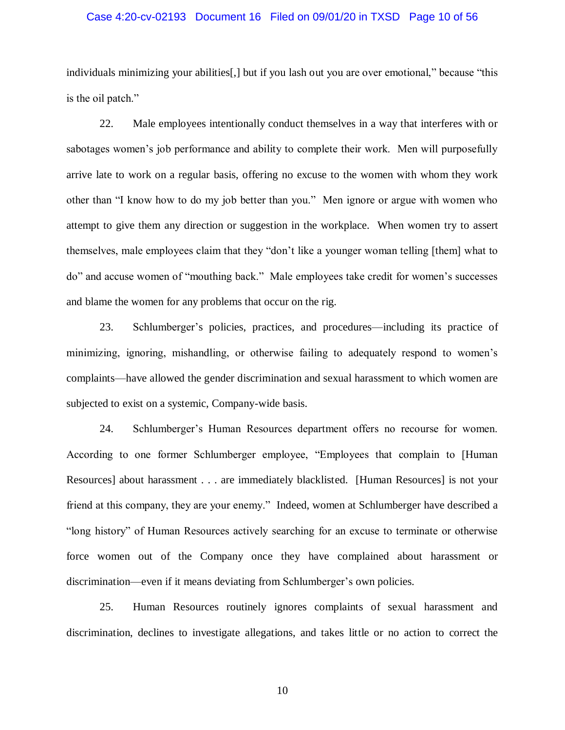individuals minimizing your abilities[,] but if you lash out you are over emotional," because "this is the oil patch."

22. Male employees intentionally conduct themselves in a way that interferes with or sabotages women's job performance and ability to complete their work. Men will purposefully arrive late to work on a regular basis, offering no excuse to the women with whom they work other than "I know how to do my job better than you." Men ignore or argue with women who attempt to give them any direction or suggestion in the workplace. When women try to assert themselves, male employees claim that they "don't like a younger woman telling [them] what to do" and accuse women of "mouthing back." Male employees take credit for women's successes and blame the women for any problems that occur on the rig.

23. Schlumberger's policies, practices, and procedures—including its practice of minimizing, ignoring, mishandling, or otherwise failing to adequately respond to women's complaints—have allowed the gender discrimination and sexual harassment to which women are subjected to exist on a systemic, Company-wide basis.

24. Schlumberger's Human Resources department offers no recourse for women. According to one former Schlumberger employee, "Employees that complain to [Human Resources] about harassment . . . are immediately blacklisted. [Human Resources] is not your friend at this company, they are your enemy." Indeed, women at Schlumberger have described a "long history" of Human Resources actively searching for an excuse to terminate or otherwise force women out of the Company once they have complained about harassment or discrimination—even if it means deviating from Schlumberger's own policies.

25. Human Resources routinely ignores complaints of sexual harassment and discrimination, declines to investigate allegations, and takes little or no action to correct the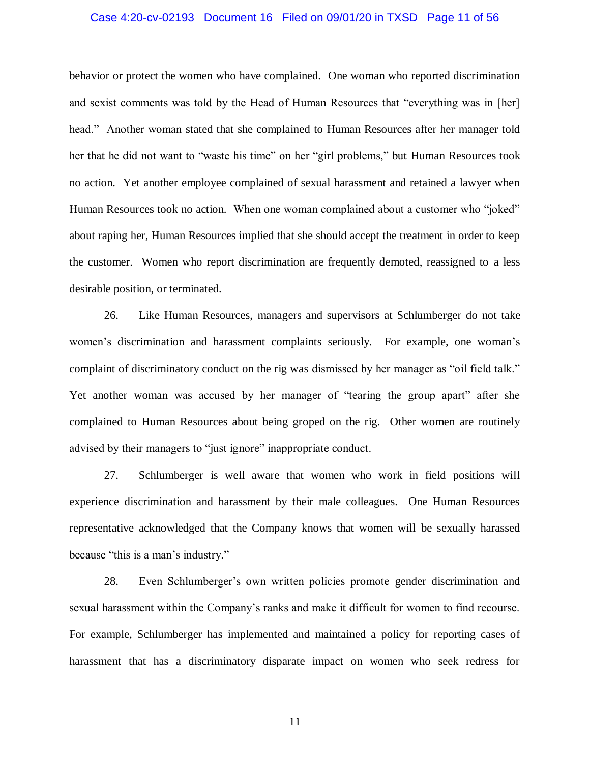behavior or protect the women who have complained. One woman who reported discrimination and sexist comments was told by the Head of Human Resources that "everything was in [her] head." Another woman stated that she complained to Human Resources after her manager told her that he did not want to "waste his time" on her "girl problems," but Human Resources took no action. Yet another employee complained of sexual harassment and retained a lawyer when Human Resources took no action. When one woman complained about a customer who "joked" about raping her, Human Resources implied that she should accept the treatment in order to keep the customer. Women who report discrimination are frequently demoted, reassigned to a less desirable position, or terminated.

26. Like Human Resources, managers and supervisors at Schlumberger do not take women's discrimination and harassment complaints seriously. For example, one woman's complaint of discriminatory conduct on the rig was dismissed by her manager as "oil field talk." Yet another woman was accused by her manager of "tearing the group apart" after she complained to Human Resources about being groped on the rig. Other women are routinely advised by their managers to "just ignore" inappropriate conduct.

27. Schlumberger is well aware that women who work in field positions will experience discrimination and harassment by their male colleagues. One Human Resources representative acknowledged that the Company knows that women will be sexually harassed because "this is a man's industry."

28. Even Schlumberger's own written policies promote gender discrimination and sexual harassment within the Company's ranks and make it difficult for women to find recourse. For example, Schlumberger has implemented and maintained a policy for reporting cases of harassment that has a discriminatory disparate impact on women who seek redress for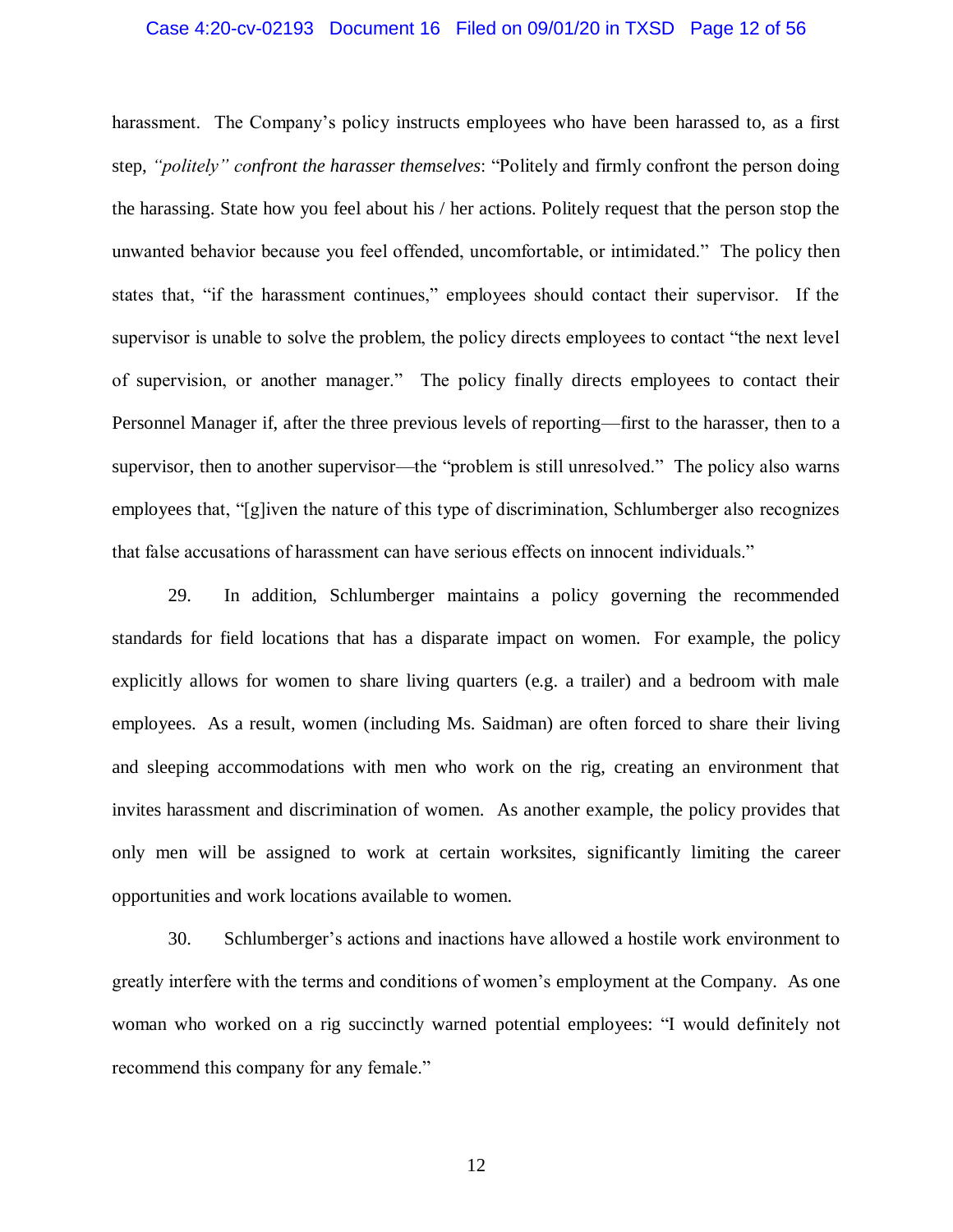harassment. The Company's policy instructs employees who have been harassed to, as a first step, *"politely" confront the harasser themselves*: "Politely and firmly confront the person doing the harassing. State how you feel about his / her actions. Politely request that the person stop the unwanted behavior because you feel offended, uncomfortable, or intimidated." The policy then states that, "if the harassment continues," employees should contact their supervisor. If the supervisor is unable to solve the problem, the policy directs employees to contact "the next level of supervision, or another manager." The policy finally directs employees to contact their Personnel Manager if, after the three previous levels of reporting—first to the harasser, then to a supervisor, then to another supervisor—the "problem is still unresolved." The policy also warns employees that, "[g]iven the nature of this type of discrimination, Schlumberger also recognizes that false accusations of harassment can have serious effects on innocent individuals."

29. In addition, Schlumberger maintains a policy governing the recommended standards for field locations that has a disparate impact on women. For example, the policy explicitly allows for women to share living quarters (e.g. a trailer) and a bedroom with male employees. As a result, women (including Ms. Saidman) are often forced to share their living and sleeping accommodations with men who work on the rig, creating an environment that invites harassment and discrimination of women. As another example, the policy provides that only men will be assigned to work at certain worksites, significantly limiting the career opportunities and work locations available to women.

30. Schlumberger's actions and inactions have allowed a hostile work environment to greatly interfere with the terms and conditions of women's employment at the Company. As one woman who worked on a rig succinctly warned potential employees: "I would definitely not recommend this company for any female."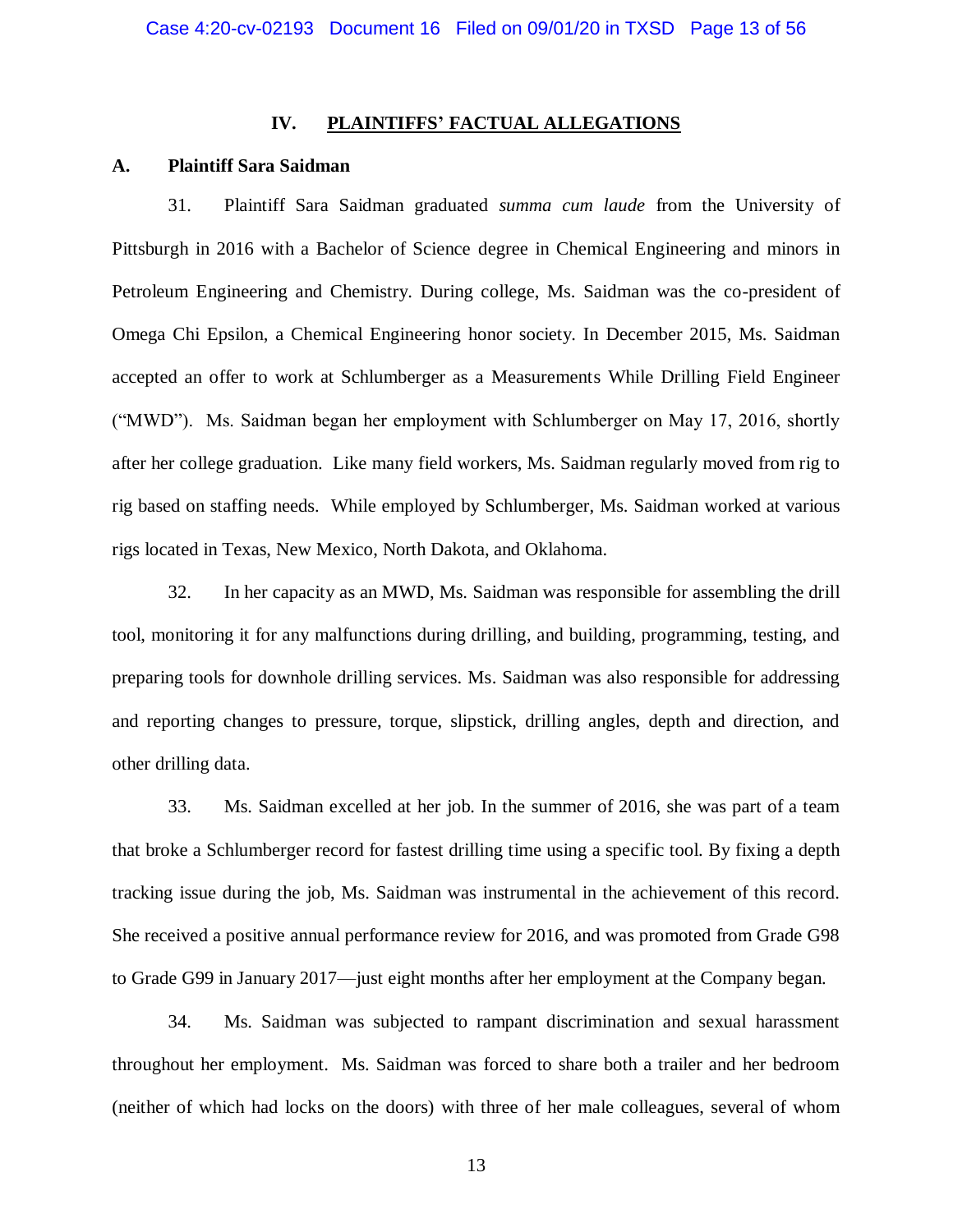## IV. PLAINTIFFS' FACTUAL ALLEGATIONS

### A. Plaintiff Sara Saidman

31. Plaintiff Sara Saidman graduated *summa cum laude* from the University of Pittsburgh in 2016 with a Bachelor of Science degree in Chemical Engineering and minors in Petroleum Engineering and Chemistry. During college, Ms. Saidman was the co-president of Omega Chi Epsilon, a Chemical Engineering honor society. In December 2015, Ms. Saidman accepted an offer to work at Schlumberger as a Measurements While Drilling Field Engineer ("MWD"). Ms. Saidman began her employment with Schlumberger on May 17, 2016, shortly after her college graduation. Like many field workers, Ms. Saidman regularly moved from rig to rig based on staffing needs. While employed by Schlumberger, Ms. Saidman worked at various rigs located in Texas, New Mexico, North Dakota, and Oklahoma.

32. In her capacity as an MWD, Ms. Saidman was responsible for assembling the drill tool, monitoring it for any malfunctions during drilling, and building, programming, testing, and preparing tools for downhole drilling services. Ms. Saidman was also responsible for addressing and reporting changes to pressure, torque, slipstick, drilling angles, depth and direction, and other drilling data.

33. Ms. Saidman excelled at her job. In the summer of 2016, she was part of a team that broke a Schlumberger record for fastest drilling time using a specific tool. By fixing a depth tracking issue during the job, Ms. Saidman was instrumental in the achievement of this record. She received a positive annual performance review for 2016, and was promoted from Grade G98 to Grade G99 in January 2017—just eight months after her employment at the Company began.

34. Ms. Saidman was subjected to rampant discrimination and sexual harassment throughout her employment. Ms. Saidman was forced to share both a trailer and her bedroom (neither of which had locks on the doors) with three of her male colleagues, several of whom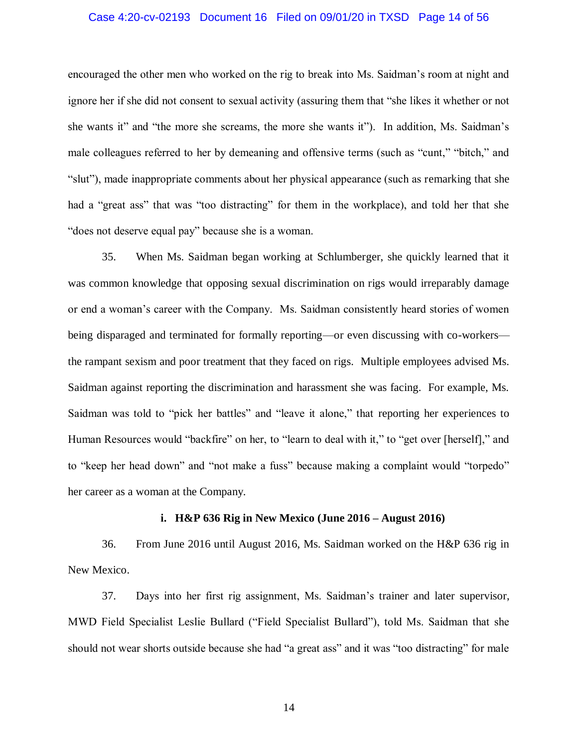encouraged the other men who worked on the rig to break into Ms. Saidman's room at night and ignore her if she did not consent to sexual activity (assuring them that "she likes it whether or not she wants it" and "the more she screams, the more she wants it"). In addition, Ms. Saidman's male colleagues referred to her by demeaning and offensive terms (such as "cunt," "bitch," and "slut"), made inappropriate comments about her physical appearance (such as remarking that she had a "great ass" that was "too distracting" for them in the workplace), and told her that she "does not deserve equal pay" because she is a woman.

35. When Ms. Saidman began working at Schlumberger, she quickly learned that it was common knowledge that opposing sexual discrimination on rigs would irreparably damage or end a woman's career with the Company. Ms. Saidman consistently heard stories of women being disparaged and terminated for formally reporting—or even discussing with co-workers—the rampant sexism and poor treatment that they faced on rigs. Multiple employees advised Ms. Saidman against reporting the discrimination and harassment she was facing. For example, Ms. Saidman was told to "pick her battles" and "leave it alone," that reporting her experiences to Human Resources would "backfire" on her, to "learn to deal with it," to "get over [herself]," and to "keep her head down" and "not make a fuss" because making a complaint would "torpedo" her career as a woman at the Company.

**i. H&P 636 Rig in New Mexico (June 2016 – August 2016)**

36. From June 2016 until August 2016, Ms. Saidman worked on the H&P 636 rig in New Mexico.

37. Days into her first rig assignment, Ms. Saidman's trainer and later supervisor, MWD Field Specialist Leslie Bullard ("Field Specialist Bullard"), told Ms. Saidman that she should not wear shorts outside because she had "a great ass" and it was "too distracting" for male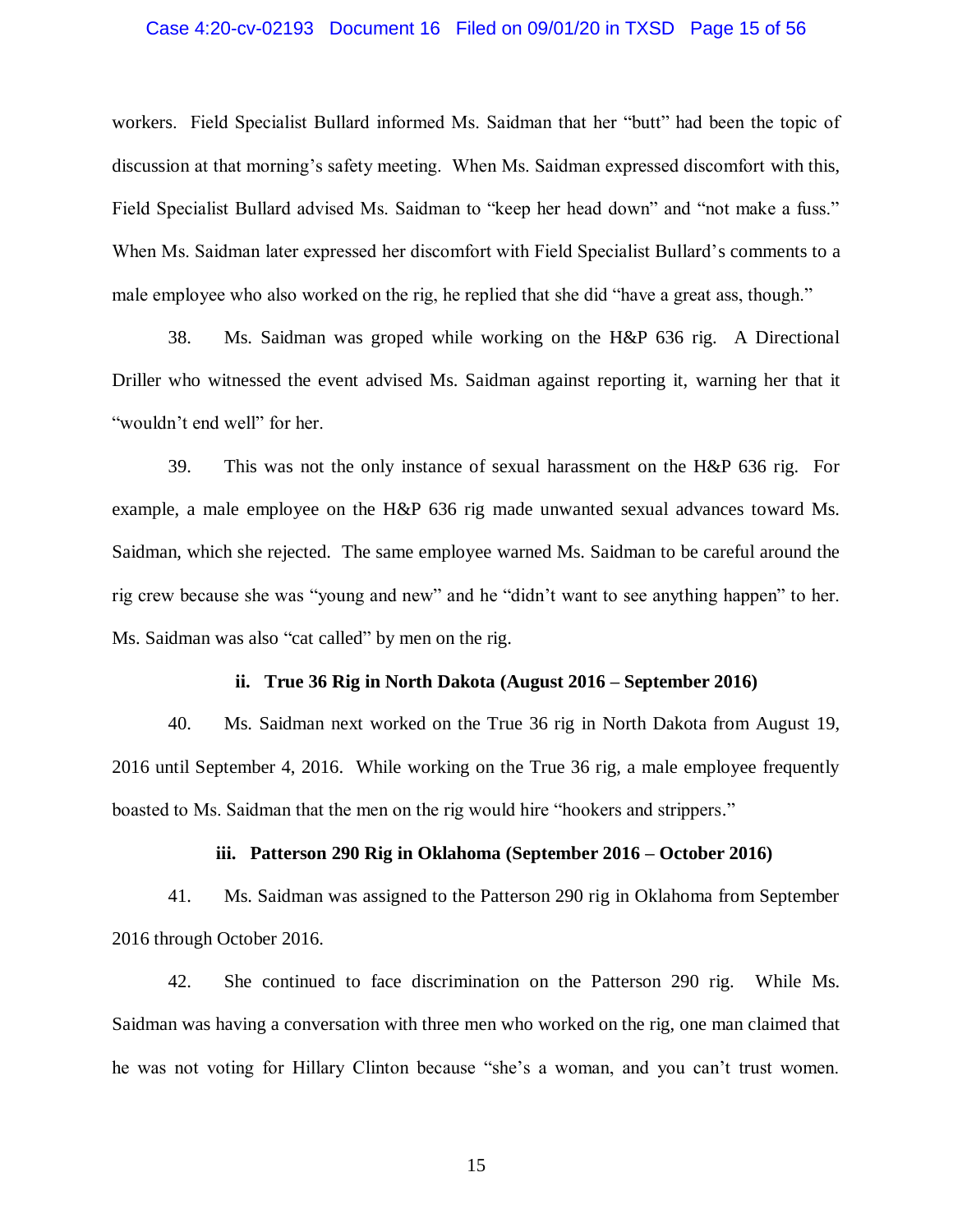workers. Field Specialist Bullard informed Ms. Saidman that her "butt" had been the topic of discussion at that morning's safety meeting. When Ms. Saidman expressed discomfort with this, Field Specialist Bullard advised Ms. Saidman to "keep her head down" and "not make a fuss." When Ms. Saidman later expressed her discomfort with Field Specialist Bullard's comments to a male employee who also worked on the rig, he replied that she did "have a great ass, though."

38. Ms. Saidman was groped while working on the H&P 636 rig. A Directional Driller who witnessed the event advised Ms. Saidman against reporting it, warning her that it "wouldn't end well" for her.

39. This was not the only instance of sexual harassment on the H&P 636 rig. For example, a male employee on the H&P 636 rig made unwanted sexual advances toward Ms. Saidman, which she rejected. The same employee warned Ms. Saidman to be careful around the rig crew because she was "young and new" and he "didn't want to see anything happen" to her. Ms. Saidman was also "cat called" by men on the rig.

**ii. True 36 Rig in North Dakota (August 2016 – September 2016)**

40. Ms. Saidman next worked on the True 36 rig in North Dakota from August 19, 2016 until September 4, 2016. While working on the True 36 rig, a male employee frequently boasted to Ms. Saidman that the men on the rig would hire "hookers and strippers."

**iii. Patterson 290 Rig in Oklahoma (September 2016 – October 2016)**

41. Ms. Saidman was assigned to the Patterson 290 rig in Oklahoma from September 2016 through October 2016.

42. She continued to face discrimination on the Patterson 290 rig. While Ms. Saidman was having a conversation with three men who worked on the rig, one man claimed that he was not voting for Hillary Clinton because "she's a woman, and you can't trust women.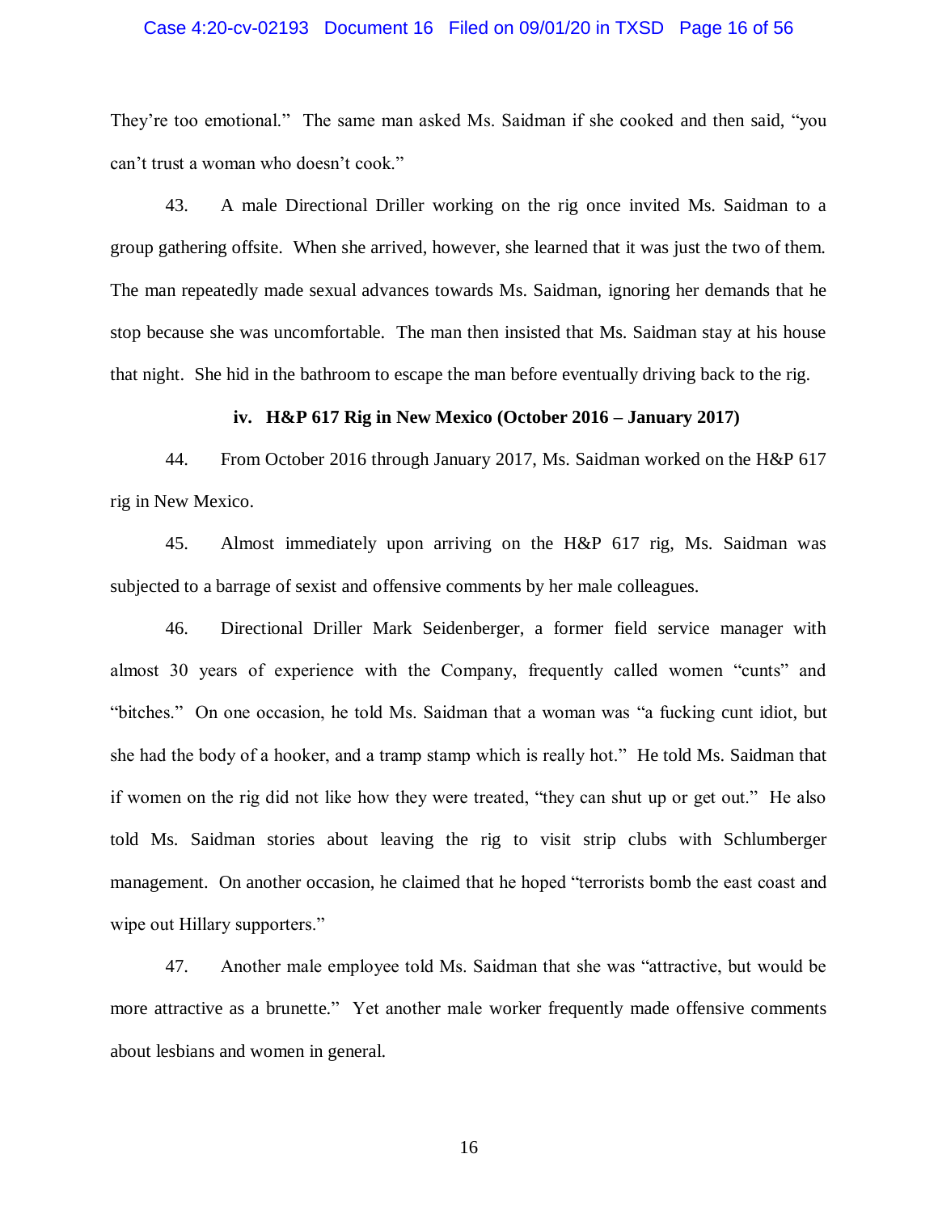They're too emotional." The same man asked Ms. Saidman if she cooked and then said, "you can't trust a woman who doesn't cook."

43. A male Directional Driller working on the rig once invited Ms. Saidman to a group gathering offsite. When she arrived, however, she learned that it was just the two of them. The man repeatedly made sexual advances towards Ms. Saidman, ignoring her demands that he stop because she was uncomfortable. The man then insisted that Ms. Saidman stay at his house that night. She hid in the bathroom to escape the man before eventually driving back to the rig.

**iv. H&P 617 Rig in New Mexico (October 2016 – January 2017)**

44. From October 2016 through January 2017, Ms. Saidman worked on the H&P 617 rig in New Mexico.

45. Almost immediately upon arriving on the H&P 617 rig, Ms. Saidman was subjected to a barrage of sexist and offensive comments by her male colleagues.

46. Directional Driller Mark Seidenberger, a former field service manager with almost 30 years of experience with the Company, frequently called women "cunts" and "bitches." On one occasion, he told Ms. Saidman that a woman was "a fucking cunt idiot, but she had the body of a hooker, and a tramp stamp which is really hot." He told Ms. Saidman that if women on the rig did not like how they were treated, "they can shut up or get out." He also told Ms. Saidman stories about leaving the rig to visit strip clubs with Schlumberger management. On another occasion, he claimed that he hoped "terrorists bomb the east coast and wipe out Hillary supporters."

47. Another male employee told Ms. Saidman that she was "attractive, but would be more attractive as a brunette." Yet another male worker frequently made offensive comments about lesbians and women in general.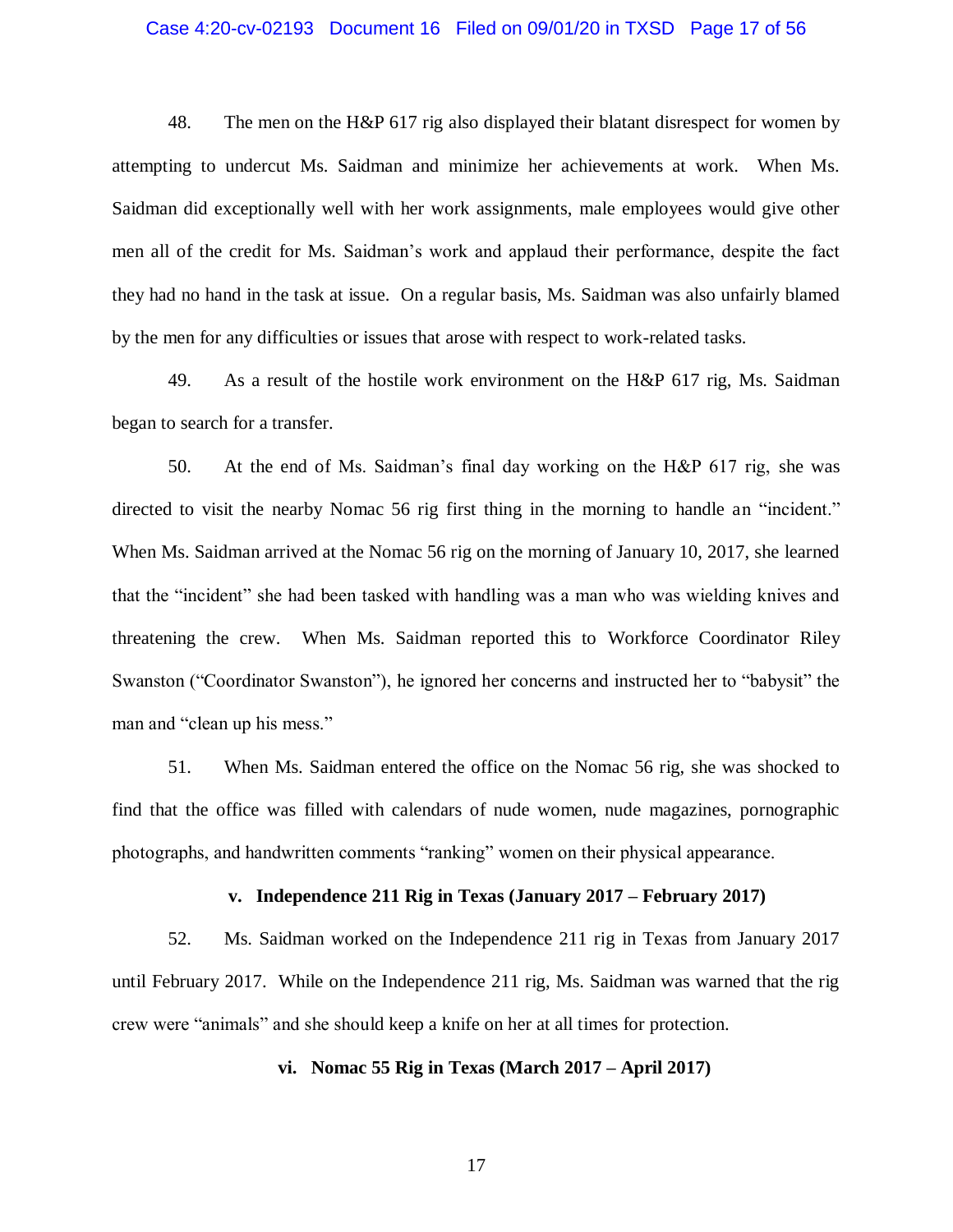48. The men on the H&P 617 rig also displayed their blatant disrespect for women by attempting to undercut Ms. Saidman and minimize her achievements at work. When Ms. Saidman did exceptionally well with her work assignments, male employees would give other men all of the credit for Ms. Saidman's work and applaud their performance, despite the fact they had no hand in the task at issue. On a regular basis, Ms. Saidman was also unfairly blamed by the men for any difficulties or issues that arose with respect to work-related tasks.

49. As a result of the hostile work environment on the H&P 617 rig, Ms. Saidman began to search for a transfer.

50. At the end of Ms. Saidman's final day working on the H&P 617 rig, she was directed to visit the nearby Nomac 56 rig first thing in the morning to handle an "incident." When Ms. Saidman arrived at the Nomac 56 rig on the morning of January 10, 2017, she learned that the "incident" she had been tasked with handling was a man who was wielding knives and threatening the crew. When Ms. Saidman reported this to Workforce Coordinator Riley Swanston ("Coordinator Swanston"), he ignored her concerns and instructed her to "babysit" the man and "clean up his mess."

51. When Ms. Saidman entered the office on the Nomac 56 rig, she was shocked to find that the office was filled with calendars of nude women, nude magazines, pornographic photographs, and handwritten comments "ranking" women on their physical appearance.

**v. Independence 211 Rig in Texas (January 2017 – February 2017)**

52. Ms. Saidman worked on the Independence 211 rig in Texas from January 2017 until February 2017. While on the Independence 211 rig, Ms. Saidman was warned that the rig crew were "animals" and she should keep a knife on her at all times for protection.

**vi. Nomac 55 Rig in Texas (March 2017 – April 2017)**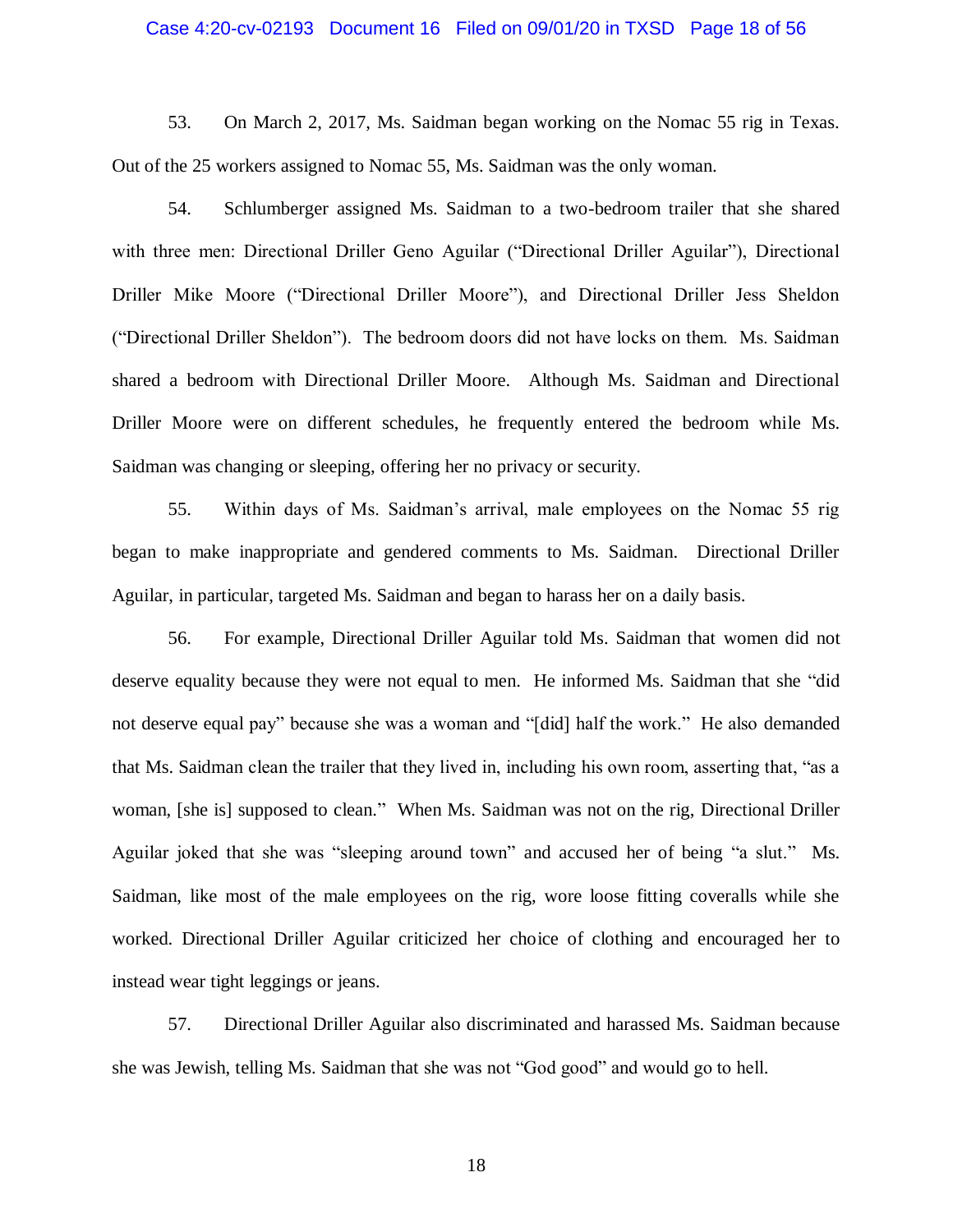53. On March 2, 2017, Ms. Saidman began working on the Nomac 55 rig in Texas. Out of the 25 workers assigned to Nomac 55, Ms. Saidman was the only woman.

54. Schlumberger assigned Ms. Saidman to a two-bedroom trailer that she shared with three men: Directional Driller Geno Aguilar ("Directional Driller Aguilar"), Directional Driller Mike Moore ("Directional Driller Moore"), and Directional Driller Jess Sheldon ("Directional Driller Sheldon"). The bedroom doors did not have locks on them. Ms. Saidman shared a bedroom with Directional Driller Moore. Although Ms. Saidman and Directional Driller Moore were on different schedules, he frequently entered the bedroom while Ms. Saidman was changing or sleeping, offering her no privacy or security.

55. Within days of Ms. Saidman's arrival, male employees on the Nomac 55 rig began to make inappropriate and gendered comments to Ms. Saidman. Directional Driller Aguilar, in particular, targeted Ms. Saidman and began to harass her on a daily basis.

56. For example, Directional Driller Aguilar told Ms. Saidman that women did not deserve equality because they were not equal to men. He informed Ms. Saidman that she "did not deserve equal pay" because she was a woman and "[did] half the work." He also demanded that Ms. Saidman clean the trailer that they lived in, including his own room, asserting that, "as a woman, [she is] supposed to clean." When Ms. Saidman was not on the rig, Directional Driller Aguilar joked that she was "sleeping around town" and accused her of being "a slut." Ms. Saidman, like most of the male employees on the rig, wore loose fitting coveralls while she worked. Directional Driller Aguilar criticized her choice of clothing and encouraged her to instead wear tight leggings or jeans.

57. Directional Driller Aguilar also discriminated and harassed Ms. Saidman because she was Jewish, telling Ms. Saidman that she was not "God good" and would go to hell.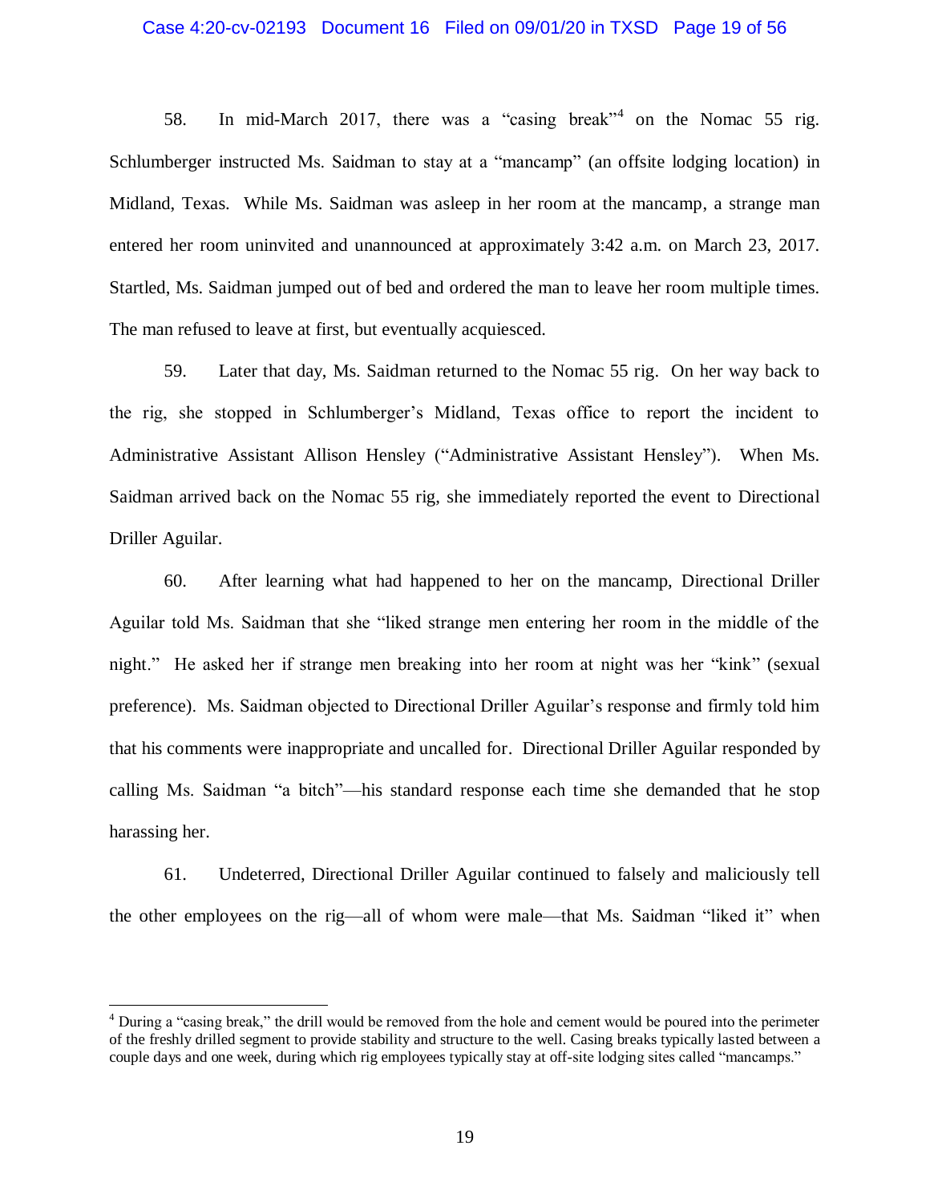58. In mid-March 2017, there was a "casing break"[4] on the Nomac 55 rig. Schlumberger instructed Ms. Saidman to stay at a "mancamp" (an offsite lodging location) in Midland, Texas. While Ms. Saidman was asleep in her room at the mancamp, a strange man entered her room uninvited and unannounced at approximately 3:42 a.m. on March 23, 2017. Startled, Ms. Saidman jumped out of bed and ordered the man to leave her room multiple times. The man refused to leave at first, but eventually acquiesced.

59. Later that day, Ms. Saidman returned to the Nomac 55 rig. On her way back to the rig, she stopped in Schlumberger's Midland, Texas office to report the incident to Administrative Assistant Allison Hensley ("Administrative Assistant Hensley"). When Ms. Saidman arrived back on the Nomac 55 rig, she immediately reported the event to Directional Driller Aguilar.

60. After learning what had happened to her on the mancamp, Directional Driller Aguilar told Ms. Saidman that she "liked strange men entering her room in the middle of the night." He asked her if strange men breaking into her room at night was her "kink" (sexual preference). Ms. Saidman objected to Directional Driller Aguilar's response and firmly told him that his comments were inappropriate and uncalled for. Directional Driller Aguilar responded by calling Ms. Saidman "a bitch"—his standard response each time she demanded that he stop harassing her.

61. Undeterred, Directional Driller Aguilar continued to falsely and maliciously tell the other employees on the rig—all of whom were male—that Ms. Saidman "liked it" when

---

[4] During a "casing break," the drill would be removed from the hole and cement would be poured into the perimeter of the freshly drilled segment to provide stability and structure to the well. Casing breaks typically lasted between a couple days and one week, during which rig employees typically stay at off-site lodging sites called "mancamps."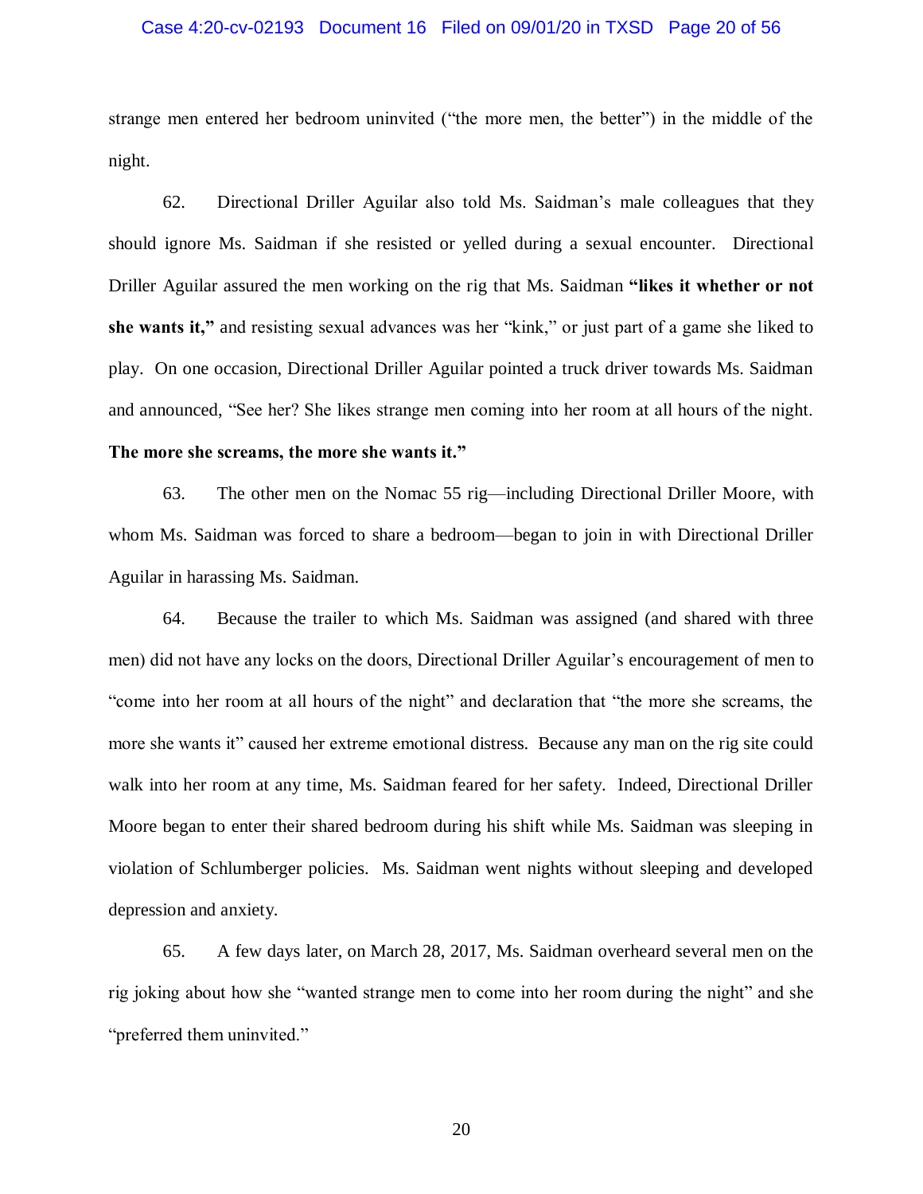strange men entered her bedroom uninvited ("the more men, the better") in the middle of the night.

62. Directional Driller Aguilar also told Ms. Saidman's male colleagues that they should ignore Ms. Saidman if she resisted or yelled during a sexual encounter. Directional Driller Aguilar assured the men working on the rig that Ms. Saidman **"likes it whether or not she wants it,"** and resisting sexual advances was her "kink," or just part of a game she liked to play. On one occasion, Directional Driller Aguilar pointed a truck driver towards Ms. Saidman and announced, "See her? She likes strange men coming into her room at all hours of the night. **The more she screams, the more she wants it."**

63. The other men on the Nomac 55 rig—including Directional Driller Moore, with whom Ms. Saidman was forced to share a bedroom—began to join in with Directional Driller Aguilar in harassing Ms. Saidman.

64. Because the trailer to which Ms. Saidman was assigned (and shared with three men) did not have any locks on the doors, Directional Driller Aguilar's encouragement of men to "come into her room at all hours of the night" and declaration that "the more she screams, the more she wants it" caused her extreme emotional distress. Because any man on the rig site could walk into her room at any time, Ms. Saidman feared for her safety. Indeed, Directional Driller Moore began to enter their shared bedroom during his shift while Ms. Saidman was sleeping in violation of Schlumberger policies. Ms. Saidman went nights without sleeping and developed depression and anxiety.

65. A few days later, on March 28, 2017, Ms. Saidman overheard several men on the rig joking about how she "wanted strange men to come into her room during the night" and she "preferred them uninvited."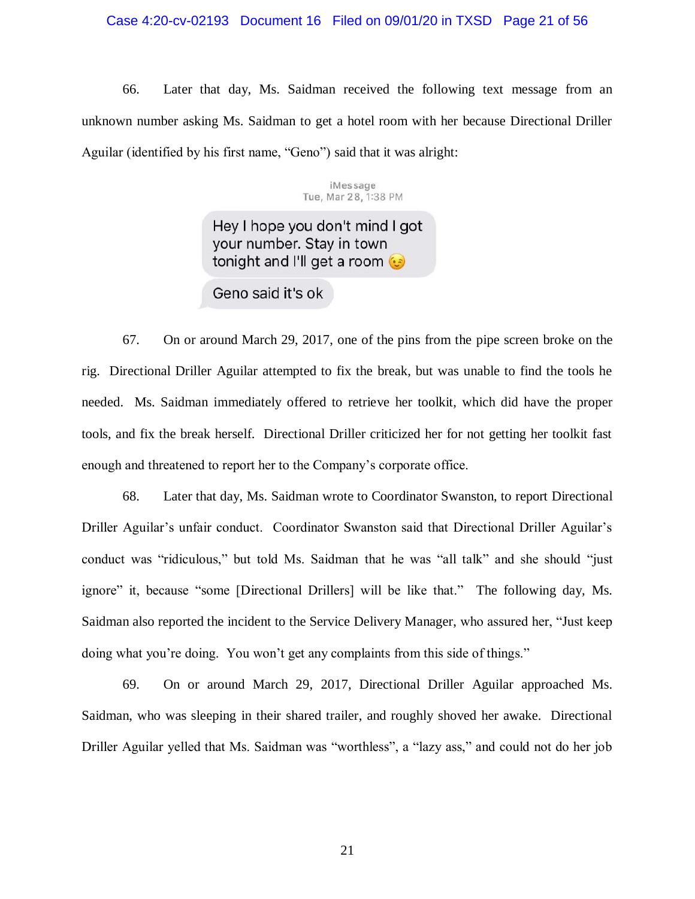66. Later that day, Ms. Saidman received the following text message from an unknown number asking Ms. Saidman to get a hotel room with her because Directional Driller Aguilar (identified by his first name, "Geno") said that it was alright:

iMessage
Tue, Mar 28, 1:38 PM

Hey I hope you don't mind I got your number. Stay in town tonight and I'll get a room 😉

Geno said it's ok

67. On or around March 29, 2017, one of the pins from the pipe screen broke on the rig. Directional Driller Aguilar attempted to fix the break, but was unable to find the tools he needed. Ms. Saidman immediately offered to retrieve her toolkit, which did have the proper tools, and fix the break herself. Directional Driller criticized her for not getting her toolkit fast enough and threatened to report her to the Company's corporate office.

68. Later that day, Ms. Saidman wrote to Coordinator Swanston, to report Directional Driller Aguilar's unfair conduct. Coordinator Swanston said that Directional Driller Aguilar's conduct was "ridiculous," but told Ms. Saidman that he was "all talk" and she should "just ignore" it, because "some [Directional Drillers] will be like that." The following day, Ms. Saidman also reported the incident to the Service Delivery Manager, who assured her, "Just keep doing what you're doing. You won't get any complaints from this side of things."

69. On or around March 29, 2017, Directional Driller Aguilar approached Ms. Saidman, who was sleeping in their shared trailer, and roughly shoved her awake. Directional Driller Aguilar yelled that Ms. Saidman was "worthless", a "lazy ass," and could not do her job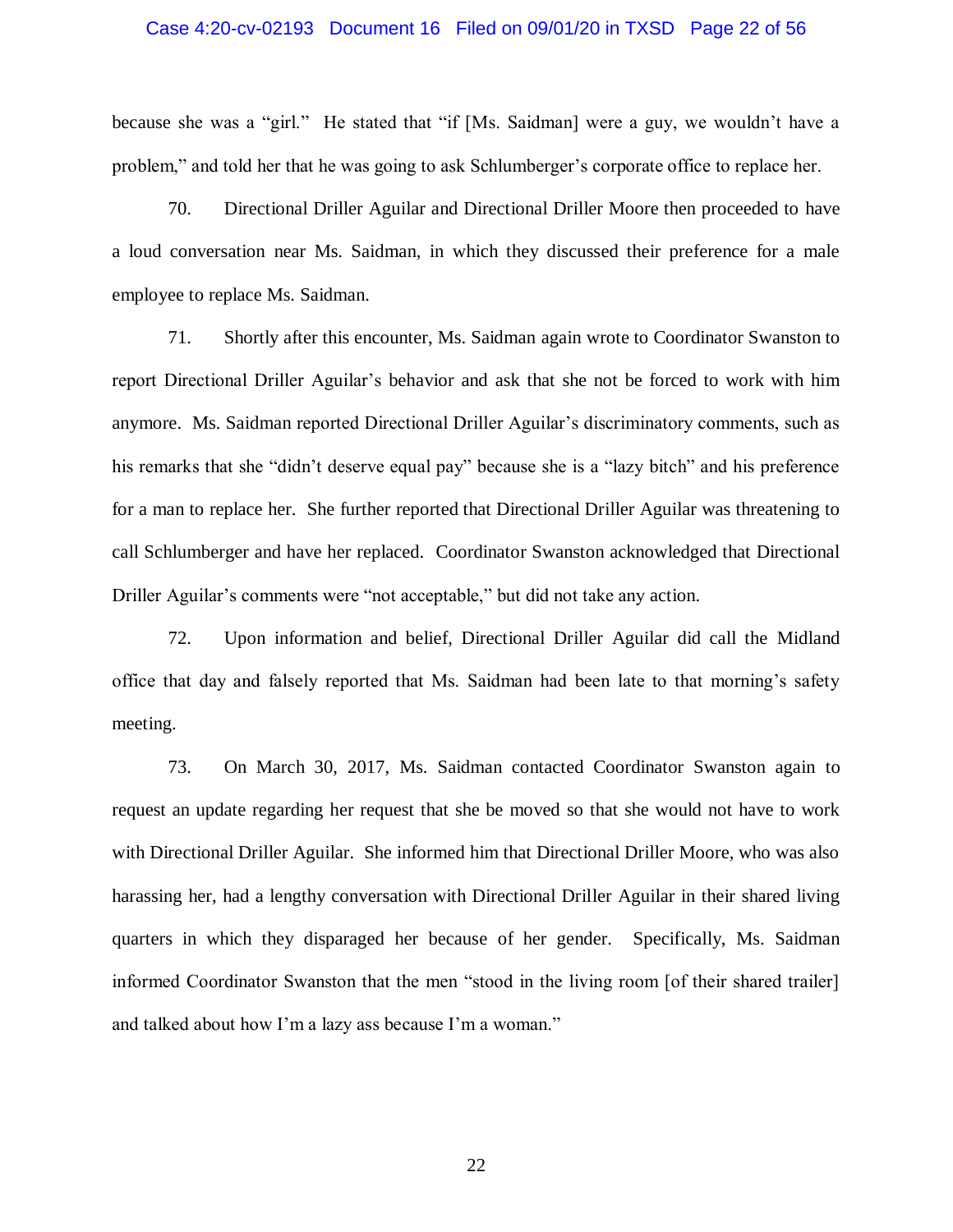because she was a "girl." He stated that "if [Ms. Saidman] were a guy, we wouldn't have a problem," and told her that he was going to ask Schlumberger's corporate office to replace her.

70. Directional Driller Aguilar and Directional Driller Moore then proceeded to have a loud conversation near Ms. Saidman, in which they discussed their preference for a male employee to replace Ms. Saidman.

71. Shortly after this encounter, Ms. Saidman again wrote to Coordinator Swanston to report Directional Driller Aguilar's behavior and ask that she not be forced to work with him anymore. Ms. Saidman reported Directional Driller Aguilar's discriminatory comments, such as his remarks that she "didn't deserve equal pay" because she is a "lazy bitch" and his preference for a man to replace her. She further reported that Directional Driller Aguilar was threatening to call Schlumberger and have her replaced. Coordinator Swanston acknowledged that Directional Driller Aguilar's comments were "not acceptable," but did not take any action.

72. Upon information and belief, Directional Driller Aguilar did call the Midland office that day and falsely reported that Ms. Saidman had been late to that morning's safety meeting.

73. On March 30, 2017, Ms. Saidman contacted Coordinator Swanston again to request an update regarding her request that she be moved so that she would not have to work with Directional Driller Aguilar. She informed him that Directional Driller Moore, who was also harassing her, had a lengthy conversation with Directional Driller Aguilar in their shared living quarters in which they disparaged her because of her gender. Specifically, Ms. Saidman informed Coordinator Swanston that the men "stood in the living room [of their shared trailer] and talked about how I'm a lazy ass because I'm a woman."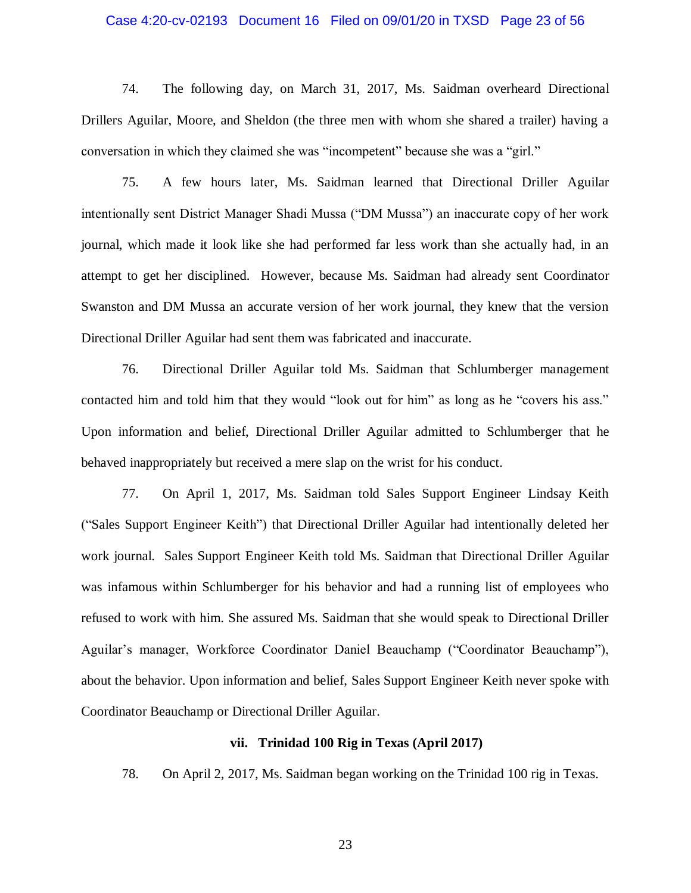74. The following day, on March 31, 2017, Ms. Saidman overheard Directional Drillers Aguilar, Moore, and Sheldon (the three men with whom she shared a trailer) having a conversation in which they claimed she was "incompetent" because she was a "girl."

75. A few hours later, Ms. Saidman learned that Directional Driller Aguilar intentionally sent District Manager Shadi Mussa ("DM Mussa") an inaccurate copy of her work journal, which made it look like she had performed far less work than she actually had, in an attempt to get her disciplined. However, because Ms. Saidman had already sent Coordinator Swanston and DM Mussa an accurate version of her work journal, they knew that the version Directional Driller Aguilar had sent them was fabricated and inaccurate.

76. Directional Driller Aguilar told Ms. Saidman that Schlumberger management contacted him and told him that they would "look out for him" as long as he "covers his ass." Upon information and belief, Directional Driller Aguilar admitted to Schlumberger that he behaved inappropriately but received a mere slap on the wrist for his conduct.

77. On April 1, 2017, Ms. Saidman told Sales Support Engineer Lindsay Keith ("Sales Support Engineer Keith") that Directional Driller Aguilar had intentionally deleted her work journal. Sales Support Engineer Keith told Ms. Saidman that Directional Driller Aguilar was infamous within Schlumberger for his behavior and had a running list of employees who refused to work with him. She assured Ms. Saidman that she would speak to Directional Driller Aguilar's manager, Workforce Coordinator Daniel Beauchamp ("Coordinator Beauchamp"), about the behavior. Upon information and belief, Sales Support Engineer Keith never spoke with Coordinator Beauchamp or Directional Driller Aguilar.

### vii. Trinidad 100 Rig in Texas (April 2017)

78. On April 2, 2017, Ms. Saidman began working on the Trinidad 100 rig in Texas.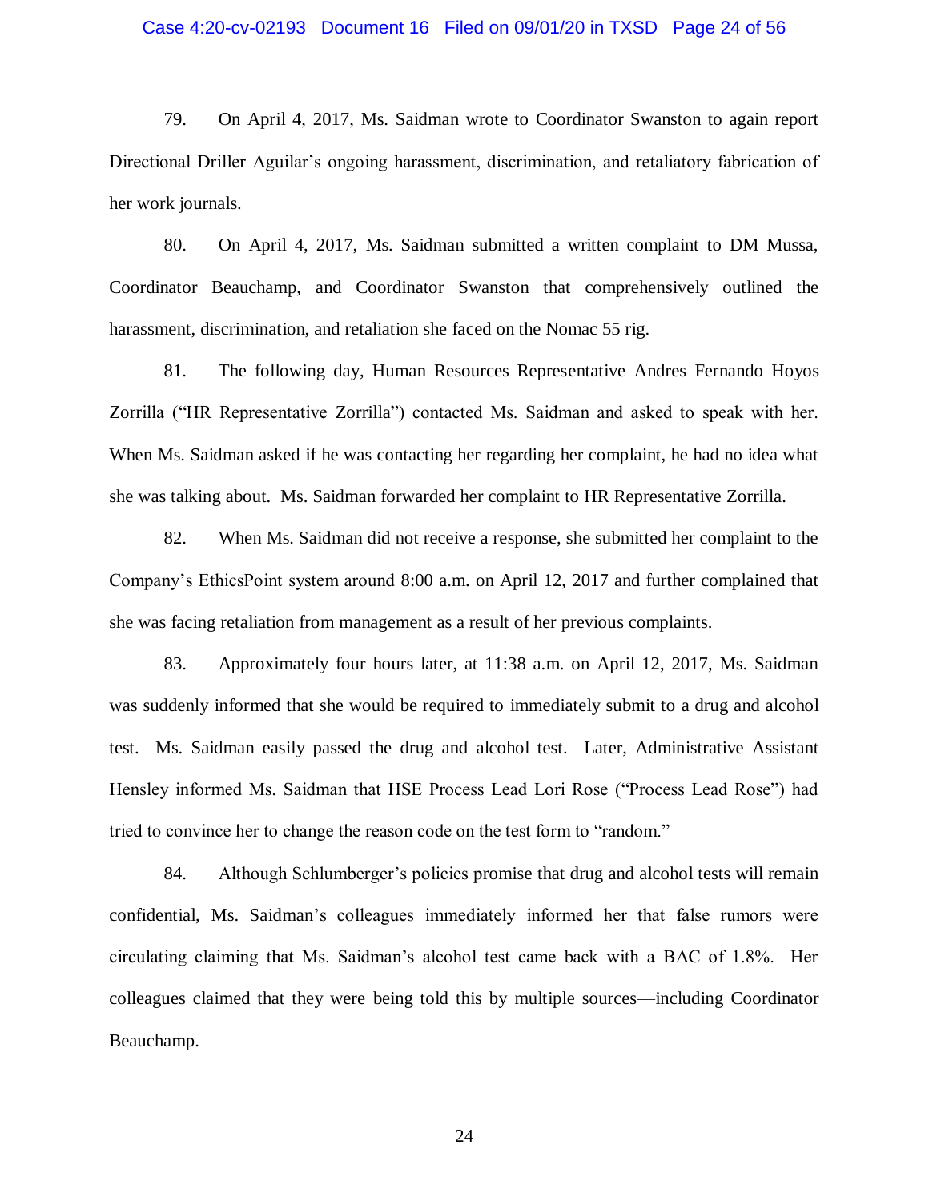79. On April 4, 2017, Ms. Saidman wrote to Coordinator Swanston to again report Directional Driller Aguilar's ongoing harassment, discrimination, and retaliatory fabrication of her work journals.

80. On April 4, 2017, Ms. Saidman submitted a written complaint to DM Mussa, Coordinator Beauchamp, and Coordinator Swanston that comprehensively outlined the harassment, discrimination, and retaliation she faced on the Nomac 55 rig.

81. The following day, Human Resources Representative Andres Fernando Hoyos Zorrilla ("HR Representative Zorrilla") contacted Ms. Saidman and asked to speak with her. When Ms. Saidman asked if he was contacting her regarding her complaint, he had no idea what she was talking about. Ms. Saidman forwarded her complaint to HR Representative Zorrilla.

82. When Ms. Saidman did not receive a response, she submitted her complaint to the Company's EthicsPoint system around 8:00 a.m. on April 12, 2017 and further complained that she was facing retaliation from management as a result of her previous complaints.

83. Approximately four hours later, at 11:38 a.m. on April 12, 2017, Ms. Saidman was suddenly informed that she would be required to immediately submit to a drug and alcohol test. Ms. Saidman easily passed the drug and alcohol test. Later, Administrative Assistant Hensley informed Ms. Saidman that HSE Process Lead Lori Rose ("Process Lead Rose") had tried to convince her to change the reason code on the test form to "random."

84. Although Schlumberger's policies promise that drug and alcohol tests will remain confidential, Ms. Saidman's colleagues immediately informed her that false rumors were circulating claiming that Ms. Saidman's alcohol test came back with a BAC of 1.8%. Her colleagues claimed that they were being told this by multiple sources—including Coordinator Beauchamp.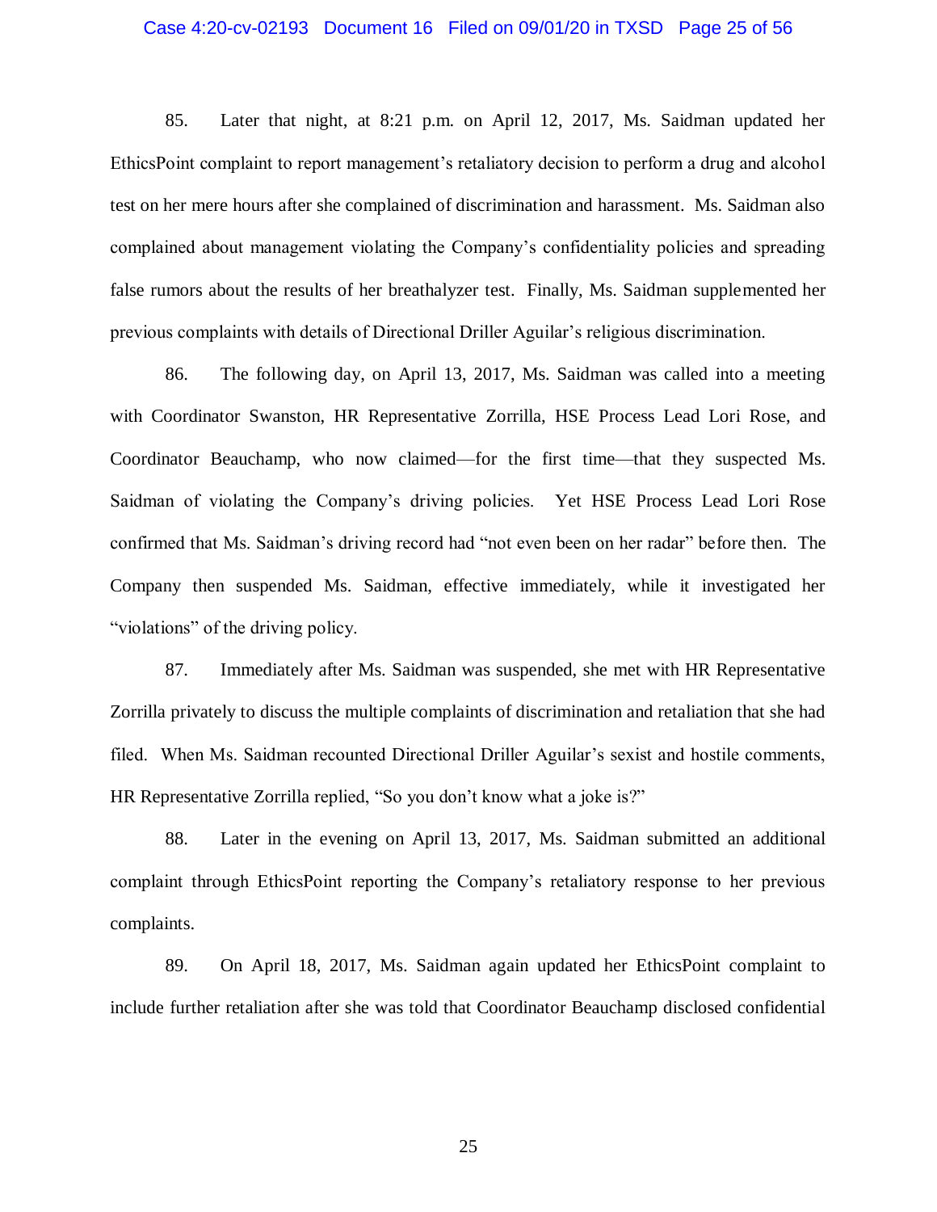85. Later that night, at 8:21 p.m. on April 12, 2017, Ms. Saidman updated her EthicsPoint complaint to report management's retaliatory decision to perform a drug and alcohol test on her mere hours after she complained of discrimination and harassment. Ms. Saidman also complained about management violating the Company's confidentiality policies and spreading false rumors about the results of her breathalyzer test. Finally, Ms. Saidman supplemented her previous complaints with details of Directional Driller Aguilar's religious discrimination.

86. The following day, on April 13, 2017, Ms. Saidman was called into a meeting with Coordinator Swanston, HR Representative Zorrilla, HSE Process Lead Lori Rose, and Coordinator Beauchamp, who now claimed—for the first time—that they suspected Ms. Saidman of violating the Company's driving policies. Yet HSE Process Lead Lori Rose confirmed that Ms. Saidman's driving record had "not even been on her radar" before then. The Company then suspended Ms. Saidman, effective immediately, while it investigated her "violations" of the driving policy.

87. Immediately after Ms. Saidman was suspended, she met with HR Representative Zorrilla privately to discuss the multiple complaints of discrimination and retaliation that she had filed. When Ms. Saidman recounted Directional Driller Aguilar's sexist and hostile comments, HR Representative Zorrilla replied, "So you don't know what a joke is?"

88. Later in the evening on April 13, 2017, Ms. Saidman submitted an additional complaint through EthicsPoint reporting the Company's retaliatory response to her previous complaints.

89. On April 18, 2017, Ms. Saidman again updated her EthicsPoint complaint to include further retaliation after she was told that Coordinator Beauchamp disclosed confidential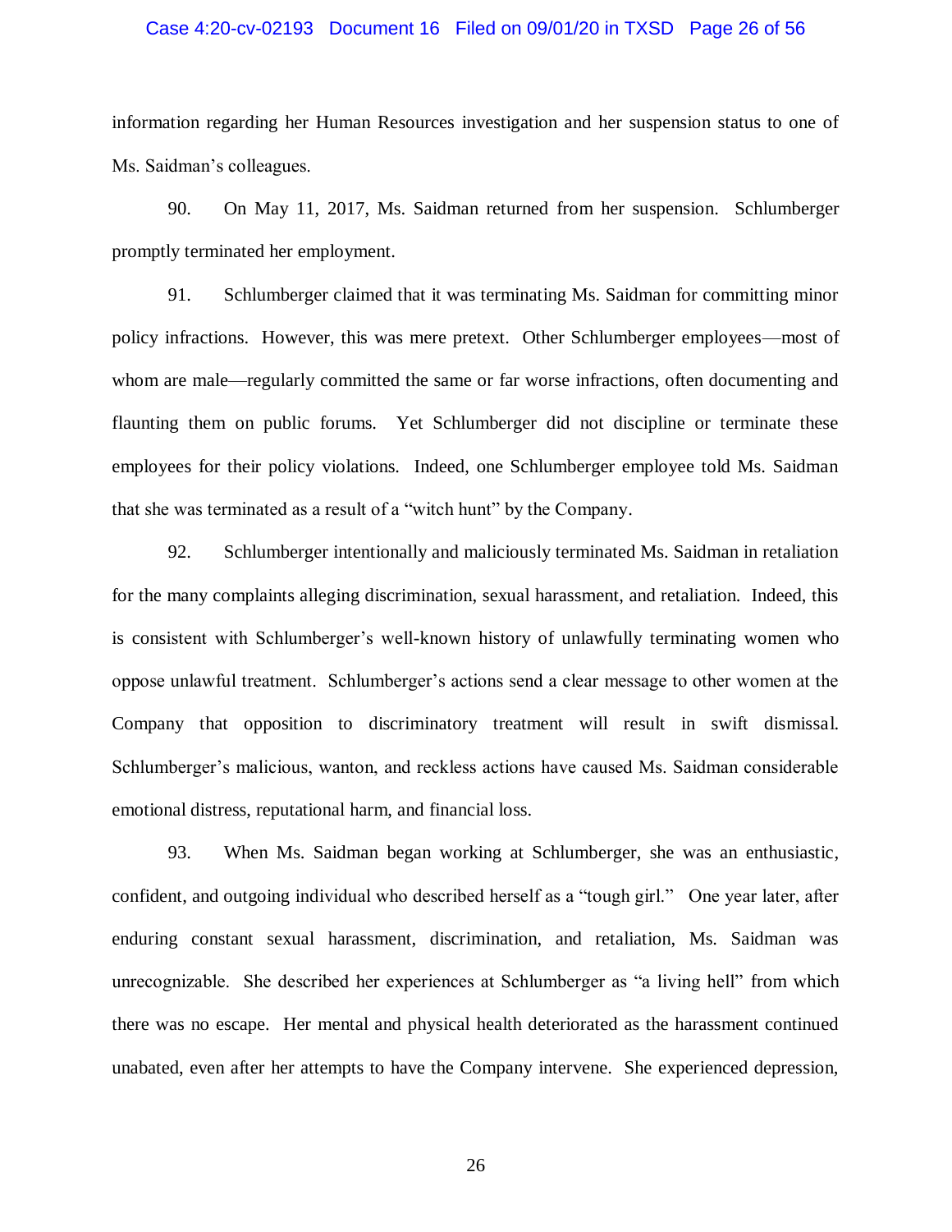information regarding her Human Resources investigation and her suspension status to one of Ms. Saidman's colleagues.

90. On May 11, 2017, Ms. Saidman returned from her suspension. Schlumberger promptly terminated her employment.

91. Schlumberger claimed that it was terminating Ms. Saidman for committing minor policy infractions. However, this was mere pretext. Other Schlumberger employees—most of whom are male—regularly committed the same or far worse infractions, often documenting and flaunting them on public forums. Yet Schlumberger did not discipline or terminate these employees for their policy violations. Indeed, one Schlumberger employee told Ms. Saidman that she was terminated as a result of a "witch hunt" by the Company.

92. Schlumberger intentionally and maliciously terminated Ms. Saidman in retaliation for the many complaints alleging discrimination, sexual harassment, and retaliation. Indeed, this is consistent with Schlumberger's well-known history of unlawfully terminating women who oppose unlawful treatment. Schlumberger's actions send a clear message to other women at the Company that opposition to discriminatory treatment will result in swift dismissal. Schlumberger's malicious, wanton, and reckless actions have caused Ms. Saidman considerable emotional distress, reputational harm, and financial loss.

93. When Ms. Saidman began working at Schlumberger, she was an enthusiastic, confident, and outgoing individual who described herself as a "tough girl." One year later, after enduring constant sexual harassment, discrimination, and retaliation, Ms. Saidman was unrecognizable. She described her experiences at Schlumberger as "a living hell" from which there was no escape. Her mental and physical health deteriorated as the harassment continued unabated, even after her attempts to have the Company intervene. She experienced depression,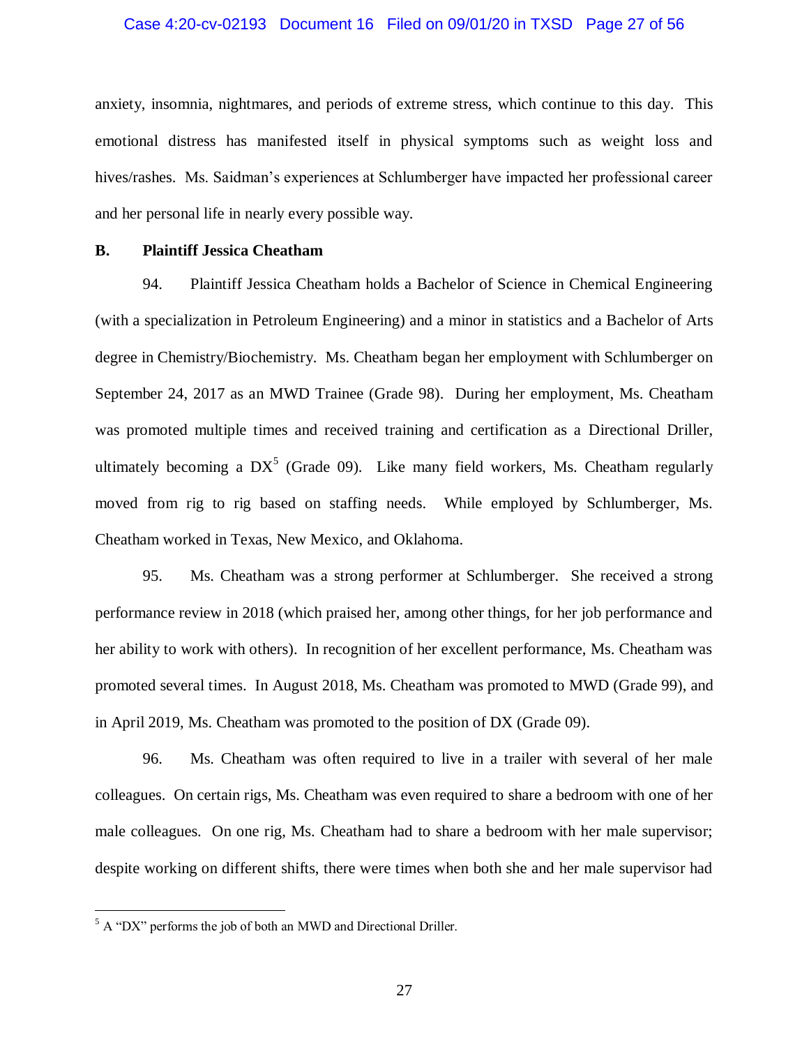anxiety, insomnia, nightmares, and periods of extreme stress, which continue to this day. This emotional distress has manifested itself in physical symptoms such as weight loss and hives/rashes. Ms. Saidman's experiences at Schlumberger have impacted her professional career and her personal life in nearly every possible way.

### B. Plaintiff Jessica Cheatham

94. Plaintiff Jessica Cheatham holds a Bachelor of Science in Chemical Engineering (with a specialization in Petroleum Engineering) and a minor in statistics and a Bachelor of Arts degree in Chemistry/Biochemistry. Ms. Cheatham began her employment with Schlumberger on September 24, 2017 as an MWD Trainee (Grade 98). During her employment, Ms. Cheatham was promoted multiple times and received training and certification as a Directional Driller, ultimately becoming a DX[5] (Grade 09). Like many field workers, Ms. Cheatham regularly moved from rig to rig based on staffing needs. While employed by Schlumberger, Ms. Cheatham worked in Texas, New Mexico, and Oklahoma.

95. Ms. Cheatham was a strong performer at Schlumberger. She received a strong performance review in 2018 (which praised her, among other things, for her job performance and her ability to work with others). In recognition of her excellent performance, Ms. Cheatham was promoted several times. In August 2018, Ms. Cheatham was promoted to MWD (Grade 99), and in April 2019, Ms. Cheatham was promoted to the position of DX (Grade 09).

96. Ms. Cheatham was often required to live in a trailer with several of her male colleagues. On certain rigs, Ms. Cheatham was even required to share a bedroom with one of her male colleagues. On one rig, Ms. Cheatham had to share a bedroom with her male supervisor; despite working on different shifts, there were times when both she and her male supervisor had

---

[5] A "DX" performs the job of both an MWD and Directional Driller.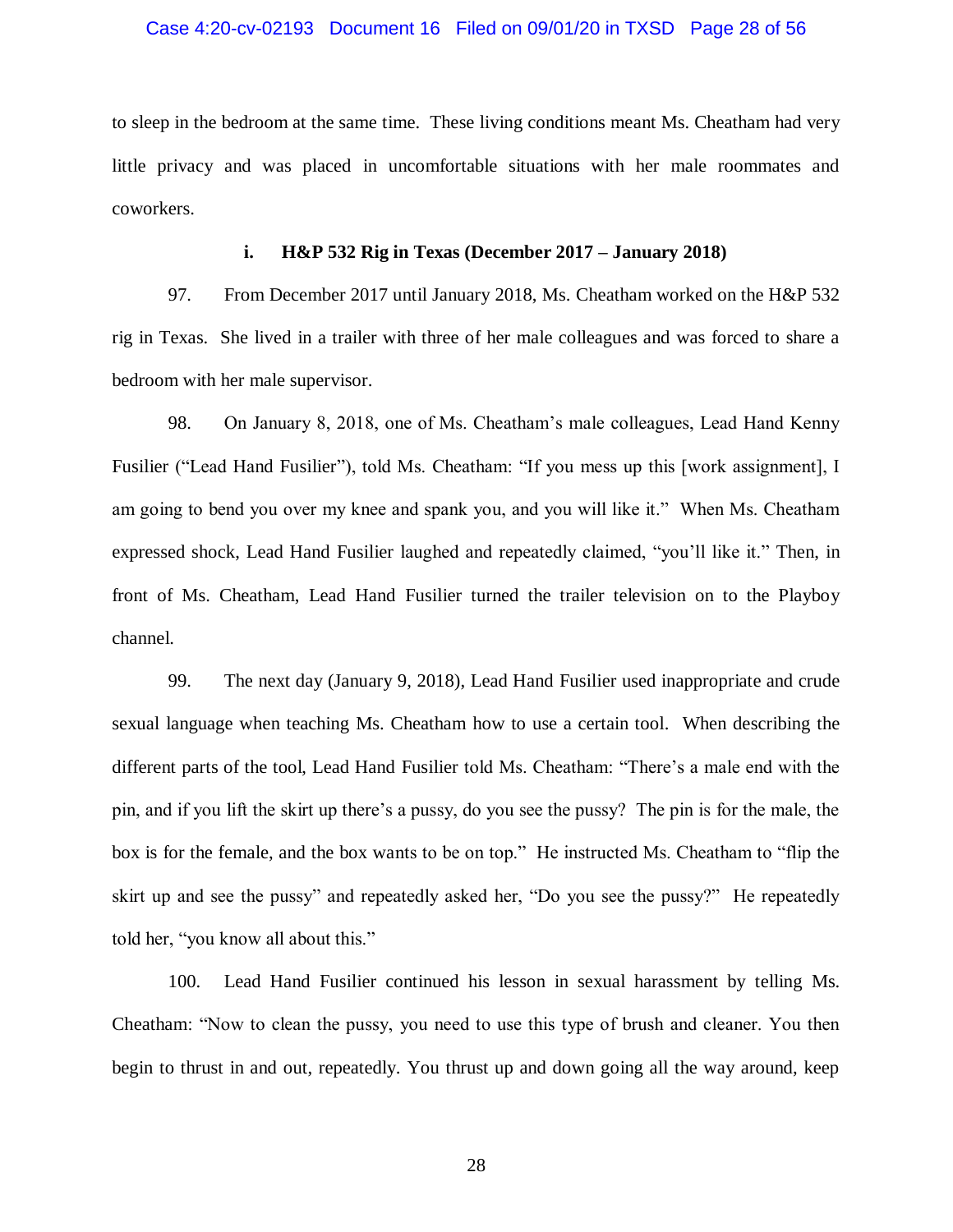to sleep in the bedroom at the same time. These living conditions meant Ms. Cheatham had very little privacy and was placed in uncomfortable situations with her male roommates and coworkers.

### i. H&P 532 Rig in Texas (December 2017 – January 2018)

97. From December 2017 until January 2018, Ms. Cheatham worked on the H&P 532 rig in Texas. She lived in a trailer with three of her male colleagues and was forced to share a bedroom with her male supervisor.

98. On January 8, 2018, one of Ms. Cheatham's male colleagues, Lead Hand Kenny Fusilier ("Lead Hand Fusilier"), told Ms. Cheatham: "If you mess up this [work assignment], I am going to bend you over my knee and spank you, and you will like it." When Ms. Cheatham expressed shock, Lead Hand Fusilier laughed and repeatedly claimed, "you'll like it." Then, in front of Ms. Cheatham, Lead Hand Fusilier turned the trailer television on to the Playboy channel.

99. The next day (January 9, 2018), Lead Hand Fusilier used inappropriate and crude sexual language when teaching Ms. Cheatham how to use a certain tool. When describing the different parts of the tool, Lead Hand Fusilier told Ms. Cheatham: "There's a male end with the pin, and if you lift the skirt up there's a pussy, do you see the pussy? The pin is for the male, the box is for the female, and the box wants to be on top." He instructed Ms. Cheatham to "flip the skirt up and see the pussy" and repeatedly asked her, "Do you see the pussy?" He repeatedly told her, "you know all about this."

100. Lead Hand Fusilier continued his lesson in sexual harassment by telling Ms. Cheatham: "Now to clean the pussy, you need to use this type of brush and cleaner. You then begin to thrust in and out, repeatedly. You thrust up and down going all the way around, keep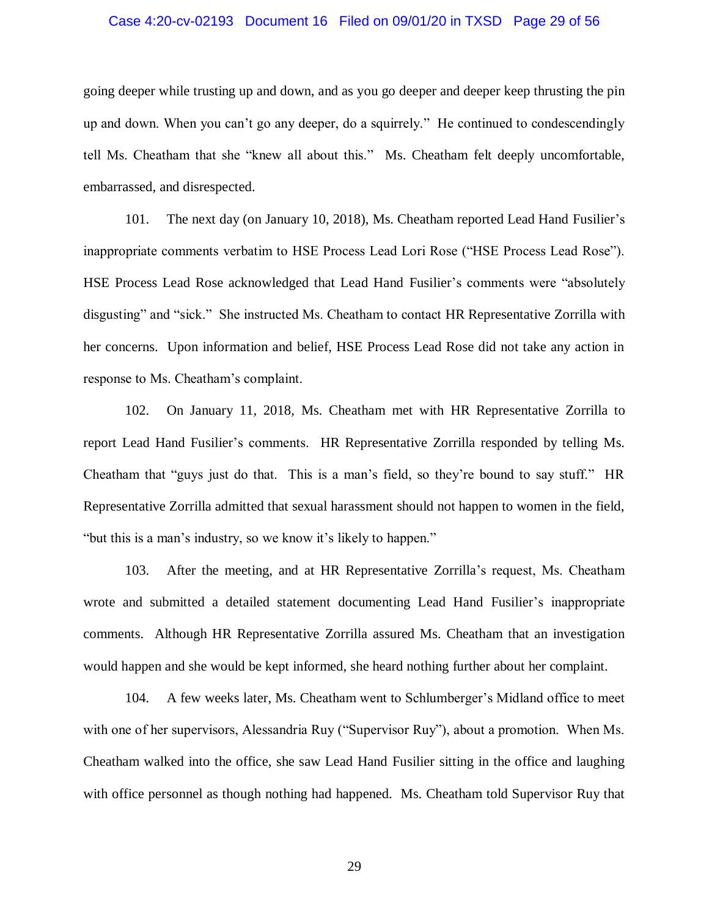going deeper while trusting up and down, and as you go deeper and deeper keep thrusting the pin up and down. When you can't go any deeper, do a squirrely." He continued to condescendingly tell Ms. Cheatham that she "knew all about this." Ms. Cheatham felt deeply uncomfortable, embarrassed, and disrespected.

101. The next day (on January 10, 2018), Ms. Cheatham reported Lead Hand Fusilier's inappropriate comments verbatim to HSE Process Lead Lori Rose ("HSE Process Lead Rose"). HSE Process Lead Rose acknowledged that Lead Hand Fusilier's comments were "absolutely disgusting" and "sick." She instructed Ms. Cheatham to contact HR Representative Zorrilla with her concerns. Upon information and belief, HSE Process Lead Rose did not take any action in response to Ms. Cheatham's complaint.

102. On January 11, 2018, Ms. Cheatham met with HR Representative Zorrilla to report Lead Hand Fusilier's comments. HR Representative Zorrilla responded by telling Ms. Cheatham that "guys just do that. This is a man's field, so they're bound to say stuff." HR Representative Zorrilla admitted that sexual harassment should not happen to women in the field, "but this is a man's industry, so we know it's likely to happen."

103. After the meeting, and at HR Representative Zorrilla's request, Ms. Cheatham wrote and submitted a detailed statement documenting Lead Hand Fusilier's inappropriate comments. Although HR Representative Zorrilla assured Ms. Cheatham that an investigation would happen and she would be kept informed, she heard nothing further about her complaint.

104. A few weeks later, Ms. Cheatham went to Schlumberger's Midland office to meet with one of her supervisors, Alessandria Ruy ("Supervisor Ruy"), about a promotion. When Ms. Cheatham walked into the office, she saw Lead Hand Fusilier sitting in the office and laughing with office personnel as though nothing had happened. Ms. Cheatham told Supervisor Ruy that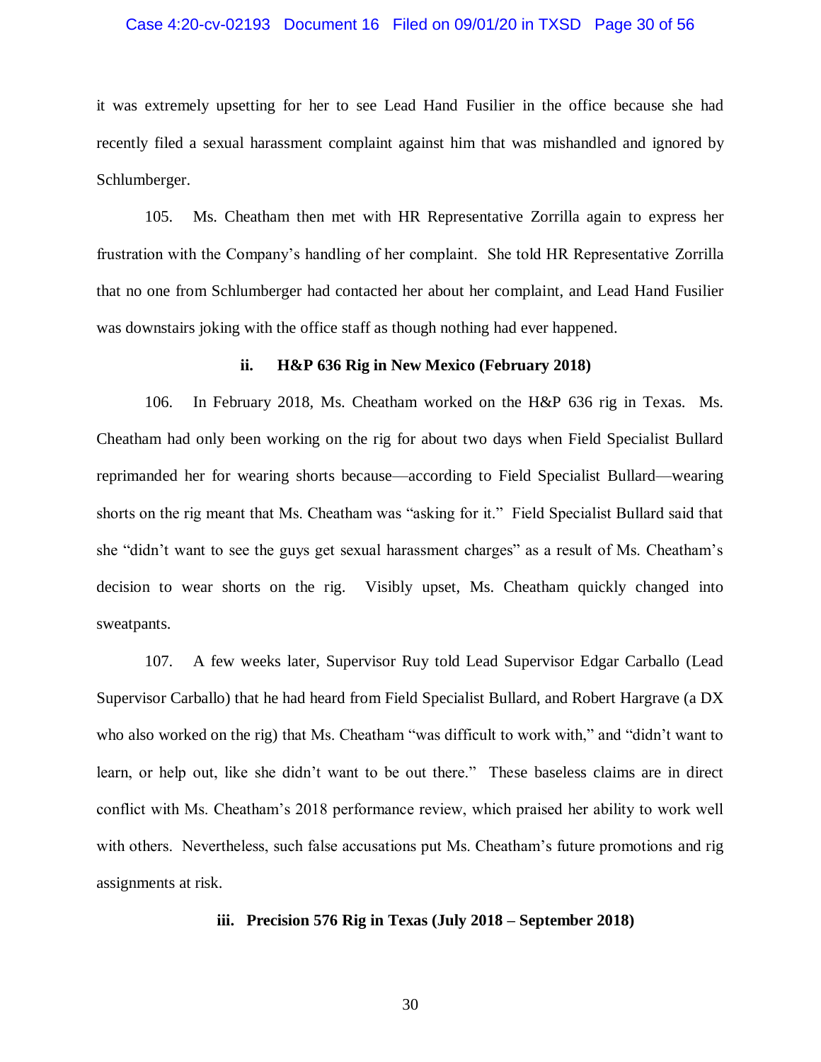it was extremely upsetting for her to see Lead Hand Fusilier in the office because she had recently filed a sexual harassment complaint against him that was mishandled and ignored by Schlumberger.

105. Ms. Cheatham then met with HR Representative Zorrilla again to express her frustration with the Company's handling of her complaint. She told HR Representative Zorrilla that no one from Schlumberger had contacted her about her complaint, and Lead Hand Fusilier was downstairs joking with the office staff as though nothing had ever happened.

### ii. H&P 636 Rig in New Mexico (February 2018)

106. In February 2018, Ms. Cheatham worked on the H&P 636 rig in Texas. Ms. Cheatham had only been working on the rig for about two days when Field Specialist Bullard reprimanded her for wearing shorts because—according to Field Specialist Bullard—wearing shorts on the rig meant that Ms. Cheatham was "asking for it." Field Specialist Bullard said that she "didn't want to see the guys get sexual harassment charges" as a result of Ms. Cheatham's decision to wear shorts on the rig. Visibly upset, Ms. Cheatham quickly changed into sweatpants.

107. A few weeks later, Supervisor Ruy told Lead Supervisor Edgar Carballo (Lead Supervisor Carballo) that he had heard from Field Specialist Bullard, and Robert Hargrave (a DX who also worked on the rig) that Ms. Cheatham "was difficult to work with," and "didn't want to learn, or help out, like she didn't want to be out there." These baseless claims are in direct conflict with Ms. Cheatham's 2018 performance review, which praised her ability to work well with others. Nevertheless, such false accusations put Ms. Cheatham's future promotions and rig assignments at risk.

### iii. Precision 576 Rig in Texas (July 2018 – September 2018)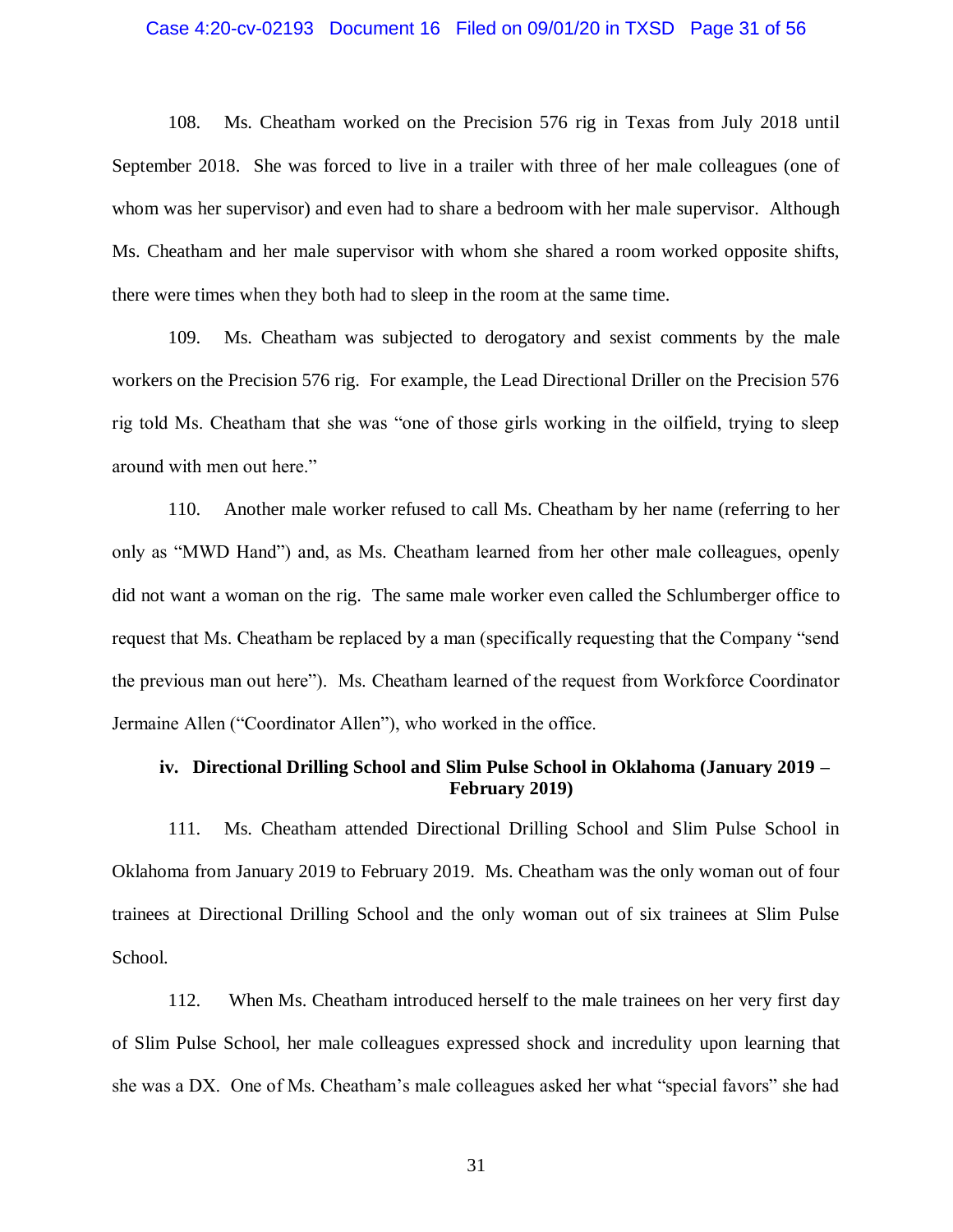108. Ms. Cheatham worked on the Precision 576 rig in Texas from July 2018 until September 2018. She was forced to live in a trailer with three of her male colleagues (one of whom was her supervisor) and even had to share a bedroom with her male supervisor. Although Ms. Cheatham and her male supervisor with whom she shared a room worked opposite shifts, there were times when they both had to sleep in the room at the same time.

109. Ms. Cheatham was subjected to derogatory and sexist comments by the male workers on the Precision 576 rig. For example, the Lead Directional Driller on the Precision 576 rig told Ms. Cheatham that she was "one of those girls working in the oilfield, trying to sleep around with men out here."

110. Another male worker refused to call Ms. Cheatham by her name (referring to her only as "MWD Hand") and, as Ms. Cheatham learned from her other male colleagues, openly did not want a woman on the rig. The same male worker even called the Schlumberger office to request that Ms. Cheatham be replaced by a man (specifically requesting that the Company "send the previous man out here"). Ms. Cheatham learned of the request from Workforce Coordinator Jermaine Allen ("Coordinator Allen"), who worked in the office.

### iv. Directional Drilling School and Slim Pulse School in Oklahoma (January 2019 – February 2019)

111. Ms. Cheatham attended Directional Drilling School and Slim Pulse School in Oklahoma from January 2019 to February 2019. Ms. Cheatham was the only woman out of four trainees at Directional Drilling School and the only woman out of six trainees at Slim Pulse School.

112. When Ms. Cheatham introduced herself to the male trainees on her very first day of Slim Pulse School, her male colleagues expressed shock and incredulity upon learning that she was a DX. One of Ms. Cheatham's male colleagues asked her what "special favors" she had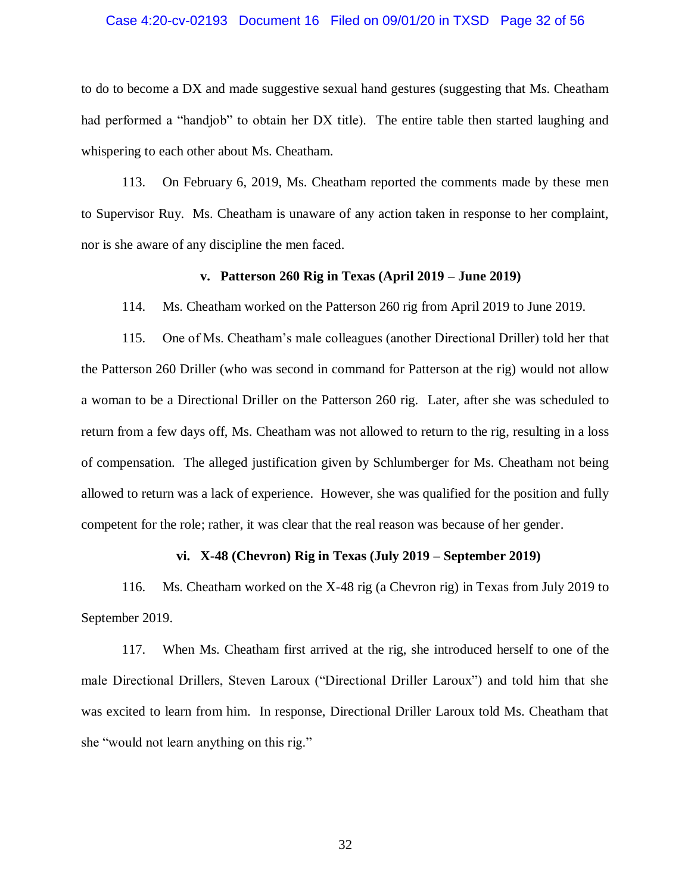to do to become a DX and made suggestive sexual hand gestures (suggesting that Ms. Cheatham had performed a "handjob" to obtain her DX title). The entire table then started laughing and whispering to each other about Ms. Cheatham.

113. On February 6, 2019, Ms. Cheatham reported the comments made by these men to Supervisor Ruy. Ms. Cheatham is unaware of any action taken in response to her complaint, nor is she aware of any discipline the men faced.

**v. Patterson 260 Rig in Texas (April 2019 – June 2019)**

114. Ms. Cheatham worked on the Patterson 260 rig from April 2019 to June 2019.

115. One of Ms. Cheatham's male colleagues (another Directional Driller) told her that the Patterson 260 Driller (who was second in command for Patterson at the rig) would not allow a woman to be a Directional Driller on the Patterson 260 rig. Later, after she was scheduled to return from a few days off, Ms. Cheatham was not allowed to return to the rig, resulting in a loss of compensation. The alleged justification given by Schlumberger for Ms. Cheatham not being allowed to return was a lack of experience. However, she was qualified for the position and fully competent for the role; rather, it was clear that the real reason was because of her gender.

**vi. X-48 (Chevron) Rig in Texas (July 2019 – September 2019)**

116. Ms. Cheatham worked on the X-48 rig (a Chevron rig) in Texas from July 2019 to September 2019.

117. When Ms. Cheatham first arrived at the rig, she introduced herself to one of the male Directional Drillers, Steven Laroux ("Directional Driller Laroux") and told him that she was excited to learn from him. In response, Directional Driller Laroux told Ms. Cheatham that she "would not learn anything on this rig."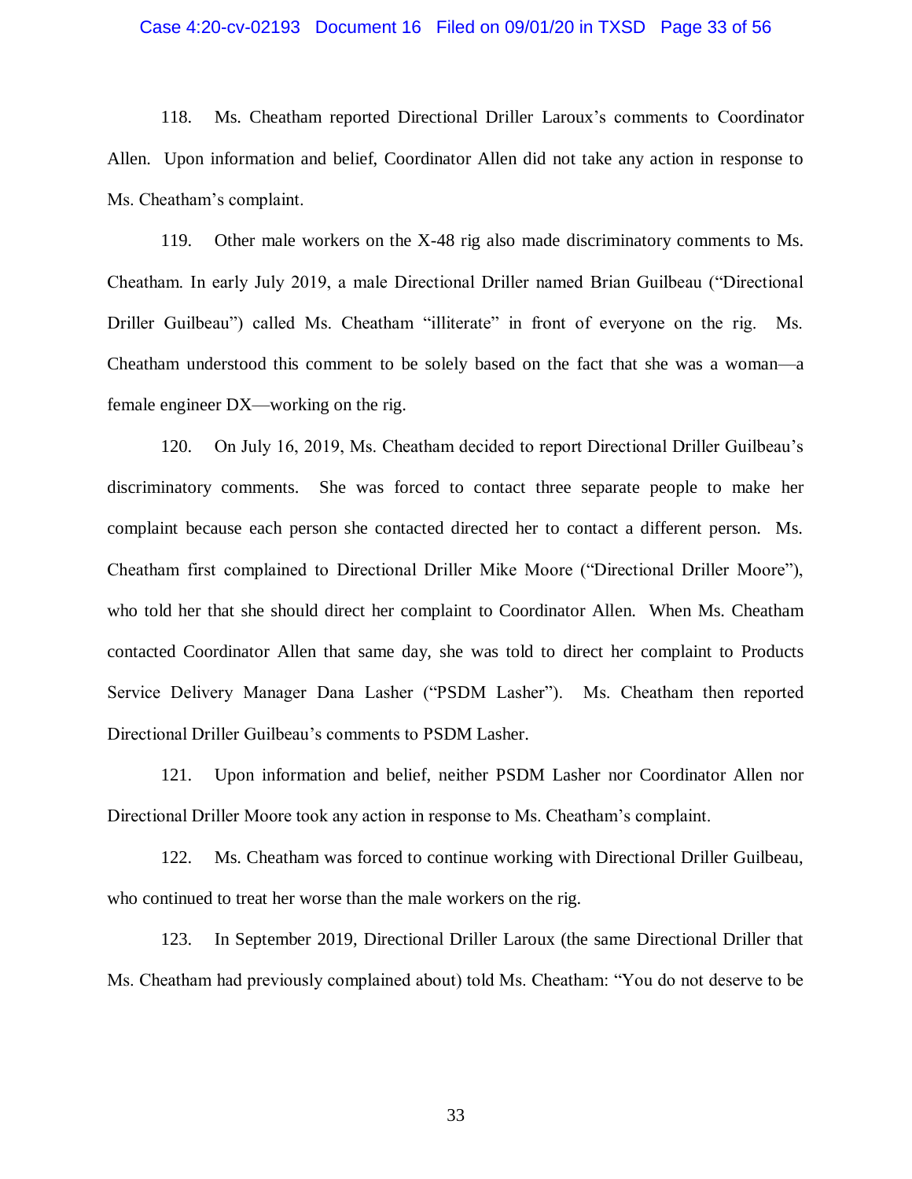118. Ms. Cheatham reported Directional Driller Laroux's comments to Coordinator Allen. Upon information and belief, Coordinator Allen did not take any action in response to Ms. Cheatham's complaint.

119. Other male workers on the X-48 rig also made discriminatory comments to Ms. Cheatham. In early July 2019, a male Directional Driller named Brian Guilbeau ("Directional Driller Guilbeau") called Ms. Cheatham "illiterate" in front of everyone on the rig. Ms. Cheatham understood this comment to be solely based on the fact that she was a woman—a female engineer DX—working on the rig.

120. On July 16, 2019, Ms. Cheatham decided to report Directional Driller Guilbeau's discriminatory comments. She was forced to contact three separate people to make her complaint because each person she contacted directed her to contact a different person. Ms. Cheatham first complained to Directional Driller Mike Moore ("Directional Driller Moore"), who told her that she should direct her complaint to Coordinator Allen. When Ms. Cheatham contacted Coordinator Allen that same day, she was told to direct her complaint to Products Service Delivery Manager Dana Lasher ("PSDM Lasher"). Ms. Cheatham then reported Directional Driller Guilbeau's comments to PSDM Lasher.

121. Upon information and belief, neither PSDM Lasher nor Coordinator Allen nor Directional Driller Moore took any action in response to Ms. Cheatham's complaint.

122. Ms. Cheatham was forced to continue working with Directional Driller Guilbeau, who continued to treat her worse than the male workers on the rig.

123. In September 2019, Directional Driller Laroux (the same Directional Driller that Ms. Cheatham had previously complained about) told Ms. Cheatham: "You do not deserve to be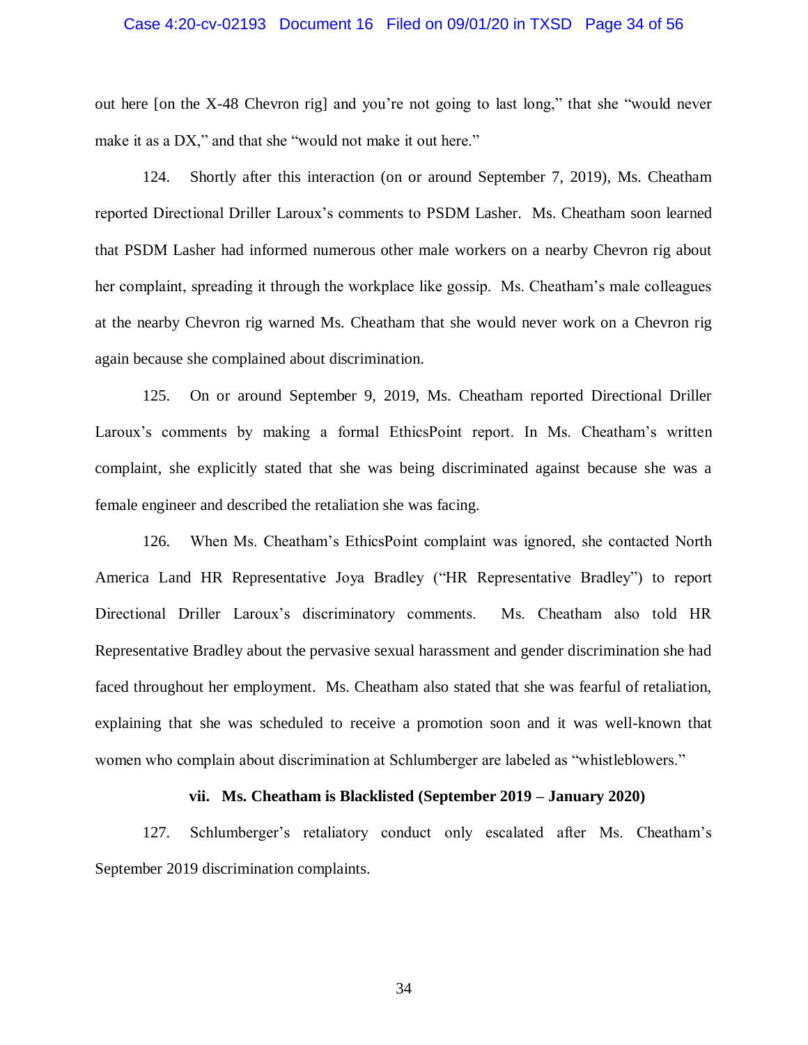out here [on the X-48 Chevron rig] and you're not going to last long," that she "would never make it as a DX," and that she "would not make it out here."

124. Shortly after this interaction (on or around September 7, 2019), Ms. Cheatham reported Directional Driller Laroux's comments to PSDM Lasher. Ms. Cheatham soon learned that PSDM Lasher had informed numerous other male workers on a nearby Chevron rig about her complaint, spreading it through the workplace like gossip. Ms. Cheatham's male colleagues at the nearby Chevron rig warned Ms. Cheatham that she would never work on a Chevron rig again because she complained about discrimination.

125. On or around September 9, 2019, Ms. Cheatham reported Directional Driller Laroux's comments by making a formal EthicsPoint report. In Ms. Cheatham's written complaint, she explicitly stated that she was being discriminated against because she was a female engineer and described the retaliation she was facing.

126. When Ms. Cheatham's EthicsPoint complaint was ignored, she contacted North America Land HR Representative Joya Bradley ("HR Representative Bradley") to report Directional Driller Laroux's discriminatory comments. Ms. Cheatham also told HR Representative Bradley about the pervasive sexual harassment and gender discrimination she had faced throughout her employment. Ms. Cheatham also stated that she was fearful of retaliation, explaining that she was scheduled to receive a promotion soon and it was well-known that women who complain about discrimination at Schlumberger are labeled as "whistleblowers."

### vii. Ms. Cheatham is Blacklisted (September 2019 – January 2020)

127. Schlumberger's retaliatory conduct only escalated after Ms. Cheatham's September 2019 discrimination complaints.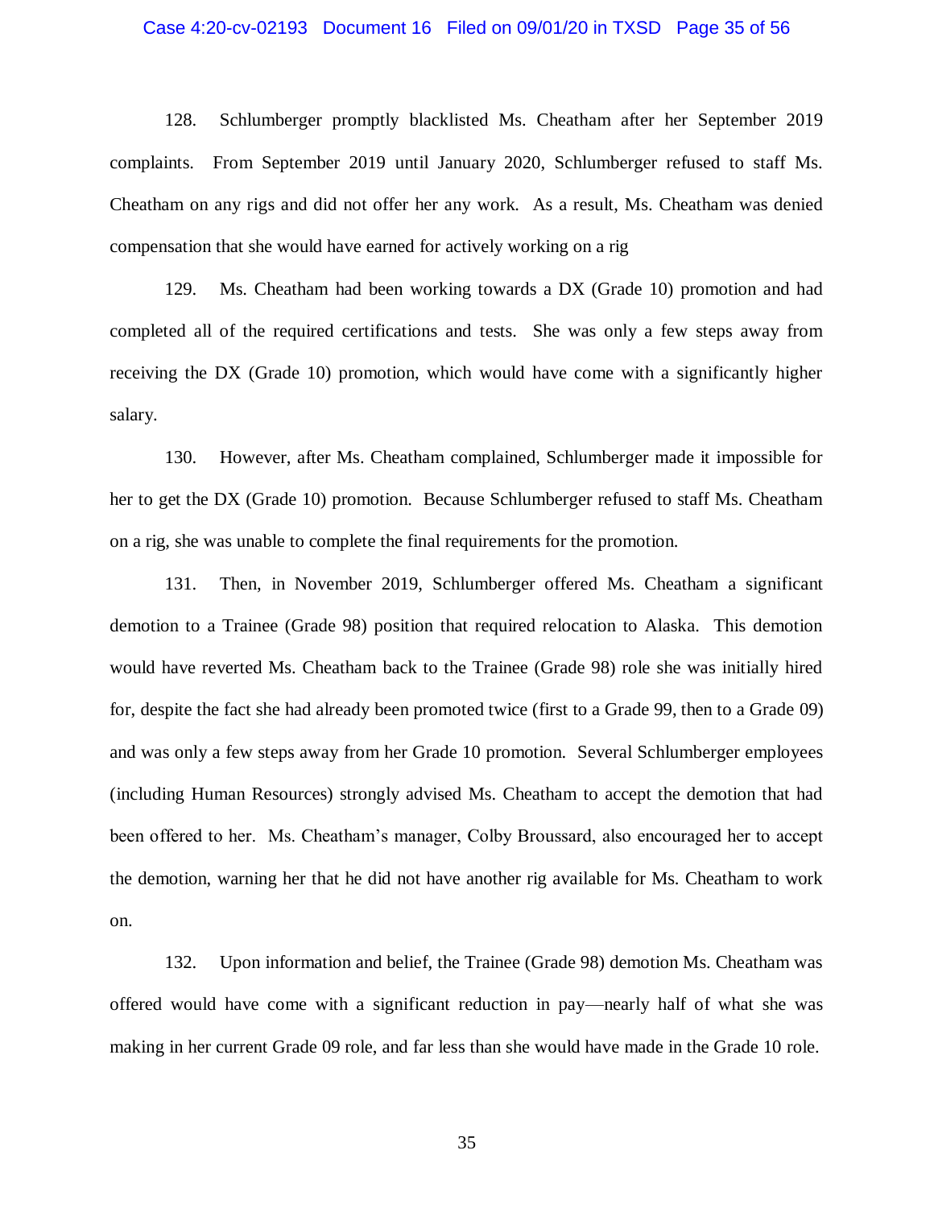128. Schlumberger promptly blacklisted Ms. Cheatham after her September 2019 complaints. From September 2019 until January 2020, Schlumberger refused to staff Ms. Cheatham on any rigs and did not offer her any work. As a result, Ms. Cheatham was denied compensation that she would have earned for actively working on a rig

129. Ms. Cheatham had been working towards a DX (Grade 10) promotion and had completed all of the required certifications and tests. She was only a few steps away from receiving the DX (Grade 10) promotion, which would have come with a significantly higher salary.

130. However, after Ms. Cheatham complained, Schlumberger made it impossible for her to get the DX (Grade 10) promotion. Because Schlumberger refused to staff Ms. Cheatham on a rig, she was unable to complete the final requirements for the promotion.

131. Then, in November 2019, Schlumberger offered Ms. Cheatham a significant demotion to a Trainee (Grade 98) position that required relocation to Alaska. This demotion would have reverted Ms. Cheatham back to the Trainee (Grade 98) role she was initially hired for, despite the fact she had already been promoted twice (first to a Grade 99, then to a Grade 09) and was only a few steps away from her Grade 10 promotion. Several Schlumberger employees (including Human Resources) strongly advised Ms. Cheatham to accept the demotion that had been offered to her. Ms. Cheatham's manager, Colby Broussard, also encouraged her to accept the demotion, warning her that he did not have another rig available for Ms. Cheatham to work on.

132. Upon information and belief, the Trainee (Grade 98) demotion Ms. Cheatham was offered would have come with a significant reduction in pay—nearly half of what she was making in her current Grade 09 role, and far less than she would have made in the Grade 10 role.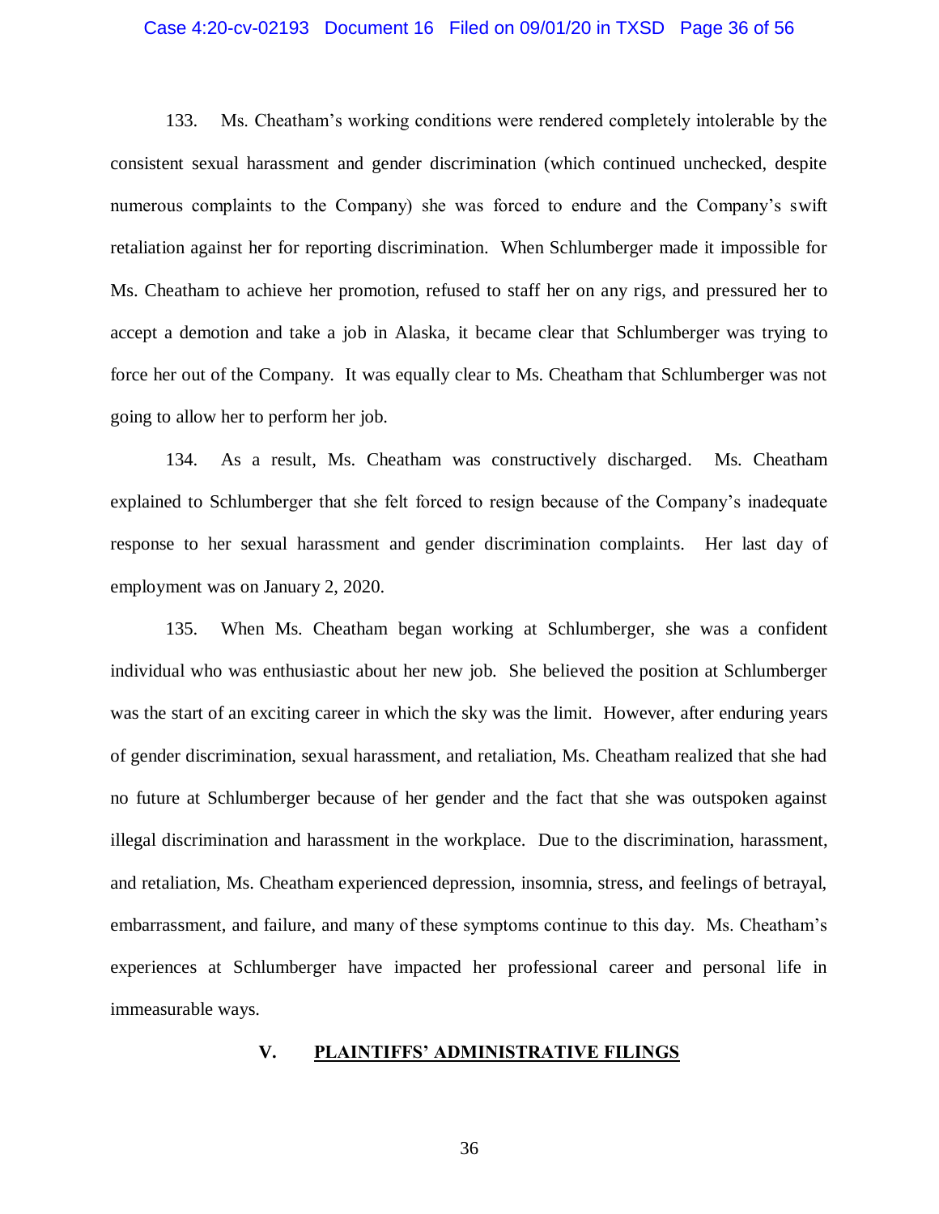133. Ms. Cheatham's working conditions were rendered completely intolerable by the consistent sexual harassment and gender discrimination (which continued unchecked, despite numerous complaints to the Company) she was forced to endure and the Company's swift retaliation against her for reporting discrimination. When Schlumberger made it impossible for Ms. Cheatham to achieve her promotion, refused to staff her on any rigs, and pressured her to accept a demotion and take a job in Alaska, it became clear that Schlumberger was trying to force her out of the Company. It was equally clear to Ms. Cheatham that Schlumberger was not going to allow her to perform her job.

134. As a result, Ms. Cheatham was constructively discharged. Ms. Cheatham explained to Schlumberger that she felt forced to resign because of the Company's inadequate response to her sexual harassment and gender discrimination complaints. Her last day of employment was on January 2, 2020.

135. When Ms. Cheatham began working at Schlumberger, she was a confident individual who was enthusiastic about her new job. She believed the position at Schlumberger was the start of an exciting career in which the sky was the limit. However, after enduring years of gender discrimination, sexual harassment, and retaliation, Ms. Cheatham realized that she had no future at Schlumberger because of her gender and the fact that she was outspoken against illegal discrimination and harassment in the workplace. Due to the discrimination, harassment, and retaliation, Ms. Cheatham experienced depression, insomnia, stress, and feelings of betrayal, embarrassment, and failure, and many of these symptoms continue to this day. Ms. Cheatham's experiences at Schlumberger have impacted her professional career and personal life in immeasurable ways.

## V. PLAINTIFFS' ADMINISTRATIVE FILINGS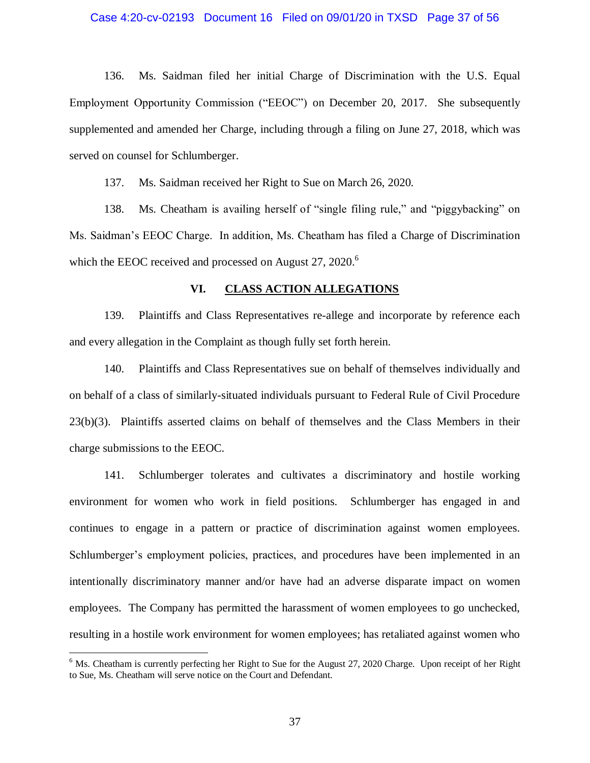136. Ms. Saidman filed her initial Charge of Discrimination with the U.S. Equal Employment Opportunity Commission ("EEOC") on December 20, 2017. She subsequently supplemented and amended her Charge, including through a filing on June 27, 2018, which was served on counsel for Schlumberger.

137. Ms. Saidman received her Right to Sue on March 26, 2020.

138. Ms. Cheatham is availing herself of "single filing rule," and "piggybacking" on Ms. Saidman's EEOC Charge. In addition, Ms. Cheatham has filed a Charge of Discrimination which the EEOC received and processed on August 27, 2020.[6]

## VI. CLASS ACTION ALLEGATIONS

139. Plaintiffs and Class Representatives re-allege and incorporate by reference each and every allegation in the Complaint as though fully set forth herein.

140. Plaintiffs and Class Representatives sue on behalf of themselves individually and on behalf of a class of similarly-situated individuals pursuant to Federal Rule of Civil Procedure 23(b)(3). Plaintiffs asserted claims on behalf of themselves and the Class Members in their charge submissions to the EEOC.

141. Schlumberger tolerates and cultivates a discriminatory and hostile working environment for women who work in field positions. Schlumberger has engaged in and continues to engage in a pattern or practice of discrimination against women employees. Schlumberger's employment policies, practices, and procedures have been implemented in an intentionally discriminatory manner and/or have had an adverse disparate impact on women employees. The Company has permitted the harassment of women employees to go unchecked, resulting in a hostile work environment for women employees; has retaliated against women who

---

[6] Ms. Cheatham is currently perfecting her Right to Sue for the August 27, 2020 Charge. Upon receipt of her Right to Sue, Ms. Cheatham will serve notice on the Court and Defendant.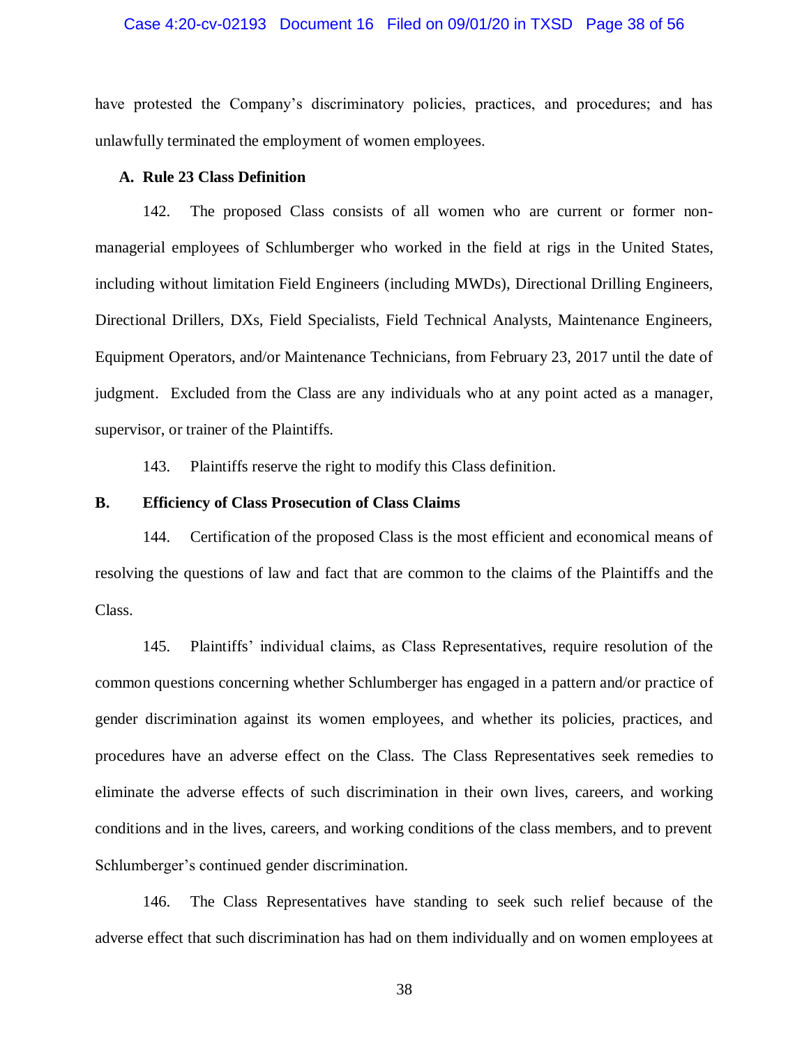have protested the Company's discriminatory policies, practices, and procedures; and has unlawfully terminated the employment of women employees.

### A. Rule 23 Class Definition

142. The proposed Class consists of all women who are current or former non-managerial employees of Schlumberger who worked in the field at rigs in the United States, including without limitation Field Engineers (including MWDs), Directional Drilling Engineers, Directional Drillers, DXs, Field Specialists, Field Technical Analysts, Maintenance Engineers, Equipment Operators, and/or Maintenance Technicians, from February 23, 2017 until the date of judgment. Excluded from the Class are any individuals who at any point acted as a manager, supervisor, or trainer of the Plaintiffs.

143. Plaintiffs reserve the right to modify this Class definition.

### B. Efficiency of Class Prosecution of Class Claims

144. Certification of the proposed Class is the most efficient and economical means of resolving the questions of law and fact that are common to the claims of the Plaintiffs and the Class.

145. Plaintiffs' individual claims, as Class Representatives, require resolution of the common questions concerning whether Schlumberger has engaged in a pattern and/or practice of gender discrimination against its women employees, and whether its policies, practices, and procedures have an adverse effect on the Class. The Class Representatives seek remedies to eliminate the adverse effects of such discrimination in their own lives, careers, and working conditions and in the lives, careers, and working conditions of the class members, and to prevent Schlumberger's continued gender discrimination.

146. The Class Representatives have standing to seek such relief because of the adverse effect that such discrimination has had on them individually and on women employees at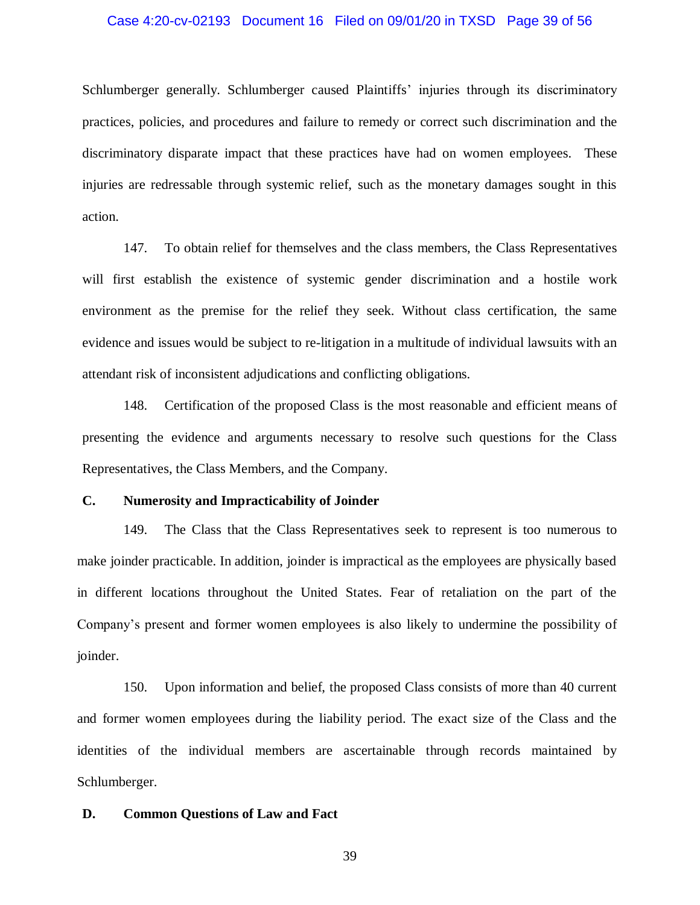Schlumberger generally. Schlumberger caused Plaintiffs' injuries through its discriminatory practices, policies, and procedures and failure to remedy or correct such discrimination and the discriminatory disparate impact that these practices have had on women employees. These injuries are redressable through systemic relief, such as the monetary damages sought in this action.

147. To obtain relief for themselves and the class members, the Class Representatives will first establish the existence of systemic gender discrimination and a hostile work environment as the premise for the relief they seek. Without class certification, the same evidence and issues would be subject to re-litigation in a multitude of individual lawsuits with an attendant risk of inconsistent adjudications and conflicting obligations.

148. Certification of the proposed Class is the most reasonable and efficient means of presenting the evidence and arguments necessary to resolve such questions for the Class Representatives, the Class Members, and the Company.

### C. Numerosity and Impracticability of Joinder

149. The Class that the Class Representatives seek to represent is too numerous to make joinder practicable. In addition, joinder is impractical as the employees are physically based in different locations throughout the United States. Fear of retaliation on the part of the Company's present and former women employees is also likely to undermine the possibility of joinder.

150. Upon information and belief, the proposed Class consists of more than 40 current and former women employees during the liability period. The exact size of the Class and the identities of the individual members are ascertainable through records maintained by Schlumberger.

### D. Common Questions of Law and Fact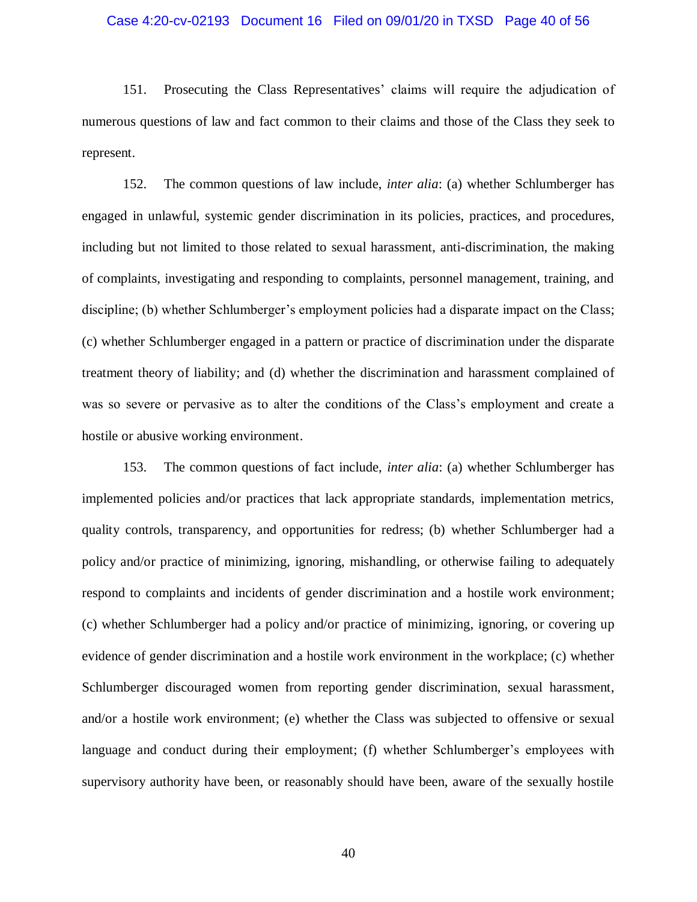151. Prosecuting the Class Representatives' claims will require the adjudication of numerous questions of law and fact common to their claims and those of the Class they seek to represent.

152. The common questions of law include, *inter alia*: (a) whether Schlumberger has engaged in unlawful, systemic gender discrimination in its policies, practices, and procedures, including but not limited to those related to sexual harassment, anti-discrimination, the making of complaints, investigating and responding to complaints, personnel management, training, and discipline; (b) whether Schlumberger's employment policies had a disparate impact on the Class; (c) whether Schlumberger engaged in a pattern or practice of discrimination under the disparate treatment theory of liability; and (d) whether the discrimination and harassment complained of was so severe or pervasive as to alter the conditions of the Class's employment and create a hostile or abusive working environment.

153. The common questions of fact include, *inter alia*: (a) whether Schlumberger has implemented policies and/or practices that lack appropriate standards, implementation metrics, quality controls, transparency, and opportunities for redress; (b) whether Schlumberger had a policy and/or practice of minimizing, ignoring, mishandling, or otherwise failing to adequately respond to complaints and incidents of gender discrimination and a hostile work environment; (c) whether Schlumberger had a policy and/or practice of minimizing, ignoring, or covering up evidence of gender discrimination and a hostile work environment in the workplace; (c) whether Schlumberger discouraged women from reporting gender discrimination, sexual harassment, and/or a hostile work environment; (e) whether the Class was subjected to offensive or sexual language and conduct during their employment; (f) whether Schlumberger's employees with supervisory authority have been, or reasonably should have been, aware of the sexually hostile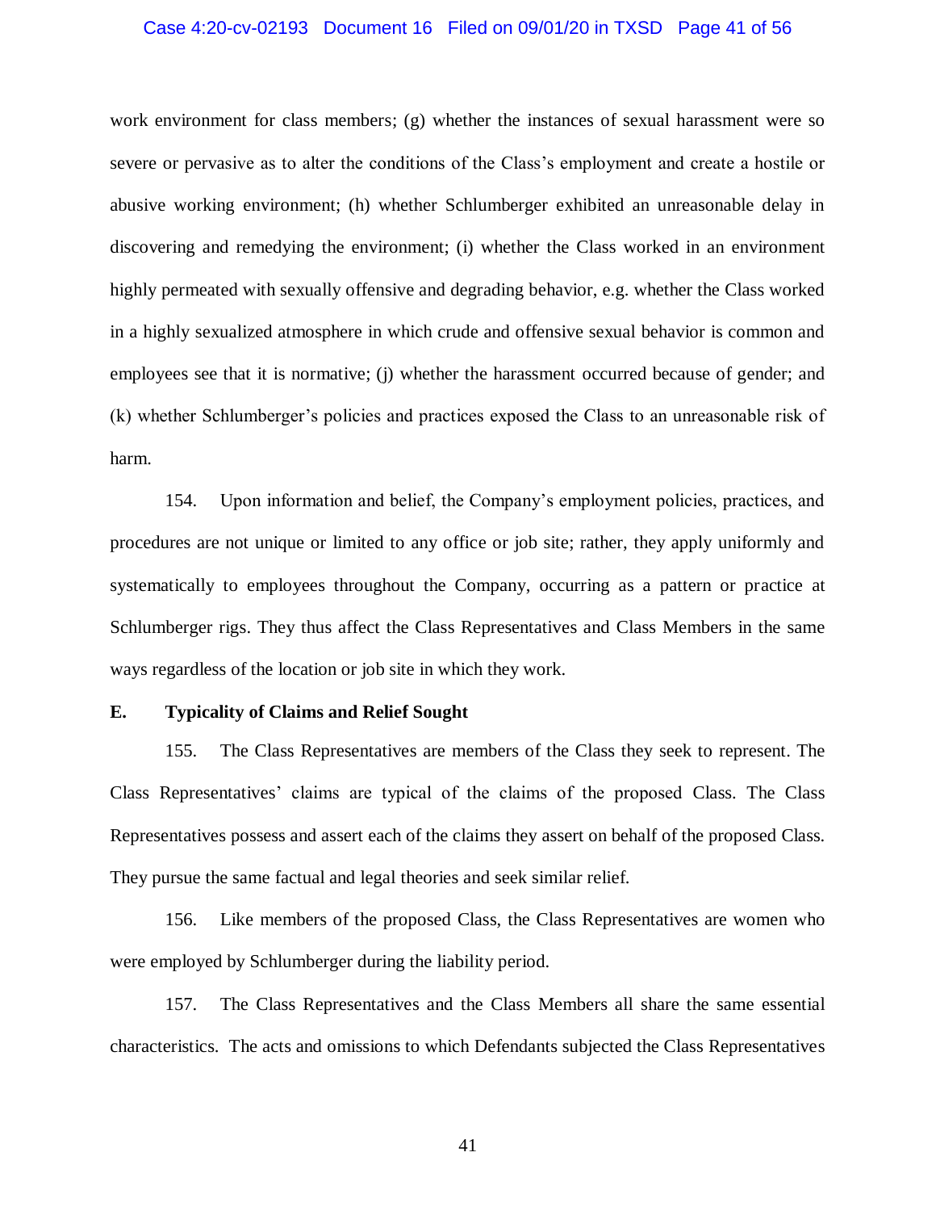work environment for class members; (g) whether the instances of sexual harassment were so severe or pervasive as to alter the conditions of the Class's employment and create a hostile or abusive working environment; (h) whether Schlumberger exhibited an unreasonable delay in discovering and remedying the environment; (i) whether the Class worked in an environment highly permeated with sexually offensive and degrading behavior, e.g. whether the Class worked in a highly sexualized atmosphere in which crude and offensive sexual behavior is common and employees see that it is normative; (j) whether the harassment occurred because of gender; and (k) whether Schlumberger's policies and practices exposed the Class to an unreasonable risk of harm.

154. Upon information and belief, the Company's employment policies, practices, and procedures are not unique or limited to any office or job site; rather, they apply uniformly and systematically to employees throughout the Company, occurring as a pattern or practice at Schlumberger rigs. They thus affect the Class Representatives and Class Members in the same ways regardless of the location or job site in which they work.

**E. Typicality of Claims and Relief Sought**

155. The Class Representatives are members of the Class they seek to represent. The Class Representatives' claims are typical of the claims of the proposed Class. The Class Representatives possess and assert each of the claims they assert on behalf of the proposed Class. They pursue the same factual and legal theories and seek similar relief.

156. Like members of the proposed Class, the Class Representatives are women who were employed by Schlumberger during the liability period.

157. The Class Representatives and the Class Members all share the same essential characteristics. The acts and omissions to which Defendants subjected the Class Representatives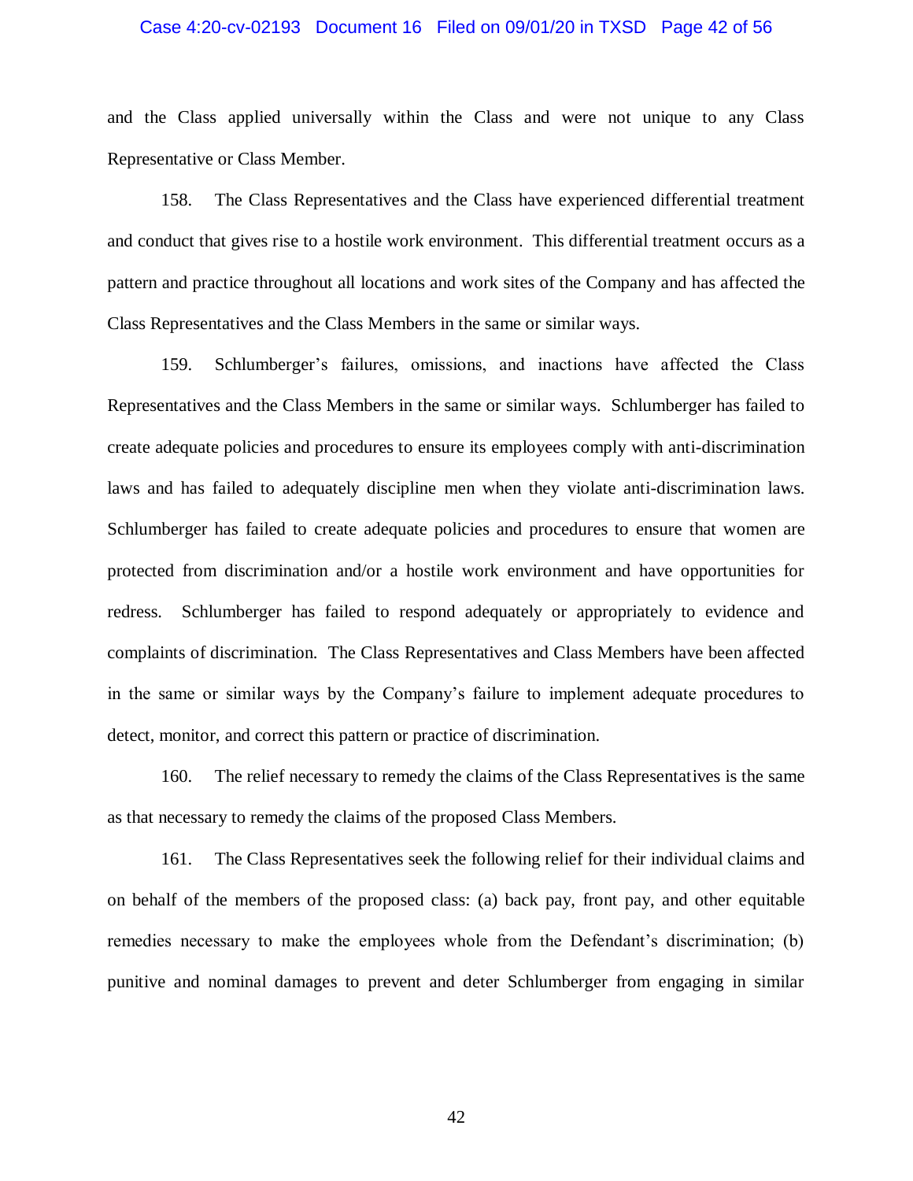and the Class applied universally within the Class and were not unique to any Class Representative or Class Member.

158. The Class Representatives and the Class have experienced differential treatment and conduct that gives rise to a hostile work environment. This differential treatment occurs as a pattern and practice throughout all locations and work sites of the Company and has affected the Class Representatives and the Class Members in the same or similar ways.

159. Schlumberger's failures, omissions, and inactions have affected the Class Representatives and the Class Members in the same or similar ways. Schlumberger has failed to create adequate policies and procedures to ensure its employees comply with anti-discrimination laws and has failed to adequately discipline men when they violate anti-discrimination laws. Schlumberger has failed to create adequate policies and procedures to ensure that women are protected from discrimination and/or a hostile work environment and have opportunities for redress. Schlumberger has failed to respond adequately or appropriately to evidence and complaints of discrimination. The Class Representatives and Class Members have been affected in the same or similar ways by the Company's failure to implement adequate procedures to detect, monitor, and correct this pattern or practice of discrimination.

160. The relief necessary to remedy the claims of the Class Representatives is the same as that necessary to remedy the claims of the proposed Class Members.

161. The Class Representatives seek the following relief for their individual claims and on behalf of the members of the proposed class: (a) back pay, front pay, and other equitable remedies necessary to make the employees whole from the Defendant's discrimination; (b) punitive and nominal damages to prevent and deter Schlumberger from engaging in similar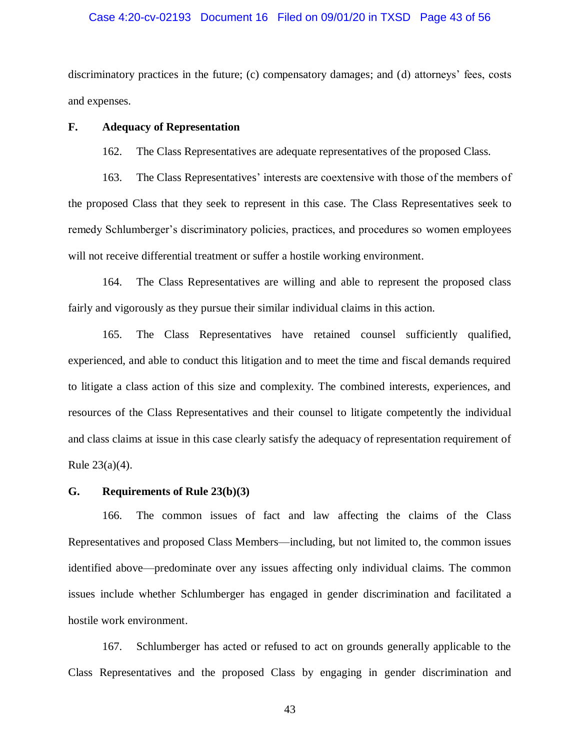discriminatory practices in the future; (c) compensatory damages; and (d) attorneys' fees, costs and expenses.

### F. Adequacy of Representation

162. The Class Representatives are adequate representatives of the proposed Class.

163. The Class Representatives' interests are coextensive with those of the members of the proposed Class that they seek to represent in this case. The Class Representatives seek to remedy Schlumberger's discriminatory policies, practices, and procedures so women employees will not receive differential treatment or suffer a hostile working environment.

164. The Class Representatives are willing and able to represent the proposed class fairly and vigorously as they pursue their similar individual claims in this action.

165. The Class Representatives have retained counsel sufficiently qualified, experienced, and able to conduct this litigation and to meet the time and fiscal demands required to litigate a class action of this size and complexity. The combined interests, experiences, and resources of the Class Representatives and their counsel to litigate competently the individual and class claims at issue in this case clearly satisfy the adequacy of representation requirement of Rule 23(a)(4).

### G. Requirements of Rule 23(b)(3)

166. The common issues of fact and law affecting the claims of the Class Representatives and proposed Class Members—including, but not limited to, the common issues identified above—predominate over any issues affecting only individual claims. The common issues include whether Schlumberger has engaged in gender discrimination and facilitated a hostile work environment.

167. Schlumberger has acted or refused to act on grounds generally applicable to the Class Representatives and the proposed Class by engaging in gender discrimination and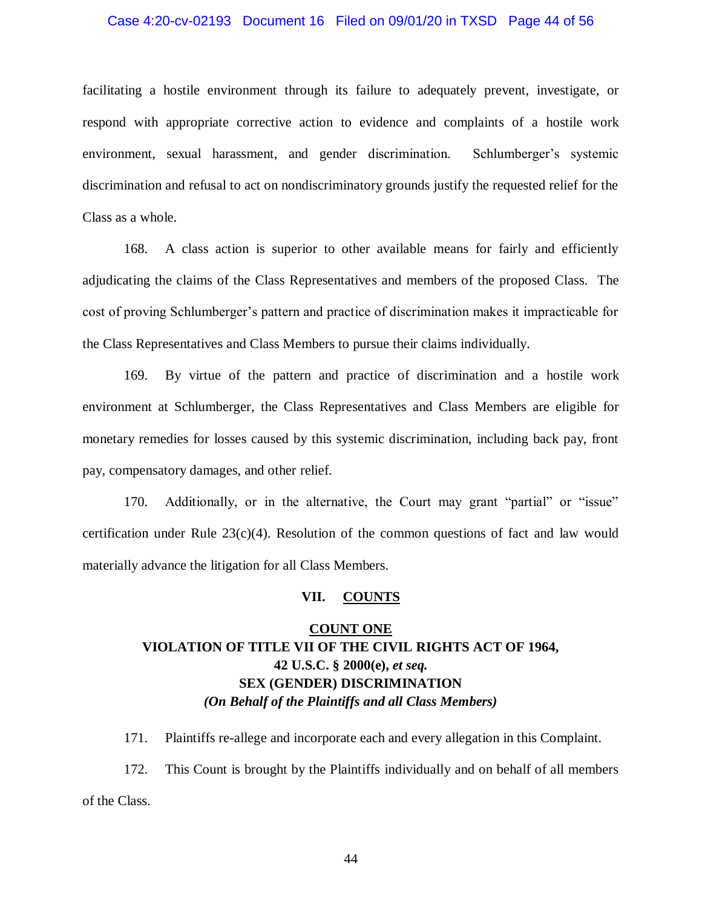facilitating a hostile environment through its failure to adequately prevent, investigate, or respond with appropriate corrective action to evidence and complaints of a hostile work environment, sexual harassment, and gender discrimination. Schlumberger's systemic discrimination and refusal to act on nondiscriminatory grounds justify the requested relief for the Class as a whole.

168. A class action is superior to other available means for fairly and efficiently adjudicating the claims of the Class Representatives and members of the proposed Class. The cost of proving Schlumberger's pattern and practice of discrimination makes it impracticable for the Class Representatives and Class Members to pursue their claims individually.

169. By virtue of the pattern and practice of discrimination and a hostile work environment at Schlumberger, the Class Representatives and Class Members are eligible for monetary remedies for losses caused by this systemic discrimination, including back pay, front pay, compensatory damages, and other relief.

170. Additionally, or in the alternative, the Court may grant "partial" or "issue" certification under Rule 23(c)(4). Resolution of the common questions of fact and law would materially advance the litigation for all Class Members.

## VII. COUNTS

### COUNT ONE
### VIOLATION OF TITLE VII OF THE CIVIL RIGHTS ACT OF 1964, 42 U.S.C. § 2000(e), *et seq.*
### SEX (GENDER) DISCRIMINATION
***(On Behalf of the Plaintiffs and all Class Members)***

171. Plaintiffs re-allege and incorporate each and every allegation in this Complaint.

172. This Count is brought by the Plaintiffs individually and on behalf of all members of the Class.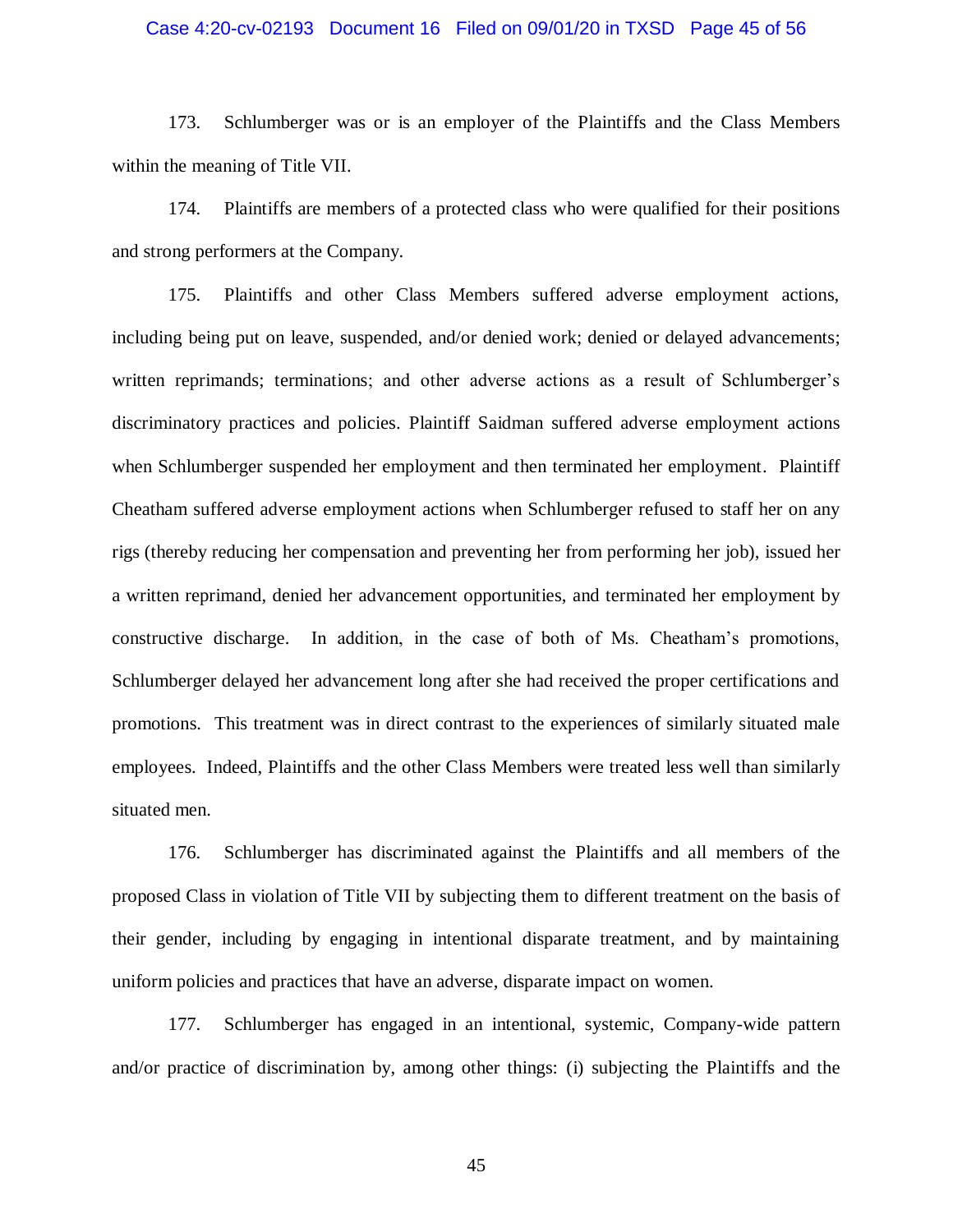173. Schlumberger was or is an employer of the Plaintiffs and the Class Members within the meaning of Title VII.

174. Plaintiffs are members of a protected class who were qualified for their positions and strong performers at the Company.

175. Plaintiffs and other Class Members suffered adverse employment actions, including being put on leave, suspended, and/or denied work; denied or delayed advancements; written reprimands; terminations; and other adverse actions as a result of Schlumberger's discriminatory practices and policies. Plaintiff Saidman suffered adverse employment actions when Schlumberger suspended her employment and then terminated her employment. Plaintiff Cheatham suffered adverse employment actions when Schlumberger refused to staff her on any rigs (thereby reducing her compensation and preventing her from performing her job), issued her a written reprimand, denied her advancement opportunities, and terminated her employment by constructive discharge. In addition, in the case of both of Ms. Cheatham's promotions, Schlumberger delayed her advancement long after she had received the proper certifications and promotions. This treatment was in direct contrast to the experiences of similarly situated male employees. Indeed, Plaintiffs and the other Class Members were treated less well than similarly situated men.

176. Schlumberger has discriminated against the Plaintiffs and all members of the proposed Class in violation of Title VII by subjecting them to different treatment on the basis of their gender, including by engaging in intentional disparate treatment, and by maintaining uniform policies and practices that have an adverse, disparate impact on women.

177. Schlumberger has engaged in an intentional, systemic, Company-wide pattern and/or practice of discrimination by, among other things: (i) subjecting the Plaintiffs and the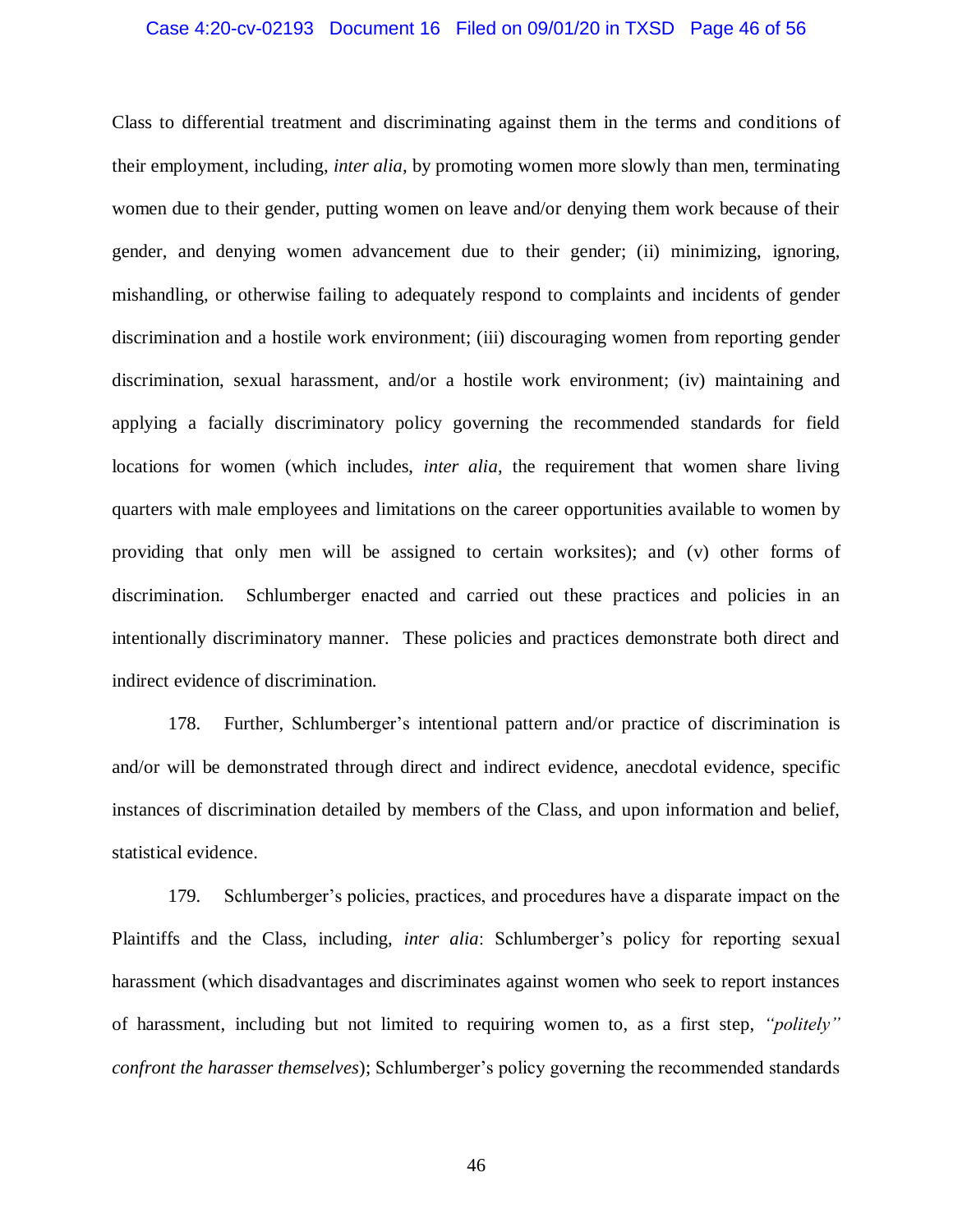Class to differential treatment and discriminating against them in the terms and conditions of their employment, including, *inter alia*, by promoting women more slowly than men, terminating women due to their gender, putting women on leave and/or denying them work because of their gender, and denying women advancement due to their gender; (ii) minimizing, ignoring, mishandling, or otherwise failing to adequately respond to complaints and incidents of gender discrimination and a hostile work environment; (iii) discouraging women from reporting gender discrimination, sexual harassment, and/or a hostile work environment; (iv) maintaining and applying a facially discriminatory policy governing the recommended standards for field locations for women (which includes, *inter alia*, the requirement that women share living quarters with male employees and limitations on the career opportunities available to women by providing that only men will be assigned to certain worksites); and (v) other forms of discrimination. Schlumberger enacted and carried out these practices and policies in an intentionally discriminatory manner. These policies and practices demonstrate both direct and indirect evidence of discrimination.

178. Further, Schlumberger's intentional pattern and/or practice of discrimination is and/or will be demonstrated through direct and indirect evidence, anecdotal evidence, specific instances of discrimination detailed by members of the Class, and upon information and belief, statistical evidence.

179. Schlumberger's policies, practices, and procedures have a disparate impact on the Plaintiffs and the Class, including, *inter alia*: Schlumberger's policy for reporting sexual harassment (which disadvantages and discriminates against women who seek to report instances of harassment, including but not limited to requiring women to, as a first step, *"politely" confront the harasser themselves*); Schlumberger's policy governing the recommended standards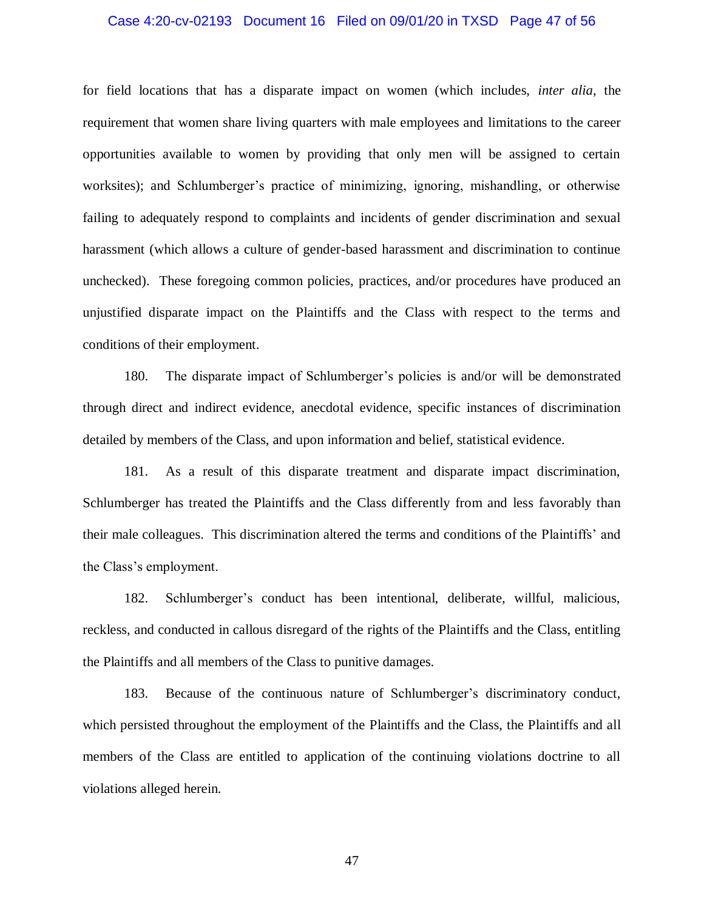for field locations that has a disparate impact on women (which includes, *inter alia*, the requirement that women share living quarters with male employees and limitations to the career opportunities available to women by providing that only men will be assigned to certain worksites); and Schlumberger's practice of minimizing, ignoring, mishandling, or otherwise failing to adequately respond to complaints and incidents of gender discrimination and sexual harassment (which allows a culture of gender-based harassment and discrimination to continue unchecked). These foregoing common policies, practices, and/or procedures have produced an unjustified disparate impact on the Plaintiffs and the Class with respect to the terms and conditions of their employment.

180. The disparate impact of Schlumberger's policies is and/or will be demonstrated through direct and indirect evidence, anecdotal evidence, specific instances of discrimination detailed by members of the Class, and upon information and belief, statistical evidence.

181. As a result of this disparate treatment and disparate impact discrimination, Schlumberger has treated the Plaintiffs and the Class differently from and less favorably than their male colleagues. This discrimination altered the terms and conditions of the Plaintiffs' and the Class's employment.

182. Schlumberger's conduct has been intentional, deliberate, willful, malicious, reckless, and conducted in callous disregard of the rights of the Plaintiffs and the Class, entitling the Plaintiffs and all members of the Class to punitive damages.

183. Because of the continuous nature of Schlumberger's discriminatory conduct, which persisted throughout the employment of the Plaintiffs and the Class, the Plaintiffs and all members of the Class are entitled to application of the continuing violations doctrine to all violations alleged herein.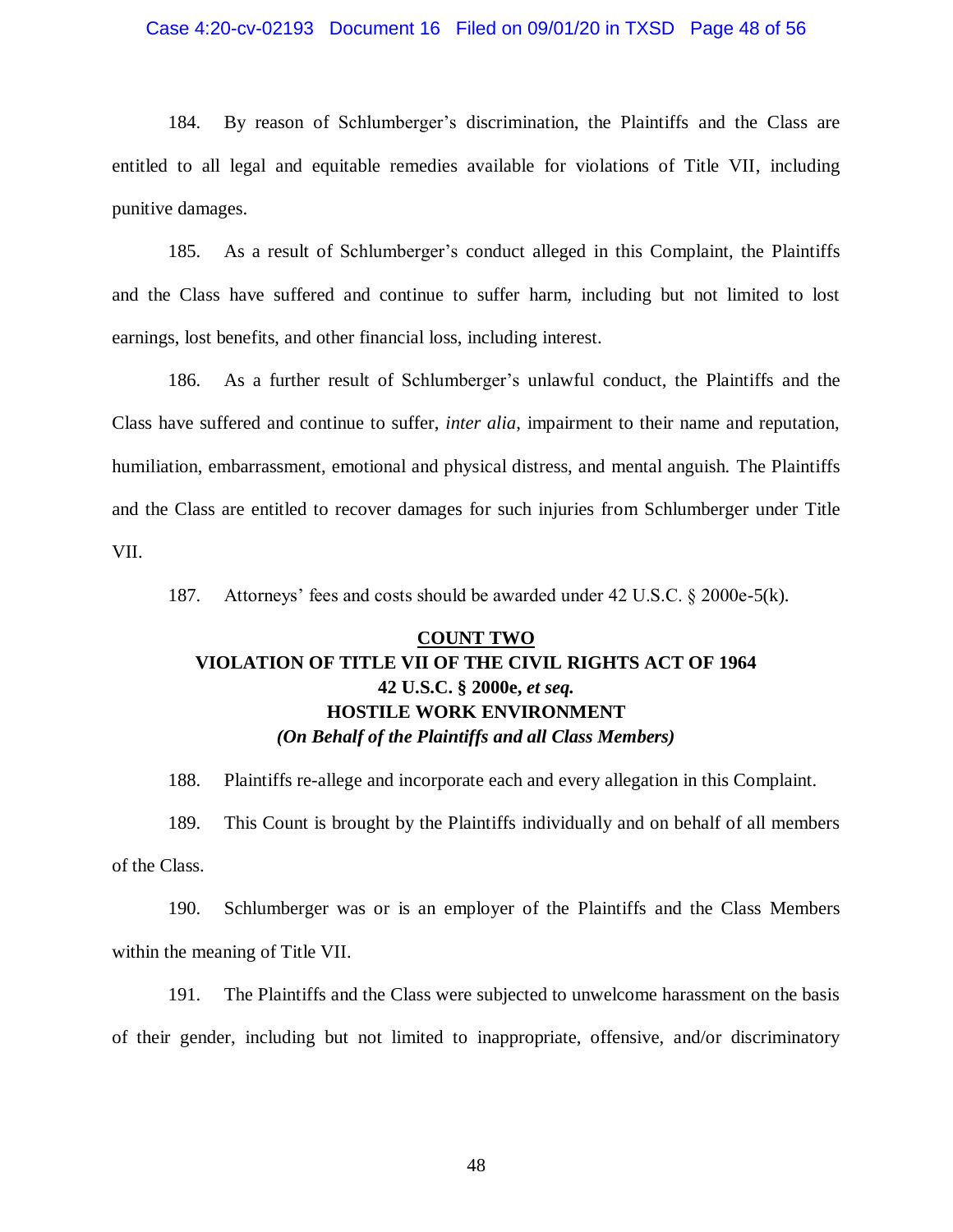184. By reason of Schlumberger's discrimination, the Plaintiffs and the Class are entitled to all legal and equitable remedies available for violations of Title VII, including punitive damages.

185. As a result of Schlumberger's conduct alleged in this Complaint, the Plaintiffs and the Class have suffered and continue to suffer harm, including but not limited to lost earnings, lost benefits, and other financial loss, including interest.

186. As a further result of Schlumberger's unlawful conduct, the Plaintiffs and the Class have suffered and continue to suffer, *inter alia*, impairment to their name and reputation, humiliation, embarrassment, emotional and physical distress, and mental anguish. The Plaintiffs and the Class are entitled to recover damages for such injuries from Schlumberger under Title VII.

187. Attorneys' fees and costs should be awarded under 42 U.S.C. § 2000e-5(k).

## COUNT TWO
## VIOLATION OF TITLE VII OF THE CIVIL RIGHTS ACT OF 1964
## 42 U.S.C. § 2000e, *et seq.*
## HOSTILE WORK ENVIRONMENT
### *(On Behalf of the Plaintiffs and all Class Members)*

188. Plaintiffs re-allege and incorporate each and every allegation in this Complaint.

189. This Count is brought by the Plaintiffs individually and on behalf of all members of the Class.

190. Schlumberger was or is an employer of the Plaintiffs and the Class Members within the meaning of Title VII.

191. The Plaintiffs and the Class were subjected to unwelcome harassment on the basis of their gender, including but not limited to inappropriate, offensive, and/or discriminatory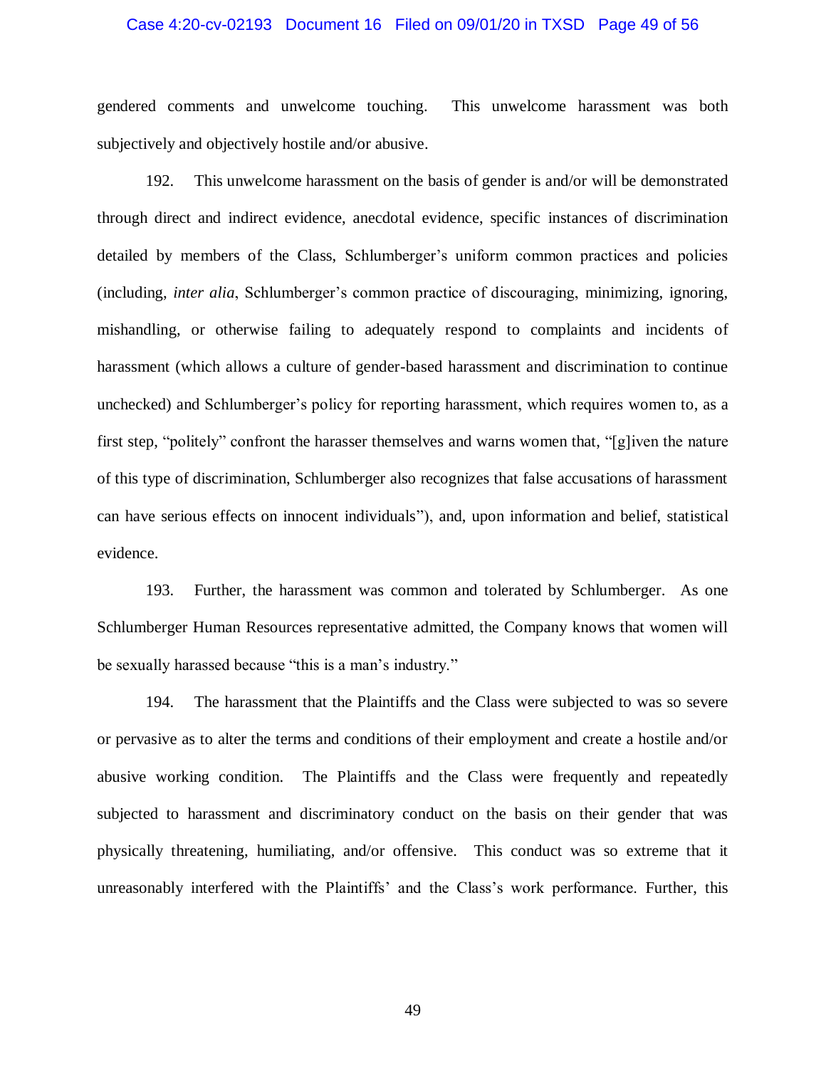gendered comments and unwelcome touching. This unwelcome harassment was both subjectively and objectively hostile and/or abusive.

192. This unwelcome harassment on the basis of gender is and/or will be demonstrated through direct and indirect evidence, anecdotal evidence, specific instances of discrimination detailed by members of the Class, Schlumberger's uniform common practices and policies (including, *inter alia*, Schlumberger's common practice of discouraging, minimizing, ignoring, mishandling, or otherwise failing to adequately respond to complaints and incidents of harassment (which allows a culture of gender-based harassment and discrimination to continue unchecked) and Schlumberger's policy for reporting harassment, which requires women to, as a first step, "politely" confront the harasser themselves and warns women that, "[g]iven the nature of this type of discrimination, Schlumberger also recognizes that false accusations of harassment can have serious effects on innocent individuals"), and, upon information and belief, statistical evidence.

193. Further, the harassment was common and tolerated by Schlumberger. As one Schlumberger Human Resources representative admitted, the Company knows that women will be sexually harassed because "this is a man's industry."

194. The harassment that the Plaintiffs and the Class were subjected to was so severe or pervasive as to alter the terms and conditions of their employment and create a hostile and/or abusive working condition. The Plaintiffs and the Class were frequently and repeatedly subjected to harassment and discriminatory conduct on the basis on their gender that was physically threatening, humiliating, and/or offensive. This conduct was so extreme that it unreasonably interfered with the Plaintiffs' and the Class's work performance. Further, this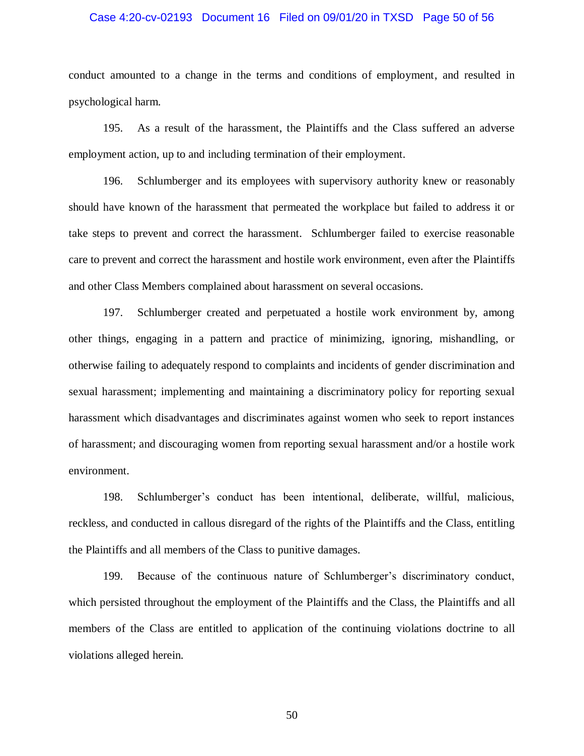conduct amounted to a change in the terms and conditions of employment, and resulted in psychological harm.

195. As a result of the harassment, the Plaintiffs and the Class suffered an adverse employment action, up to and including termination of their employment.

196. Schlumberger and its employees with supervisory authority knew or reasonably should have known of the harassment that permeated the workplace but failed to address it or take steps to prevent and correct the harassment. Schlumberger failed to exercise reasonable care to prevent and correct the harassment and hostile work environment, even after the Plaintiffs and other Class Members complained about harassment on several occasions.

197. Schlumberger created and perpetuated a hostile work environment by, among other things, engaging in a pattern and practice of minimizing, ignoring, mishandling, or otherwise failing to adequately respond to complaints and incidents of gender discrimination and sexual harassment; implementing and maintaining a discriminatory policy for reporting sexual harassment which disadvantages and discriminates against women who seek to report instances of harassment; and discouraging women from reporting sexual harassment and/or a hostile work environment.

198. Schlumberger's conduct has been intentional, deliberate, willful, malicious, reckless, and conducted in callous disregard of the rights of the Plaintiffs and the Class, entitling the Plaintiffs and all members of the Class to punitive damages.

199. Because of the continuous nature of Schlumberger's discriminatory conduct, which persisted throughout the employment of the Plaintiffs and the Class, the Plaintiffs and all members of the Class are entitled to application of the continuing violations doctrine to all violations alleged herein.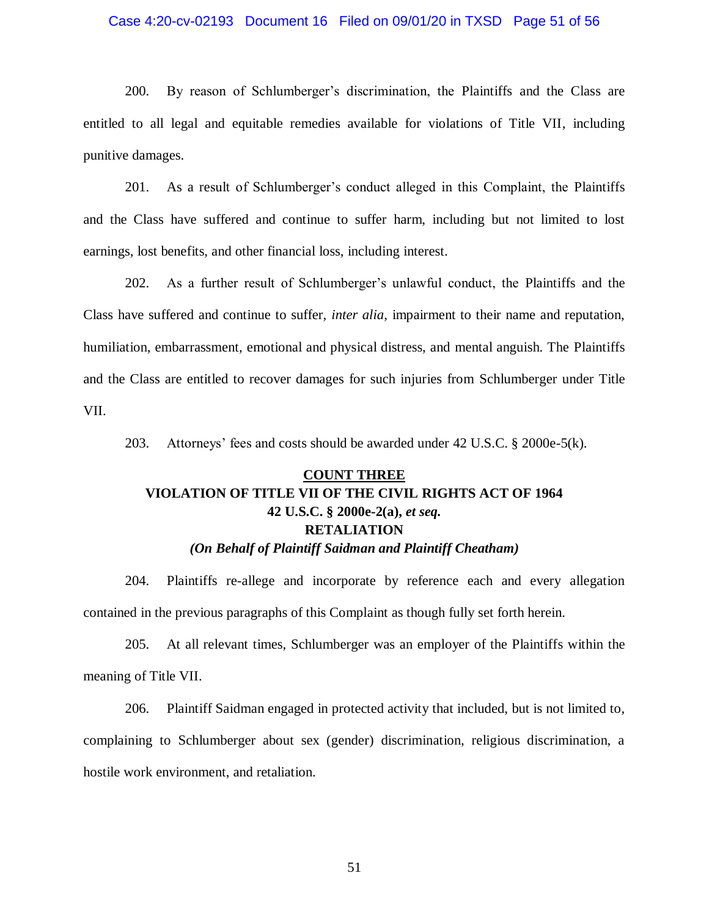200. By reason of Schlumberger's discrimination, the Plaintiffs and the Class are entitled to all legal and equitable remedies available for violations of Title VII, including punitive damages.

201. As a result of Schlumberger's conduct alleged in this Complaint, the Plaintiffs and the Class have suffered and continue to suffer harm, including but not limited to lost earnings, lost benefits, and other financial loss, including interest.

202. As a further result of Schlumberger's unlawful conduct, the Plaintiffs and the Class have suffered and continue to suffer, *inter alia*, impairment to their name and reputation, humiliation, embarrassment, emotional and physical distress, and mental anguish. The Plaintiffs and the Class are entitled to recover damages for such injuries from Schlumberger under Title VII.

203. Attorneys' fees and costs should be awarded under 42 U.S.C. § 2000e-5(k).

**COUNT THREE**

**VIOLATION OF TITLE VII OF THE CIVIL RIGHTS ACT OF 1964**
**42 U.S.C. § 2000e-2(a), *et seq.***
**RETALIATION**
***(On Behalf of Plaintiff Saidman and Plaintiff Cheatham)***

204. Plaintiffs re-allege and incorporate by reference each and every allegation contained in the previous paragraphs of this Complaint as though fully set forth herein.

205. At all relevant times, Schlumberger was an employer of the Plaintiffs within the meaning of Title VII.

206. Plaintiff Saidman engaged in protected activity that included, but is not limited to, complaining to Schlumberger about sex (gender) discrimination, religious discrimination, a hostile work environment, and retaliation.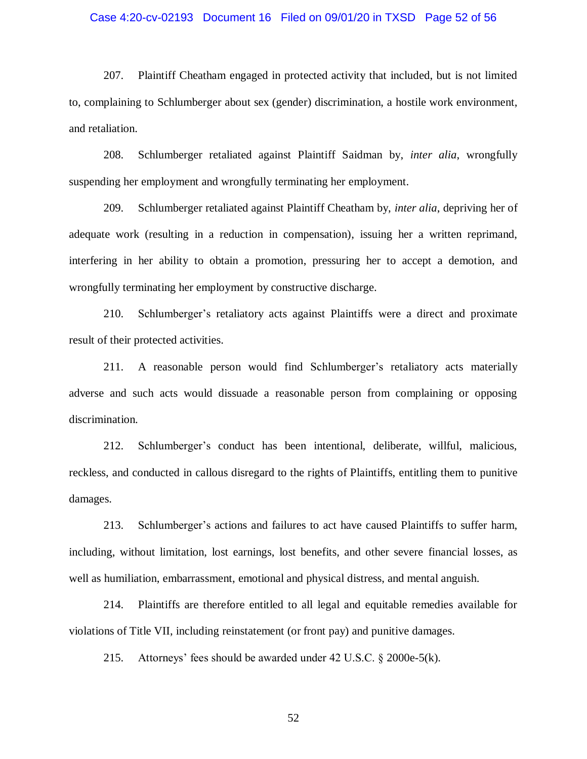207. Plaintiff Cheatham engaged in protected activity that included, but is not limited to, complaining to Schlumberger about sex (gender) discrimination, a hostile work environment, and retaliation.

208. Schlumberger retaliated against Plaintiff Saidman by, *inter alia*, wrongfully suspending her employment and wrongfully terminating her employment.

209. Schlumberger retaliated against Plaintiff Cheatham by, *inter alia*, depriving her of adequate work (resulting in a reduction in compensation), issuing her a written reprimand, interfering in her ability to obtain a promotion, pressuring her to accept a demotion, and wrongfully terminating her employment by constructive discharge.

210. Schlumberger's retaliatory acts against Plaintiffs were a direct and proximate result of their protected activities.

211. A reasonable person would find Schlumberger's retaliatory acts materially adverse and such acts would dissuade a reasonable person from complaining or opposing discrimination.

212. Schlumberger's conduct has been intentional, deliberate, willful, malicious, reckless, and conducted in callous disregard to the rights of Plaintiffs, entitling them to punitive damages.

213. Schlumberger's actions and failures to act have caused Plaintiffs to suffer harm, including, without limitation, lost earnings, lost benefits, and other severe financial losses, as well as humiliation, embarrassment, emotional and physical distress, and mental anguish.

214. Plaintiffs are therefore entitled to all legal and equitable remedies available for violations of Title VII, including reinstatement (or front pay) and punitive damages.

215. Attorneys' fees should be awarded under 42 U.S.C. § 2000e-5(k).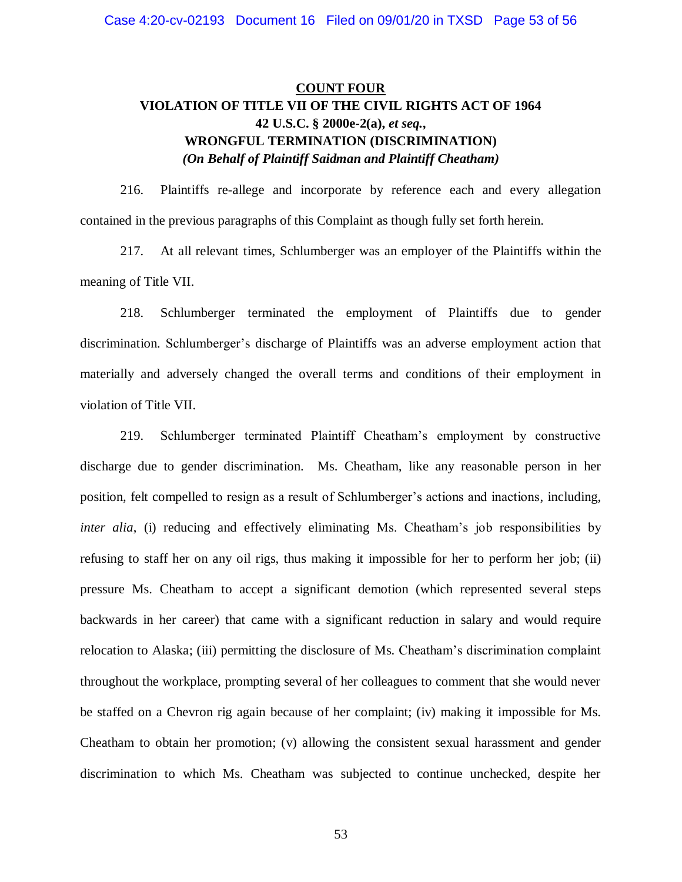**COUNT FOUR**

**VIOLATION OF TITLE VII OF THE CIVIL RIGHTS ACT OF 1964**
**42 U.S.C. § 2000e-2(a),** ***et seq.,***
**WRONGFUL TERMINATION (DISCRIMINATION)**
***(On Behalf of Plaintiff Saidman and Plaintiff Cheatham)***

216. Plaintiffs re-allege and incorporate by reference each and every allegation contained in the previous paragraphs of this Complaint as though fully set forth herein.

217. At all relevant times, Schlumberger was an employer of the Plaintiffs within the meaning of Title VII.

218. Schlumberger terminated the employment of Plaintiffs due to gender discrimination. Schlumberger's discharge of Plaintiffs was an adverse employment action that materially and adversely changed the overall terms and conditions of their employment in violation of Title VII.

219. Schlumberger terminated Plaintiff Cheatham's employment by constructive discharge due to gender discrimination. Ms. Cheatham, like any reasonable person in her position, felt compelled to resign as a result of Schlumberger's actions and inactions, including, *inter alia*, (i) reducing and effectively eliminating Ms. Cheatham's job responsibilities by refusing to staff her on any oil rigs, thus making it impossible for her to perform her job; (ii) pressure Ms. Cheatham to accept a significant demotion (which represented several steps backwards in her career) that came with a significant reduction in salary and would require relocation to Alaska; (iii) permitting the disclosure of Ms. Cheatham's discrimination complaint throughout the workplace, prompting several of her colleagues to comment that she would never be staffed on a Chevron rig again because of her complaint; (iv) making it impossible for Ms. Cheatham to obtain her promotion; (v) allowing the consistent sexual harassment and gender discrimination to which Ms. Cheatham was subjected to continue unchecked, despite her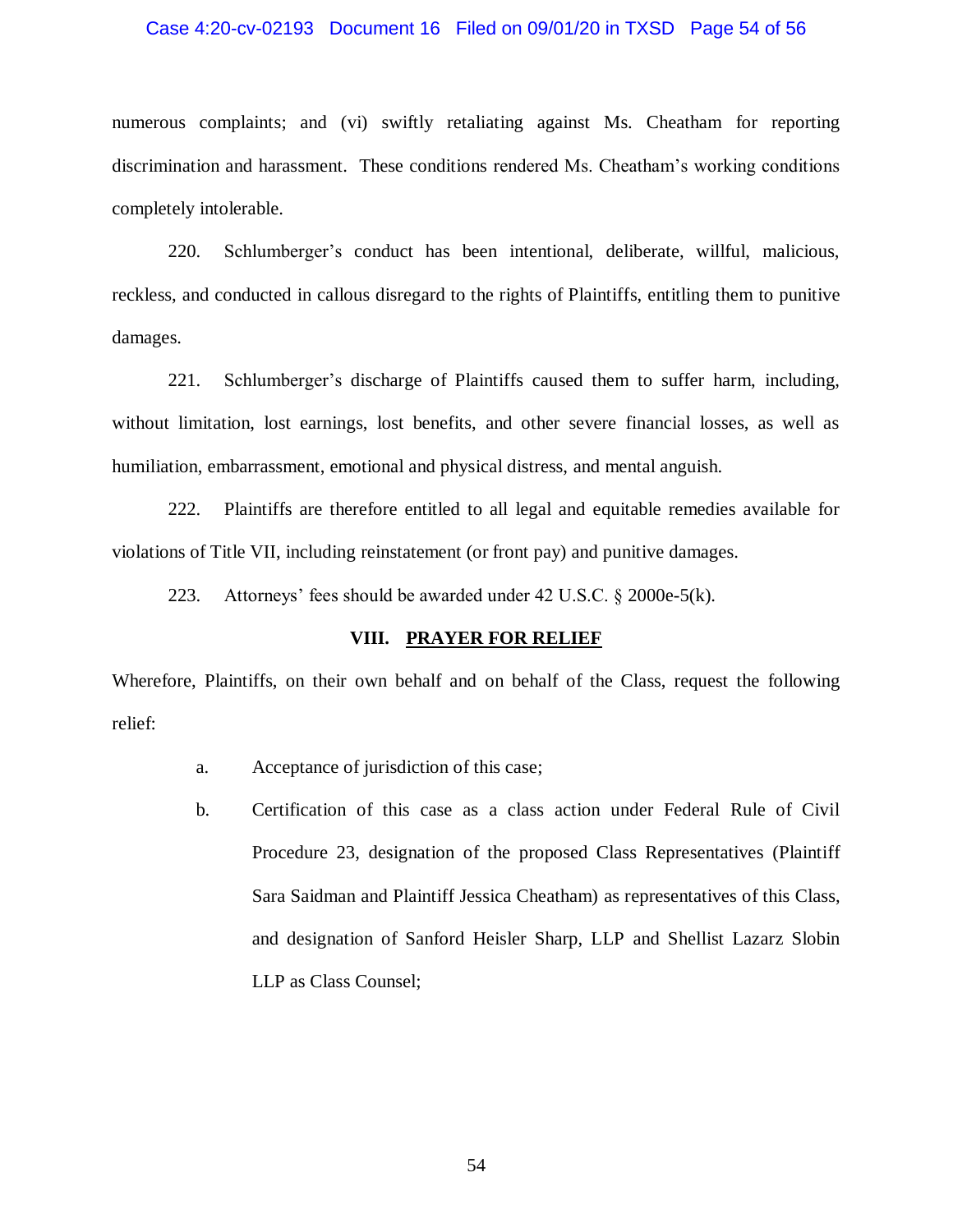numerous complaints; and (vi) swiftly retaliating against Ms. Cheatham for reporting discrimination and harassment. These conditions rendered Ms. Cheatham's working conditions completely intolerable.

220. Schlumberger's conduct has been intentional, deliberate, willful, malicious, reckless, and conducted in callous disregard to the rights of Plaintiffs, entitling them to punitive damages.

221. Schlumberger's discharge of Plaintiffs caused them to suffer harm, including, without limitation, lost earnings, lost benefits, and other severe financial losses, as well as humiliation, embarrassment, emotional and physical distress, and mental anguish.

222. Plaintiffs are therefore entitled to all legal and equitable remedies available for violations of Title VII, including reinstatement (or front pay) and punitive damages.

223. Attorneys' fees should be awarded under 42 U.S.C. § 2000e-5(k).

## VIII. PRAYER FOR RELIEF

Wherefore, Plaintiffs, on their own behalf and on behalf of the Class, request the following relief:

a. Acceptance of jurisdiction of this case;

b. Certification of this case as a class action under Federal Rule of Civil Procedure 23, designation of the proposed Class Representatives (Plaintiff Sara Saidman and Plaintiff Jessica Cheatham) as representatives of this Class, and designation of Sanford Heisler Sharp, LLP and Shellist Lazarz Slobin LLP as Class Counsel;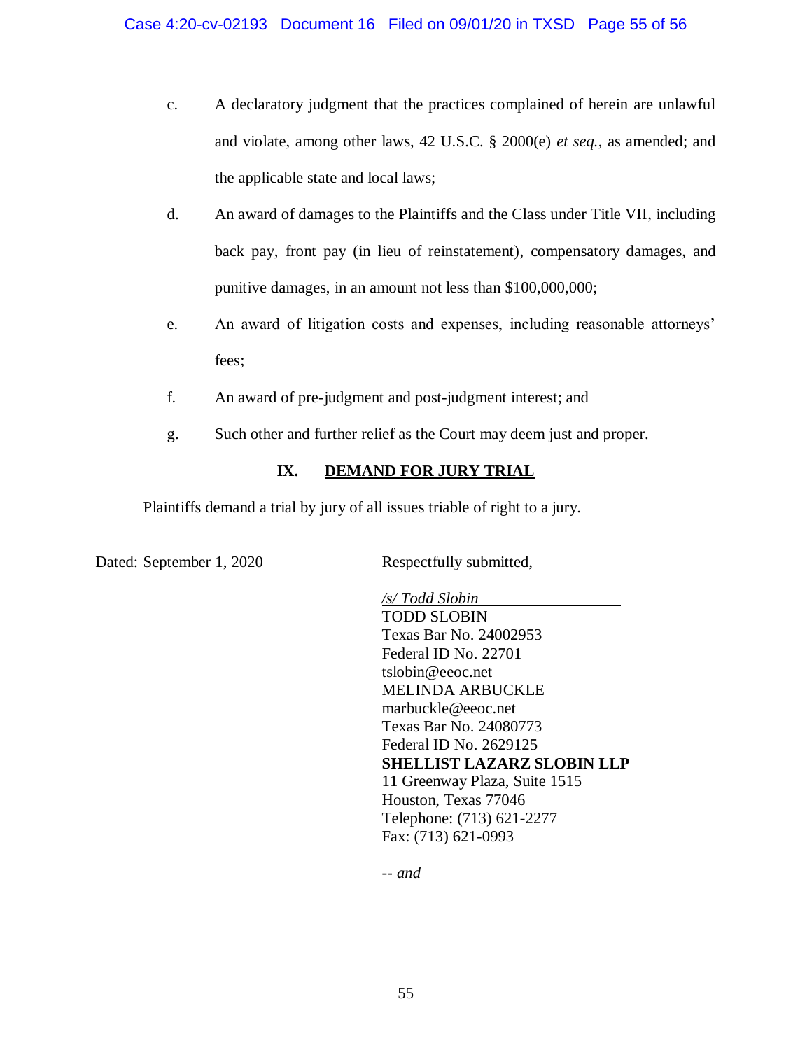c. A declaratory judgment that the practices complained of herein are unlawful and violate, among other laws, 42 U.S.C. § 2000(e) *et seq.*, as amended; and the applicable state and local laws;

d. An award of damages to the Plaintiffs and the Class under Title VII, including back pay, front pay (in lieu of reinstatement), compensatory damages, and punitive damages, in an amount not less than $100,000,000;

e. An award of litigation costs and expenses, including reasonable attorneys' fees;

f. An award of pre-judgment and post-judgment interest; and

g. Such other and further relief as the Court may deem just and proper.

## IX. DEMAND FOR JURY TRIAL

Plaintiffs demand a trial by jury of all issues triable of right to a jury.

Dated: September 1, 2020

Respectfully submitted,

*/s/ Todd Slobin*
TODD SLOBIN
Texas Bar No. 24002953
Federal ID No. 22701
tslobin@eeoc.net
MELINDA ARBUCKLE
marbuckle@eeoc.net
Texas Bar No. 24080773
Federal ID No. 2629125
**SHELLIST LAZARZ SLOBIN LLP**
11 Greenway Plaza, Suite 1515
Houston, Texas 77046
Telephone: (713) 621-2277
Fax: (713) 621-0993

-- *and* –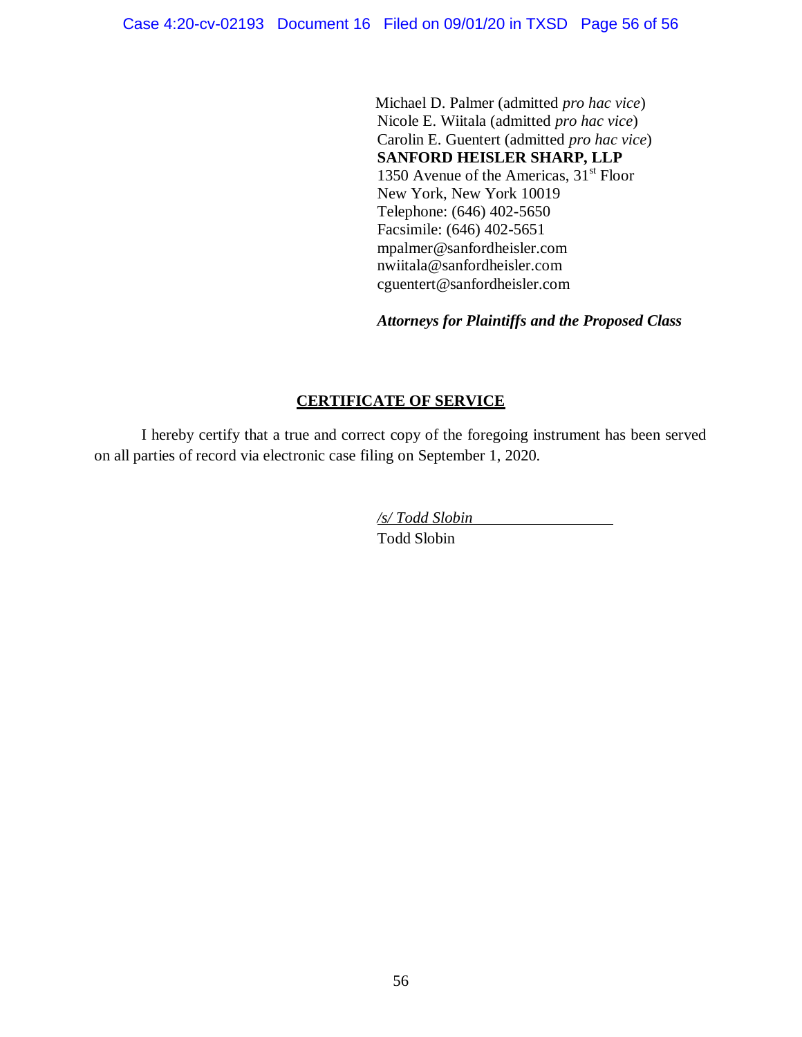Michael D. Palmer (admitted *pro hac vice*)
Nicole E. Wiitala (admitted *pro hac vice*)
Carolin E. Guentert (admitted *pro hac vice*)
**SANFORD HEISLER SHARP, LLP**
1350 Avenue of the Americas, 31st Floor
New York, New York 10019
Telephone: (646) 402-5650
Facsimile: (646) 402-5651
mpalmer@sanfordheisler.com
nwiitala@sanfordheisler.com
cguentert@sanfordheisler.com

***Attorneys for Plaintiffs and the Proposed Class***

## CERTIFICATE OF SERVICE

I hereby certify that a true and correct copy of the foregoing instrument has been served on all parties of record via electronic case filing on September 1, 2020.

*/s/ Todd Slobin*
Todd Slobin